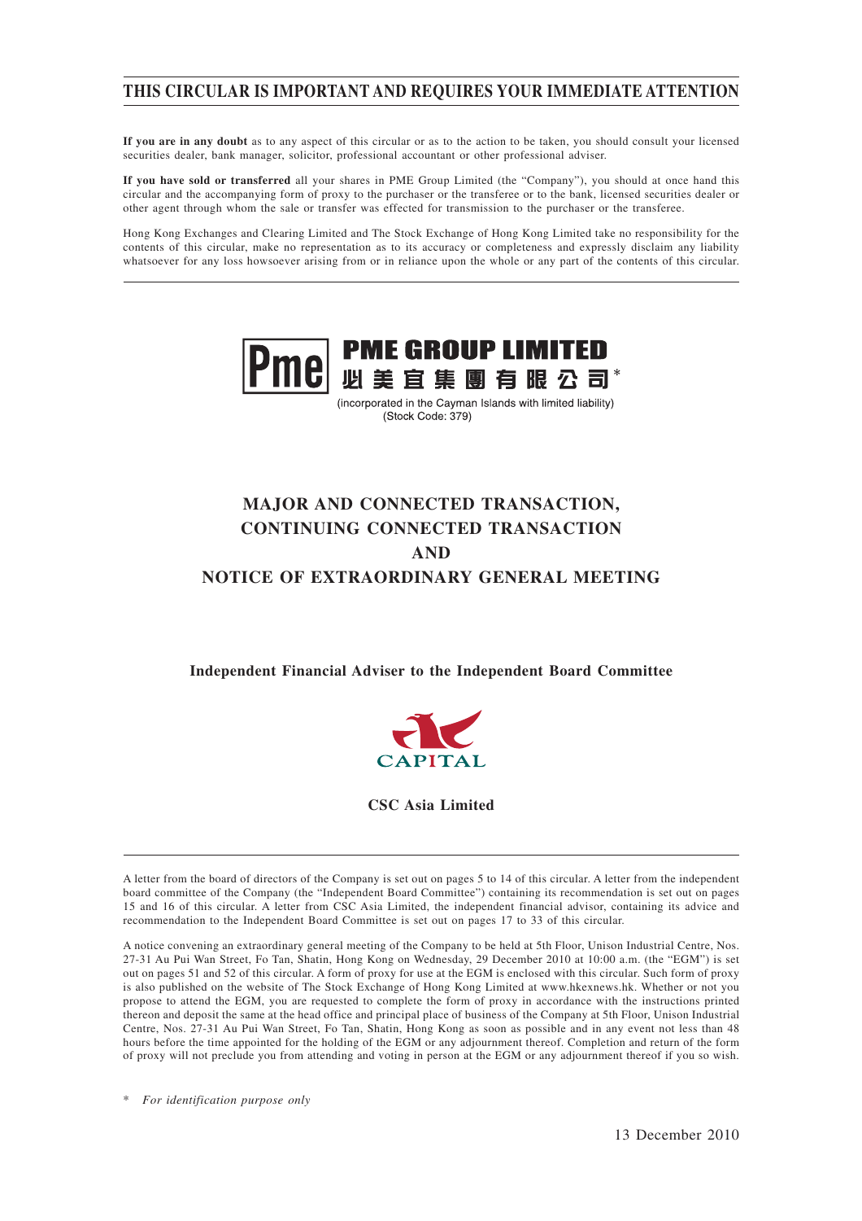# THIS CIRCULAR IS IMPORTANT AND REQUIRES YOUR IMMEDIATE ATTENTION

**If you are in any doubt** as to any aspect of this circular or as to the action to be taken, you should consult your licensed securities dealer, bank manager, solicitor, professional accountant or other professional adviser.

**If you have sold or transferred** all your shares in PME Group Limited (the "Company"), you should at once hand this circular and the accompanying form of proxy to the purchaser or the transferee or to the bank, licensed securities dealer or other agent through whom the sale or transfer was effected for transmission to the purchaser or the transferee.

Hong Kong Exchanges and Clearing Limited and The Stock Exchange of Hong Kong Limited take no responsibility for the contents of this circular, make no representation as to its accuracy or completeness and expressly disclaim any liability whatsoever for any loss howsoever arising from or in reliance upon the whole or any part of the contents of this circular.

**PME GROUP LIMITED**
**必美宜集團有限公司***

(incorporated in the Cayman Islands with limited liability)
(Stock Code: 379)

## MAJOR AND CONNECTED TRANSACTION, CONTINUING CONNECTED TRANSACTION AND NOTICE OF EXTRAORDINARY GENERAL MEETING

**Independent Financial Adviser to the Independent Board Committee**

CAPITAL

**CSC Asia Limited**

A letter from the board of directors of the Company is set out on pages 5 to 14 of this circular. A letter from the independent board committee of the Company (the "Independent Board Committee") containing its recommendation is set out on pages 15 and 16 of this circular. A letter from CSC Asia Limited, the independent financial advisor, containing its advice and recommendation to the Independent Board Committee is set out on pages 17 to 33 of this circular.

A notice convening an extraordinary general meeting of the Company to be held at 5th Floor, Unison Industrial Centre, Nos. 27-31 Au Pui Wan Street, Fo Tan, Shatin, Hong Kong on Wednesday, 29 December 2010 at 10:00 a.m. (the "EGM") is set out on pages 51 and 52 of this circular. A form of proxy for use at the EGM is enclosed with this circular. Such form of proxy is also published on the website of The Stock Exchange of Hong Kong Limited at www.hkexnews.hk. Whether or not you propose to attend the EGM, you are requested to complete the form of proxy in accordance with the instructions printed thereon and deposit the same at the head office and principal place of business of the Company at 5th Floor, Unison Industrial Centre, Nos. 27-31 Au Pui Wan Street, Fo Tan, Shatin, Hong Kong as soon as possible and in any event not less than 48 hours before the time appointed for the holding of the EGM or any adjournment thereof. Completion and return of the form of proxy will not preclude you from attending and voting in person at the EGM or any adjournment thereof if you so wish.

\* *For identification purpose only*

13 December 2010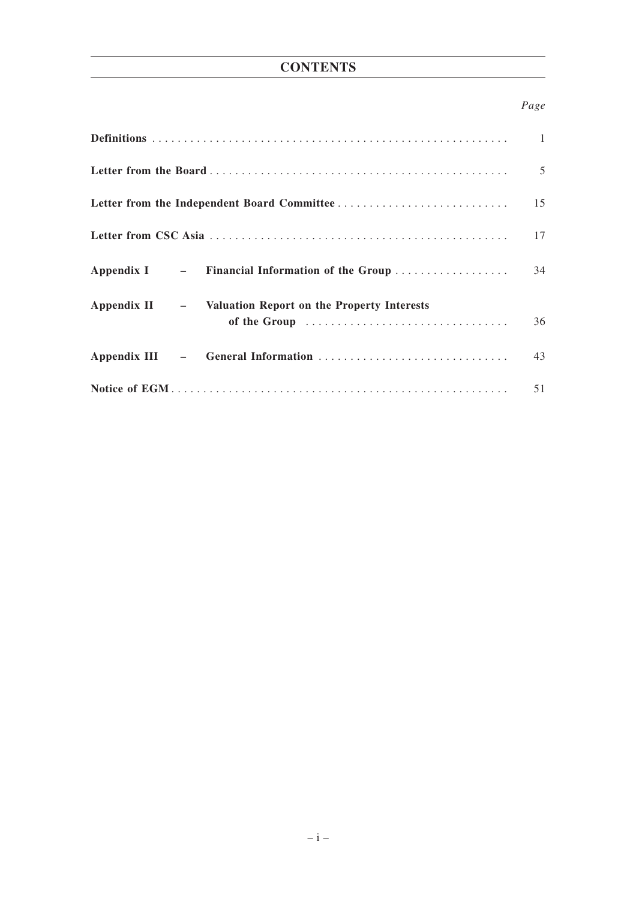# CONTENTS

| | *Page* |
|---|---|
| **Definitions** | 1 |
| **Letter from the Board** | 5 |
| **Letter from the Independent Board Committee** | 15 |
| **Letter from CSC Asia** | 17 |
| **Appendix I – Financial Information of the Group** | 34 |
| **Appendix II – Valuation Report on the Property Interests of the Group** | 36 |
| **Appendix III – General Information** | 43 |
| **Notice of EGM** | 51 |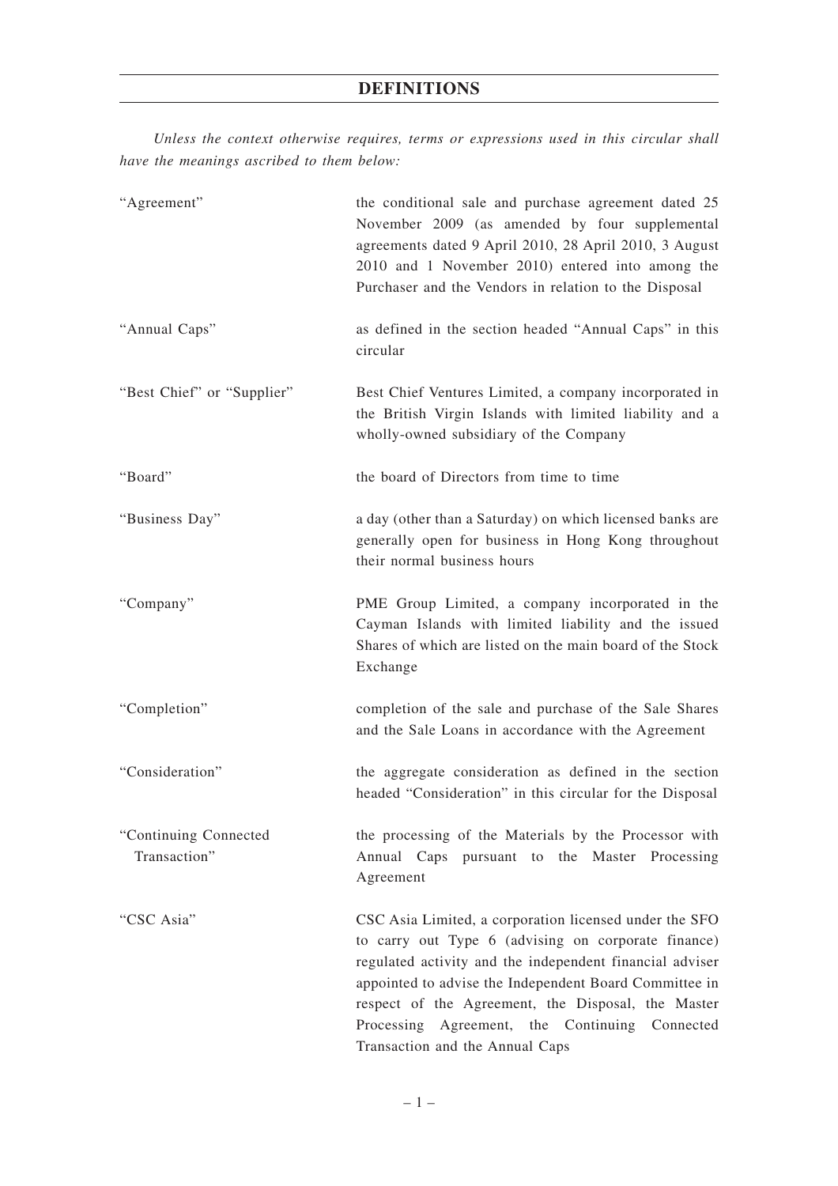## DEFINITIONS

*Unless the context otherwise requires, terms or expressions used in this circular shall have the meanings ascribed to them below:*

| | |
|---|---|
| "Agreement" | the conditional sale and purchase agreement dated 25 November 2009 (as amended by four supplemental agreements dated 9 April 2010, 28 April 2010, 3 August 2010 and 1 November 2010) entered into among the Purchaser and the Vendors in relation to the Disposal |
| "Annual Caps" | as defined in the section headed "Annual Caps" in this circular |
| "Best Chief" or "Supplier" | Best Chief Ventures Limited, a company incorporated in the British Virgin Islands with limited liability and a wholly-owned subsidiary of the Company |
| "Board" | the board of Directors from time to time |
| "Business Day" | a day (other than a Saturday) on which licensed banks are generally open for business in Hong Kong throughout their normal business hours |
| "Company" | PME Group Limited, a company incorporated in the Cayman Islands with limited liability and the issued Shares of which are listed on the main board of the Stock Exchange |
| "Completion" | completion of the sale and purchase of the Sale Shares and the Sale Loans in accordance with the Agreement |
| "Consideration" | the aggregate consideration as defined in the section headed "Consideration" in this circular for the Disposal |
| "Continuing Connected Transaction" | the processing of the Materials by the Processor with Annual Caps pursuant to the Master Processing Agreement |
| "CSC Asia" | CSC Asia Limited, a corporation licensed under the SFO to carry out Type 6 (advising on corporate finance) regulated activity and the independent financial adviser appointed to advise the Independent Board Committee in respect of the Agreement, the Disposal, the Master Processing Agreement, the Continuing Connected Transaction and the Annual Caps |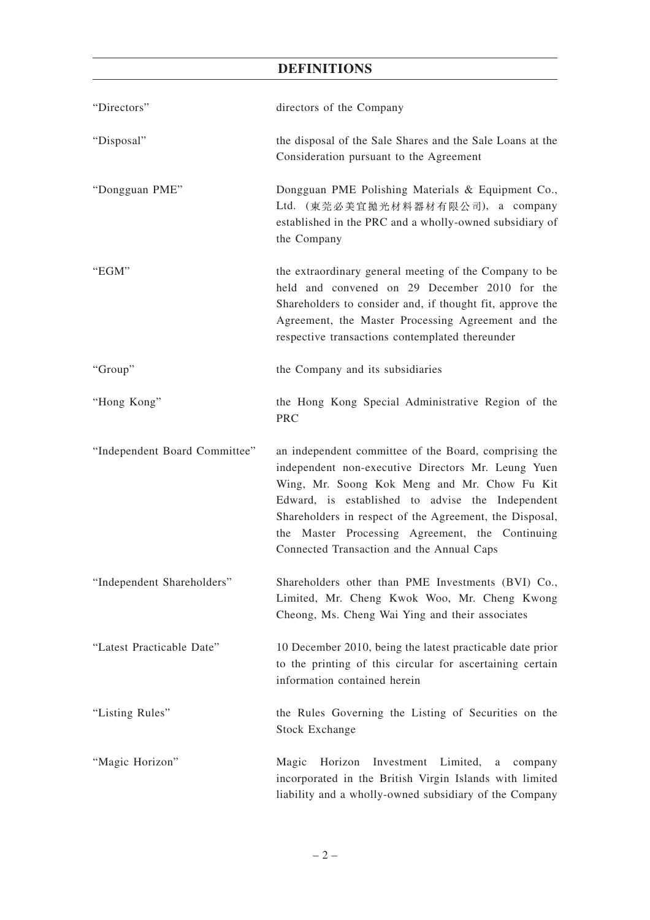## DEFINITIONS

| | |
|---|---|
| "Directors" | directors of the Company |
| "Disposal" | the disposal of the Sale Shares and the Sale Loans at the Consideration pursuant to the Agreement |
| "Dongguan PME" | Dongguan PME Polishing Materials & Equipment Co., Ltd. (東莞必美宜拋光材料器材有限公司), a company established in the PRC and a wholly-owned subsidiary of the Company |
| "EGM" | the extraordinary general meeting of the Company to be held and convened on 29 December 2010 for the Shareholders to consider and, if thought fit, approve the Agreement, the Master Processing Agreement and the respective transactions contemplated thereunder |
| "Group" | the Company and its subsidiaries |
| "Hong Kong" | the Hong Kong Special Administrative Region of the PRC |
| "Independent Board Committee" | an independent committee of the Board, comprising the independent non-executive Directors Mr. Leung Yuen Wing, Mr. Soong Kok Meng and Mr. Chow Fu Kit Edward, is established to advise the Independent Shareholders in respect of the Agreement, the Disposal, the Master Processing Agreement, the Continuing Connected Transaction and the Annual Caps |
| "Independent Shareholders" | Shareholders other than PME Investments (BVI) Co., Limited, Mr. Cheng Kwok Woo, Mr. Cheng Kwong Cheong, Ms. Cheng Wai Ying and their associates |
| "Latest Practicable Date" | 10 December 2010, being the latest practicable date prior to the printing of this circular for ascertaining certain information contained herein |
| "Listing Rules" | the Rules Governing the Listing of Securities on the Stock Exchange |
| "Magic Horizon" | Magic Horizon Investment Limited, a company incorporated in the British Virgin Islands with limited liability and a wholly-owned subsidiary of the Company |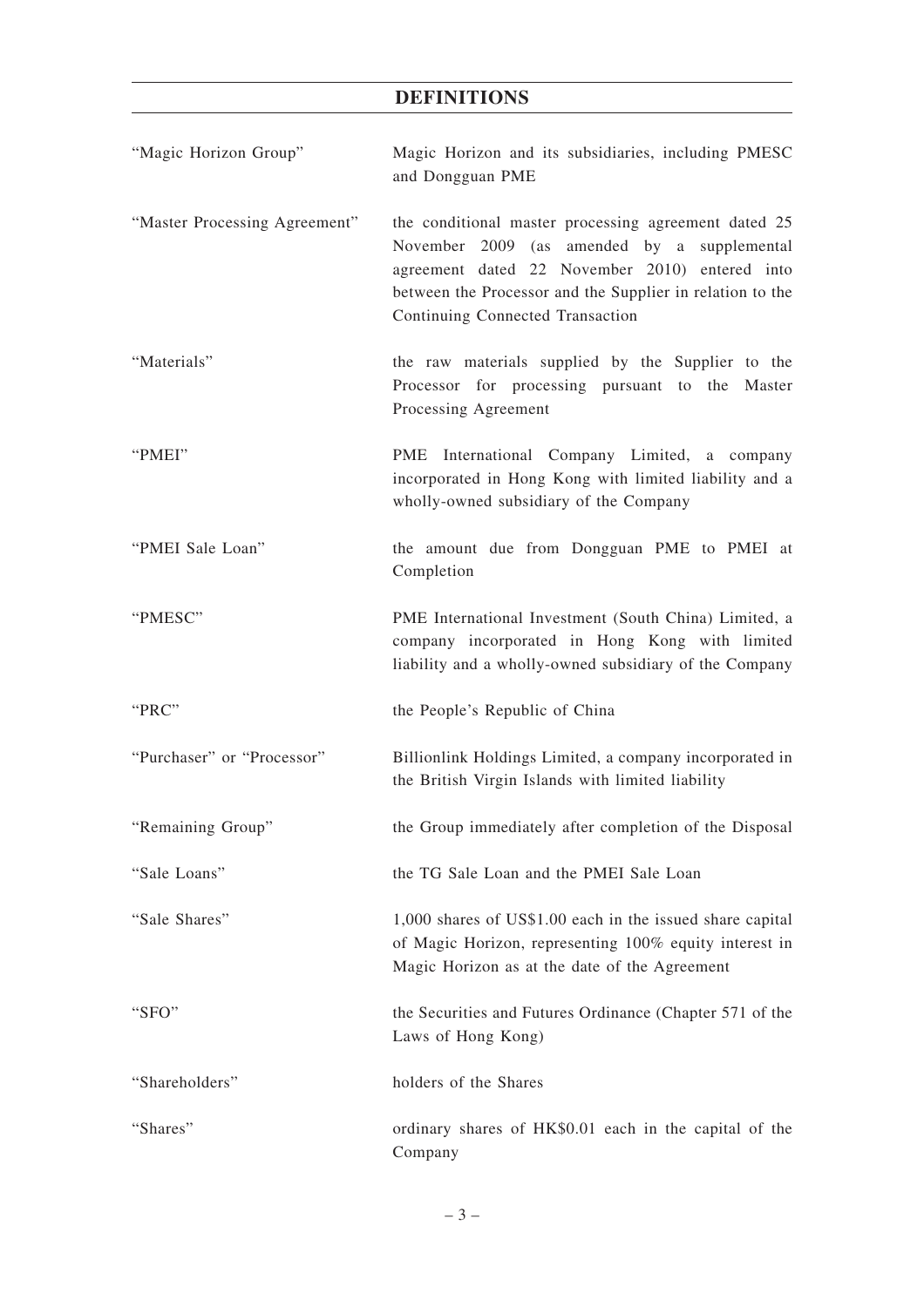## DEFINITIONS

| | |
|---|---|
| "Magic Horizon Group" | Magic Horizon and its subsidiaries, including PMESC and Dongguan PME |
| "Master Processing Agreement" | the conditional master processing agreement dated 25 November 2009 (as amended by a supplemental agreement dated 22 November 2010) entered into between the Processor and the Supplier in relation to the Continuing Connected Transaction |
| "Materials" | the raw materials supplied by the Supplier to the Processor for processing pursuant to the Master Processing Agreement |
| "PMEI" | PME International Company Limited, a company incorporated in Hong Kong with limited liability and a wholly-owned subsidiary of the Company |
| "PMEI Sale Loan" | the amount due from Dongguan PME to PMEI at Completion |
| "PMESC" | PME International Investment (South China) Limited, a company incorporated in Hong Kong with limited liability and a wholly-owned subsidiary of the Company |
| "PRC" | the People's Republic of China |
| "Purchaser" or "Processor" | Billionlink Holdings Limited, a company incorporated in the British Virgin Islands with limited liability |
| "Remaining Group" | the Group immediately after completion of the Disposal |
| "Sale Loans" | the TG Sale Loan and the PMEI Sale Loan |
| "Sale Shares" | 1,000 shares of US$1.00 each in the issued share capital of Magic Horizon, representing 100% equity interest in Magic Horizon as at the date of the Agreement |
| "SFO" | the Securities and Futures Ordinance (Chapter 571 of the Laws of Hong Kong) |
| "Shareholders" | holders of the Shares |
| "Shares" | ordinary shares of HK$0.01 each in the capital of the Company |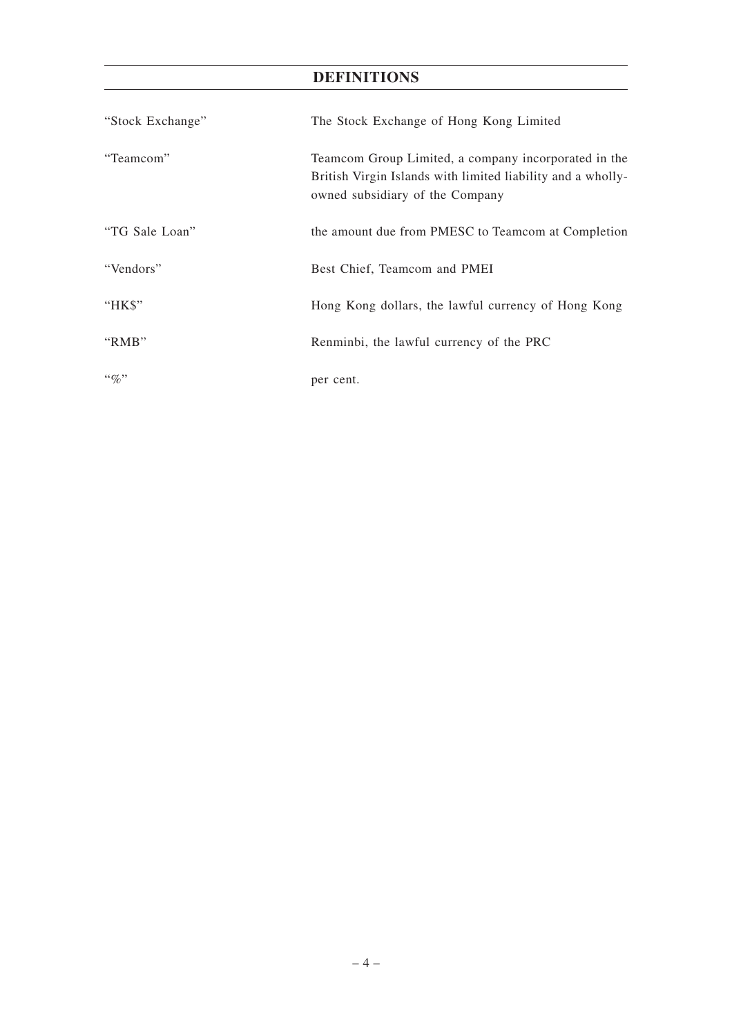## DEFINITIONS

| | |
|---|---|
| "Stock Exchange" | The Stock Exchange of Hong Kong Limited |
| "Teamcom" | Teamcom Group Limited, a company incorporated in the British Virgin Islands with limited liability and a wholly-owned subsidiary of the Company |
| "TG Sale Loan" | the amount due from PMESC to Teamcom at Completion |
| "Vendors" | Best Chief, Teamcom and PMEI |
| "HK$" | Hong Kong dollars, the lawful currency of Hong Kong |
| "RMB" | Renminbi, the lawful currency of the PRC |
| "%" | per cent. |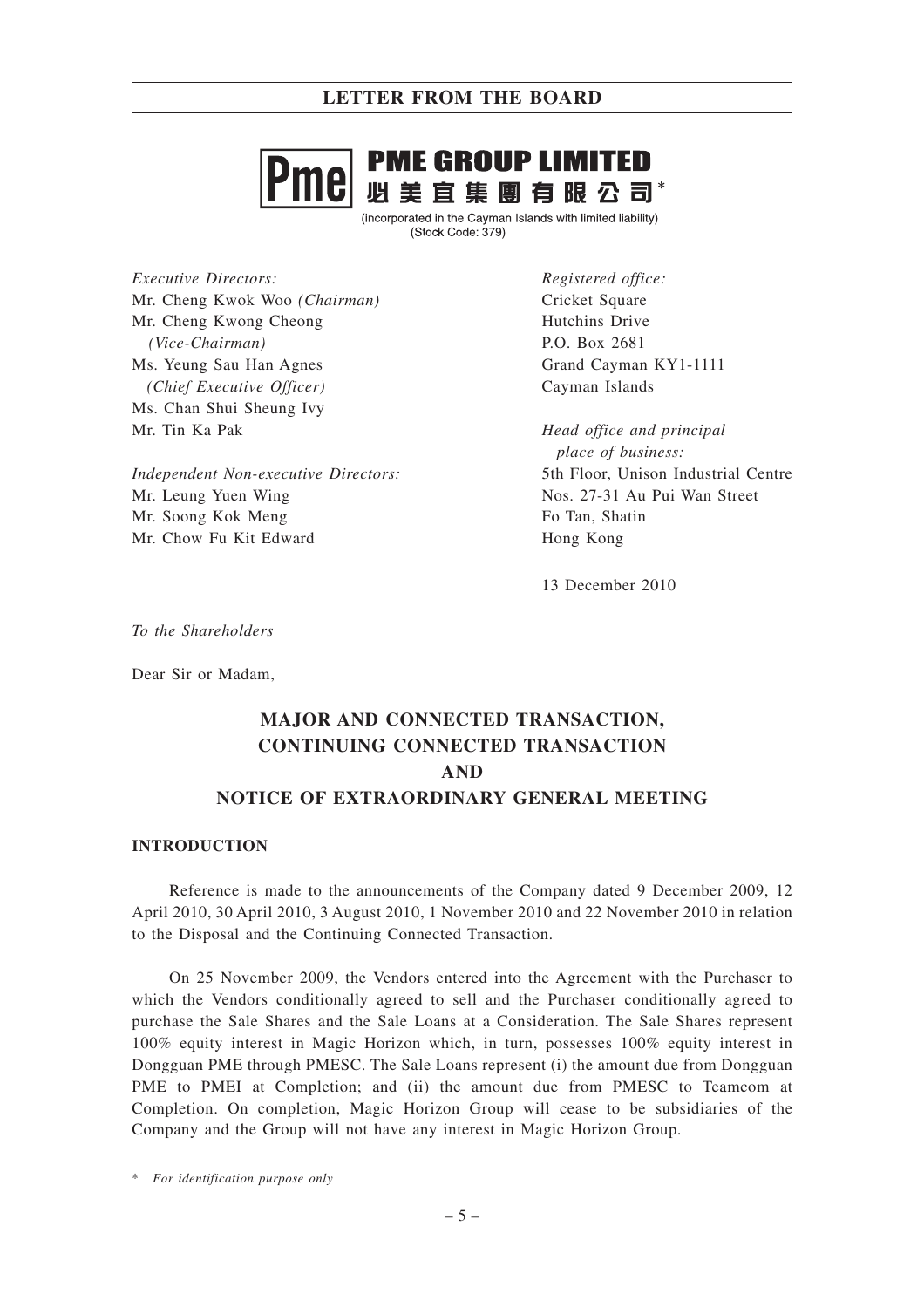**PME GROUP LIMITED**
**必美宜集團有限公司***

(incorporated in the Cayman Islands with limited liability)
(Stock Code: 379)

*Executive Directors:*
Mr. Cheng Kwok Woo *(Chairman)*
Mr. Cheng Kwong Cheong *(Vice-Chairman)*
Ms. Yeung Sau Han Agnes *(Chief Executive Officer)*
Ms. Chan Shui Sheung Ivy
Mr. Tin Ka Pak

*Independent Non-executive Directors:*
Mr. Leung Yuen Wing
Mr. Soong Kok Meng
Mr. Chow Fu Kit Edward

*Registered office:*
Cricket Square
Hutchins Drive
P.O. Box 2681
Grand Cayman KY1-1111
Cayman Islands

*Head office and principal place of business:*
5th Floor, Unison Industrial Centre
Nos. 27-31 Au Pui Wan Street
Fo Tan, Shatin
Hong Kong

13 December 2010

*To the Shareholders*

Dear Sir or Madam,

## MAJOR AND CONNECTED TRANSACTION, CONTINUING CONNECTED TRANSACTION AND NOTICE OF EXTRAORDINARY GENERAL MEETING

### INTRODUCTION

Reference is made to the announcements of the Company dated 9 December 2009, 12 April 2010, 30 April 2010, 3 August 2010, 1 November 2010 and 22 November 2010 in relation to the Disposal and the Continuing Connected Transaction.

On 25 November 2009, the Vendors entered into the Agreement with the Purchaser to which the Vendors conditionally agreed to sell and the Purchaser conditionally agreed to purchase the Sale Shares and the Sale Loans at a Consideration. The Sale Shares represent 100% equity interest in Magic Horizon which, in turn, possesses 100% equity interest in Dongguan PME through PMESC. The Sale Loans represent (i) the amount due from Dongguan PME to PMEI at Completion; and (ii) the amount due from PMESC to Teamcom at Completion. On completion, Magic Horizon Group will cease to be subsidiaries of the Company and the Group will not have any interest in Magic Horizon Group.

\* *For identification purpose only*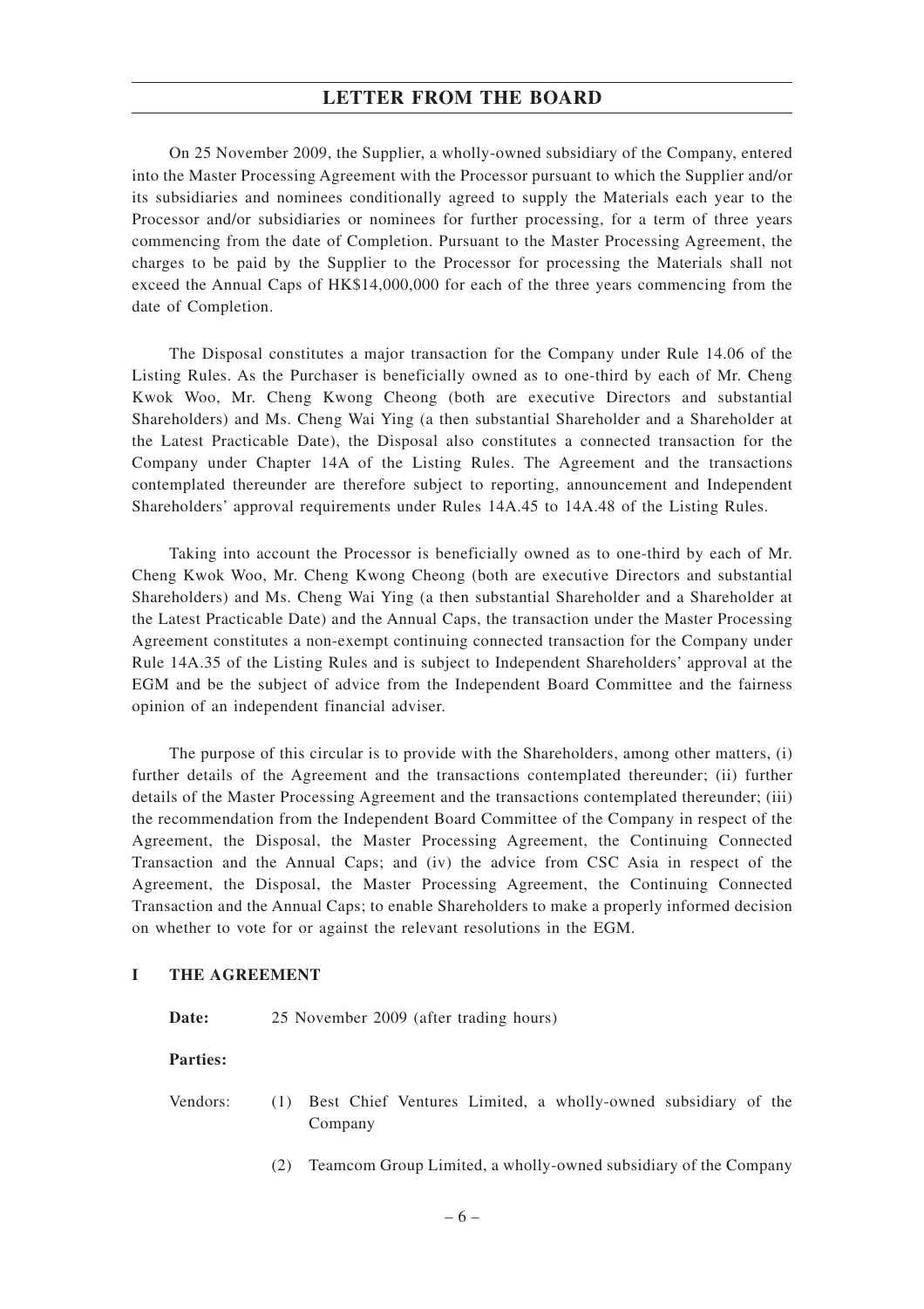On 25 November 2009, the Supplier, a wholly-owned subsidiary of the Company, entered into the Master Processing Agreement with the Processor pursuant to which the Supplier and/or its subsidiaries and nominees conditionally agreed to supply the Materials each year to the Processor and/or subsidiaries or nominees for further processing, for a term of three years commencing from the date of Completion. Pursuant to the Master Processing Agreement, the charges to be paid by the Supplier to the Processor for processing the Materials shall not exceed the Annual Caps of HK$14,000,000 for each of the three years commencing from the date of Completion.

The Disposal constitutes a major transaction for the Company under Rule 14.06 of the Listing Rules. As the Purchaser is beneficially owned as to one-third by each of Mr. Cheng Kwok Woo, Mr. Cheng Kwong Cheong (both are executive Directors and substantial Shareholders) and Ms. Cheng Wai Ying (a then substantial Shareholder and a Shareholder at the Latest Practicable Date), the Disposal also constitutes a connected transaction for the Company under Chapter 14A of the Listing Rules. The Agreement and the transactions contemplated thereunder are therefore subject to reporting, announcement and Independent Shareholders' approval requirements under Rules 14A.45 to 14A.48 of the Listing Rules.

Taking into account the Processor is beneficially owned as to one-third by each of Mr. Cheng Kwok Woo, Mr. Cheng Kwong Cheong (both are executive Directors and substantial Shareholders) and Ms. Cheng Wai Ying (a then substantial Shareholder and a Shareholder at the Latest Practicable Date) and the Annual Caps, the transaction under the Master Processing Agreement constitutes a non-exempt continuing connected transaction for the Company under Rule 14A.35 of the Listing Rules and is subject to Independent Shareholders' approval at the EGM and be the subject of advice from the Independent Board Committee and the fairness opinion of an independent financial adviser.

The purpose of this circular is to provide with the Shareholders, among other matters, (i) further details of the Agreement and the transactions contemplated thereunder; (ii) further details of the Master Processing Agreement and the transactions contemplated thereunder; (iii) the recommendation from the Independent Board Committee of the Company in respect of the Agreement, the Disposal, the Master Processing Agreement, the Continuing Connected Transaction and the Annual Caps; and (iv) the advice from CSC Asia in respect of the Agreement, the Disposal, the Master Processing Agreement, the Continuing Connected Transaction and the Annual Caps; to enable Shareholders to make a properly informed decision on whether to vote for or against the relevant resolutions in the EGM.

## I THE AGREEMENT

**Date:** 25 November 2009 (after trading hours)

**Parties:**

Vendors:

(1) Best Chief Ventures Limited, a wholly-owned subsidiary of the Company

(2) Teamcom Group Limited, a wholly-owned subsidiary of the Company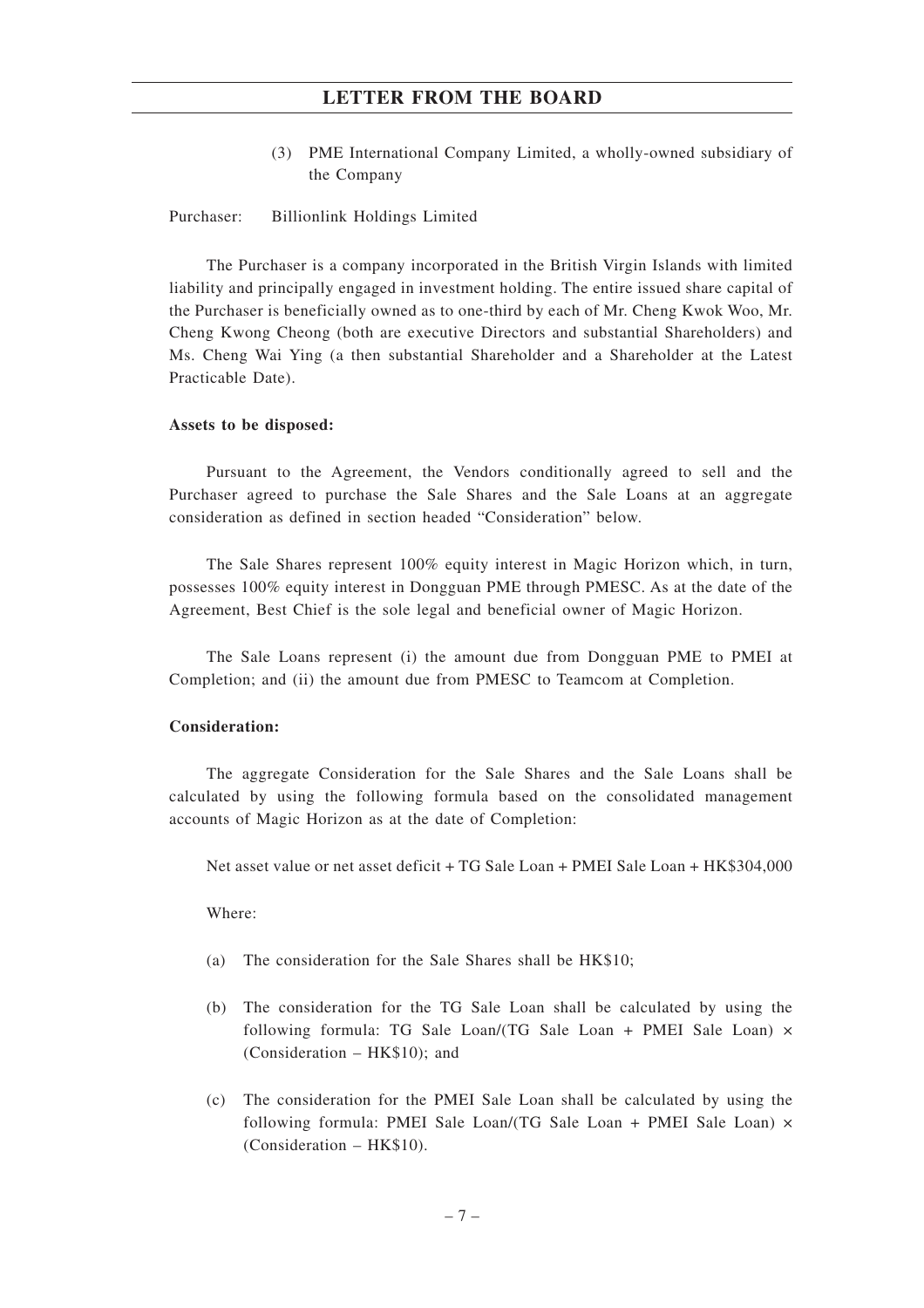(3) PME International Company Limited, a wholly-owned subsidiary of the Company

Purchaser: Billionlink Holdings Limited

The Purchaser is a company incorporated in the British Virgin Islands with limited liability and principally engaged in investment holding. The entire issued share capital of the Purchaser is beneficially owned as to one-third by each of Mr. Cheng Kwok Woo, Mr. Cheng Kwong Cheong (both are executive Directors and substantial Shareholders) and Ms. Cheng Wai Ying (a then substantial Shareholder and a Shareholder at the Latest Practicable Date).

**Assets to be disposed:**

Pursuant to the Agreement, the Vendors conditionally agreed to sell and the Purchaser agreed to purchase the Sale Shares and the Sale Loans at an aggregate consideration as defined in section headed "Consideration" below.

The Sale Shares represent 100% equity interest in Magic Horizon which, in turn, possesses 100% equity interest in Dongguan PME through PMESC. As at the date of the Agreement, Best Chief is the sole legal and beneficial owner of Magic Horizon.

The Sale Loans represent (i) the amount due from Dongguan PME to PMEI at Completion; and (ii) the amount due from PMESC to Teamcom at Completion.

**Consideration:**

The aggregate Consideration for the Sale Shares and the Sale Loans shall be calculated by using the following formula based on the consolidated management accounts of Magic Horizon as at the date of Completion:

Net asset value or net asset deficit + TG Sale Loan + PMEI Sale Loan + HK$304,000

Where:

(a) The consideration for the Sale Shares shall be HK$10;

(b) The consideration for the TG Sale Loan shall be calculated by using the following formula: TG Sale Loan/(TG Sale Loan + PMEI Sale Loan) × (Consideration – HK$10); and

(c) The consideration for the PMEI Sale Loan shall be calculated by using the following formula: PMEI Sale Loan/(TG Sale Loan + PMEI Sale Loan) × (Consideration – HK$10).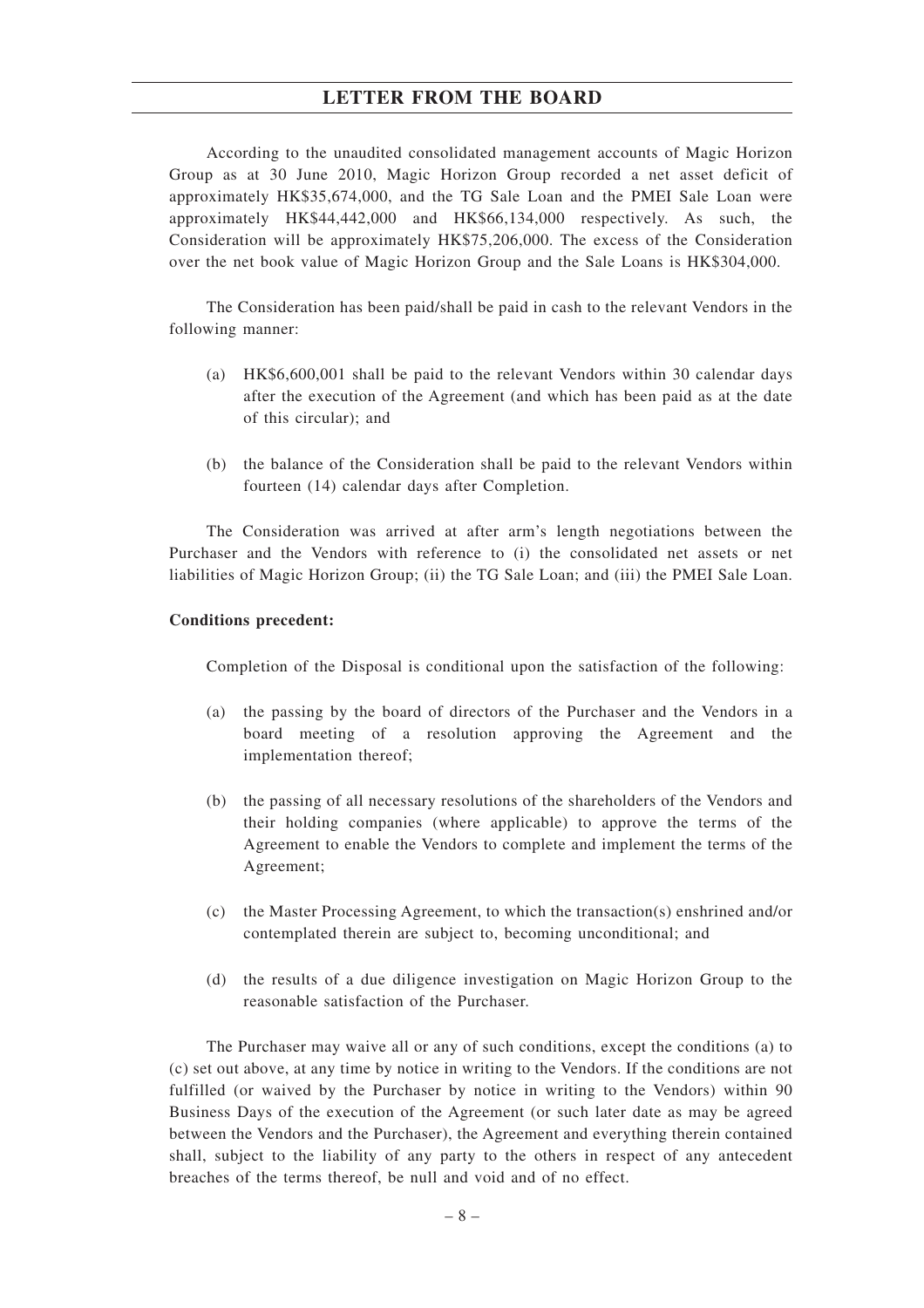According to the unaudited consolidated management accounts of Magic Horizon Group as at 30 June 2010, Magic Horizon Group recorded a net asset deficit of approximately HK$35,674,000, and the TG Sale Loan and the PMEI Sale Loan were approximately HK$44,442,000 and HK$66,134,000 respectively. As such, the Consideration will be approximately HK$75,206,000. The excess of the Consideration over the net book value of Magic Horizon Group and the Sale Loans is HK$304,000.

The Consideration has been paid/shall be paid in cash to the relevant Vendors in the following manner:

(a) HK$6,600,001 shall be paid to the relevant Vendors within 30 calendar days after the execution of the Agreement (and which has been paid as at the date of this circular); and

(b) the balance of the Consideration shall be paid to the relevant Vendors within fourteen (14) calendar days after Completion.

The Consideration was arrived at after arm's length negotiations between the Purchaser and the Vendors with reference to (i) the consolidated net assets or net liabilities of Magic Horizon Group; (ii) the TG Sale Loan; and (iii) the PMEI Sale Loan.

**Conditions precedent:**

Completion of the Disposal is conditional upon the satisfaction of the following:

(a) the passing by the board of directors of the Purchaser and the Vendors in a board meeting of a resolution approving the Agreement and the implementation thereof;

(b) the passing of all necessary resolutions of the shareholders of the Vendors and their holding companies (where applicable) to approve the terms of the Agreement to enable the Vendors to complete and implement the terms of the Agreement;

(c) the Master Processing Agreement, to which the transaction(s) enshrined and/or contemplated therein are subject to, becoming unconditional; and

(d) the results of a due diligence investigation on Magic Horizon Group to the reasonable satisfaction of the Purchaser.

The Purchaser may waive all or any of such conditions, except the conditions (a) to (c) set out above, at any time by notice in writing to the Vendors. If the conditions are not fulfilled (or waived by the Purchaser by notice in writing to the Vendors) within 90 Business Days of the execution of the Agreement (or such later date as may be agreed between the Vendors and the Purchaser), the Agreement and everything therein contained shall, subject to the liability of any party to the others in respect of any antecedent breaches of the terms thereof, be null and void and of no effect.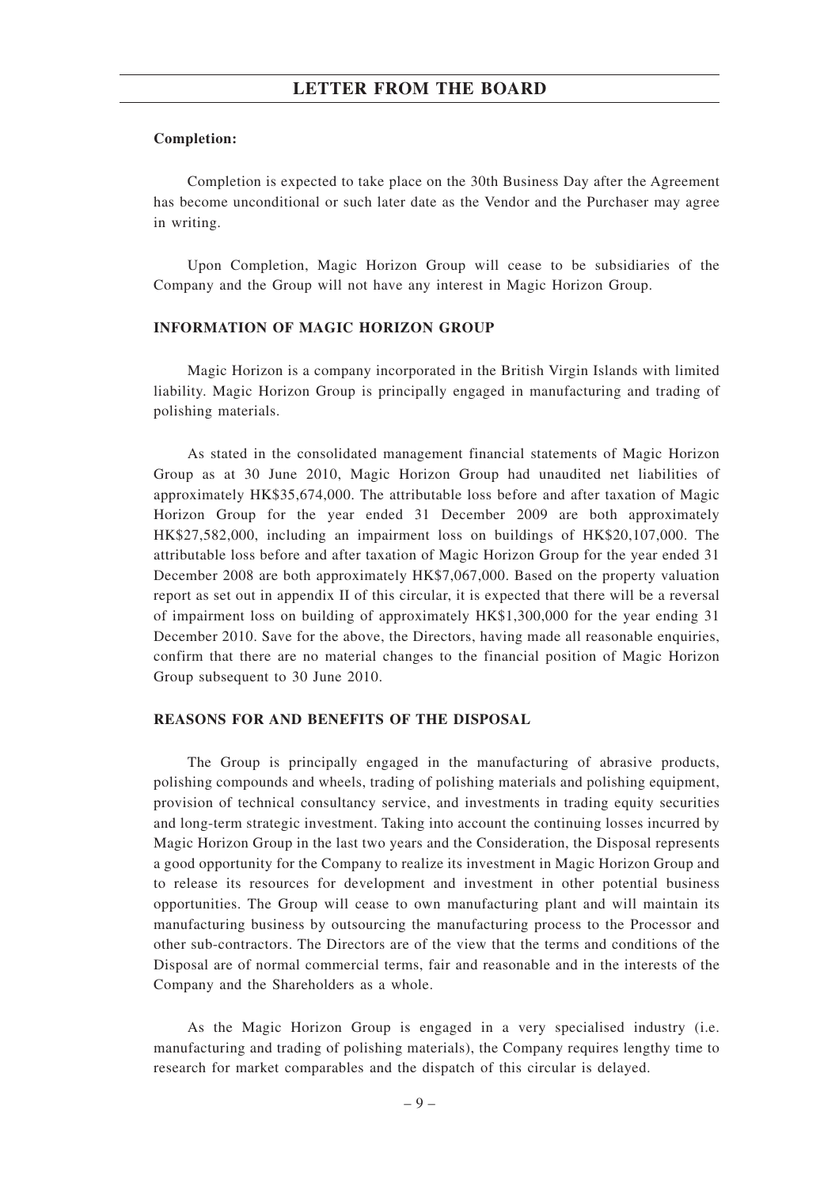**Completion:**

Completion is expected to take place on the 30th Business Day after the Agreement has become unconditional or such later date as the Vendor and the Purchaser may agree in writing.

Upon Completion, Magic Horizon Group will cease to be subsidiaries of the Company and the Group will not have any interest in Magic Horizon Group.

## INFORMATION OF MAGIC HORIZON GROUP

Magic Horizon is a company incorporated in the British Virgin Islands with limited liability. Magic Horizon Group is principally engaged in manufacturing and trading of polishing materials.

As stated in the consolidated management financial statements of Magic Horizon Group as at 30 June 2010, Magic Horizon Group had unaudited net liabilities of approximately HK$35,674,000. The attributable loss before and after taxation of Magic Horizon Group for the year ended 31 December 2009 are both approximately HK$27,582,000, including an impairment loss on buildings of HK$20,107,000. The attributable loss before and after taxation of Magic Horizon Group for the year ended 31 December 2008 are both approximately HK$7,067,000. Based on the property valuation report as set out in appendix II of this circular, it is expected that there will be a reversal of impairment loss on building of approximately HK$1,300,000 for the year ending 31 December 2010. Save for the above, the Directors, having made all reasonable enquiries, confirm that there are no material changes to the financial position of Magic Horizon Group subsequent to 30 June 2010.

## REASONS FOR AND BENEFITS OF THE DISPOSAL

The Group is principally engaged in the manufacturing of abrasive products, polishing compounds and wheels, trading of polishing materials and polishing equipment, provision of technical consultancy service, and investments in trading equity securities and long-term strategic investment. Taking into account the continuing losses incurred by Magic Horizon Group in the last two years and the Consideration, the Disposal represents a good opportunity for the Company to realize its investment in Magic Horizon Group and to release its resources for development and investment in other potential business opportunities. The Group will cease to own manufacturing plant and will maintain its manufacturing business by outsourcing the manufacturing process to the Processor and other sub-contractors. The Directors are of the view that the terms and conditions of the Disposal are of normal commercial terms, fair and reasonable and in the interests of the Company and the Shareholders as a whole.

As the Magic Horizon Group is engaged in a very specialised industry (i.e. manufacturing and trading of polishing materials), the Company requires lengthy time to research for market comparables and the dispatch of this circular is delayed.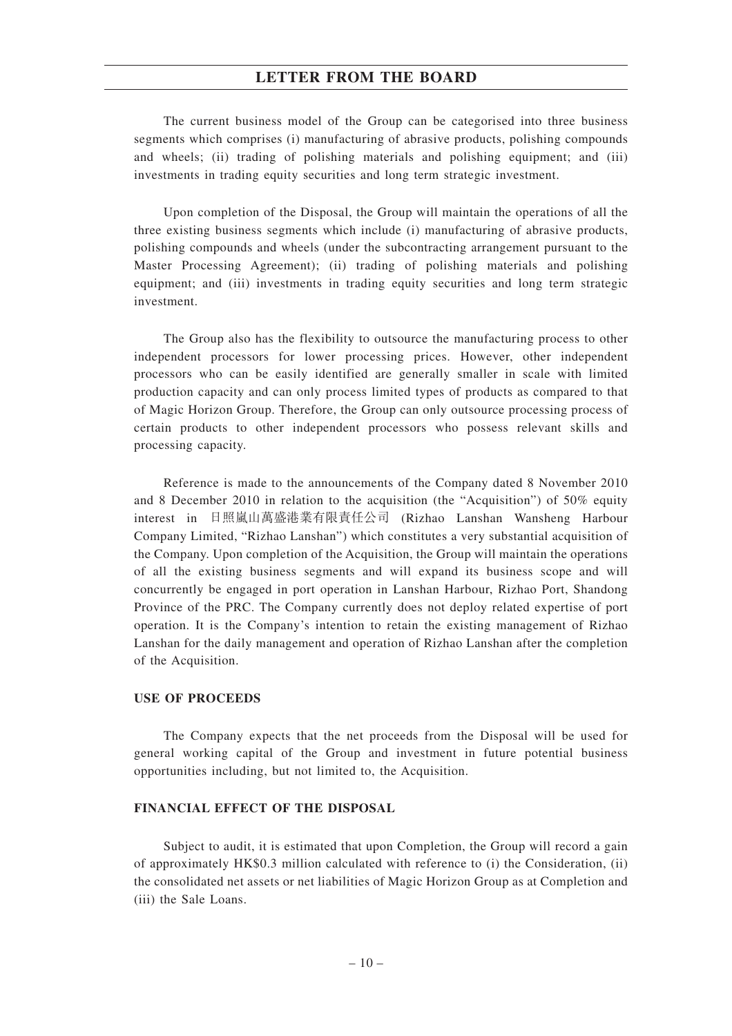The current business model of the Group can be categorised into three business segments which comprises (i) manufacturing of abrasive products, polishing compounds and wheels; (ii) trading of polishing materials and polishing equipment; and (iii) investments in trading equity securities and long term strategic investment.

Upon completion of the Disposal, the Group will maintain the operations of all the three existing business segments which include (i) manufacturing of abrasive products, polishing compounds and wheels (under the subcontracting arrangement pursuant to the Master Processing Agreement); (ii) trading of polishing materials and polishing equipment; and (iii) investments in trading equity securities and long term strategic investment.

The Group also has the flexibility to outsource the manufacturing process to other independent processors for lower processing prices. However, other independent processors who can be easily identified are generally smaller in scale with limited production capacity and can only process limited types of products as compared to that of Magic Horizon Group. Therefore, the Group can only outsource processing process of certain products to other independent processors who possess relevant skills and processing capacity.

Reference is made to the announcements of the Company dated 8 November 2010 and 8 December 2010 in relation to the acquisition (the "Acquisition") of 50% equity interest in 日照嵐山萬盛港業有限責任公司 (Rizhao Lanshan Wansheng Harbour Company Limited, "Rizhao Lanshan") which constitutes a very substantial acquisition of the Company. Upon completion of the Acquisition, the Group will maintain the operations of all the existing business segments and will expand its business scope and will concurrently be engaged in port operation in Lanshan Harbour, Rizhao Port, Shandong Province of the PRC. The Company currently does not deploy related expertise of port operation. It is the Company's intention to retain the existing management of Rizhao Lanshan for the daily management and operation of Rizhao Lanshan after the completion of the Acquisition.

**USE OF PROCEEDS**

The Company expects that the net proceeds from the Disposal will be used for general working capital of the Group and investment in future potential business opportunities including, but not limited to, the Acquisition.

**FINANCIAL EFFECT OF THE DISPOSAL**

Subject to audit, it is estimated that upon Completion, the Group will record a gain of approximately HK$0.3 million calculated with reference to (i) the Consideration, (ii) the consolidated net assets or net liabilities of Magic Horizon Group as at Completion and (iii) the Sale Loans.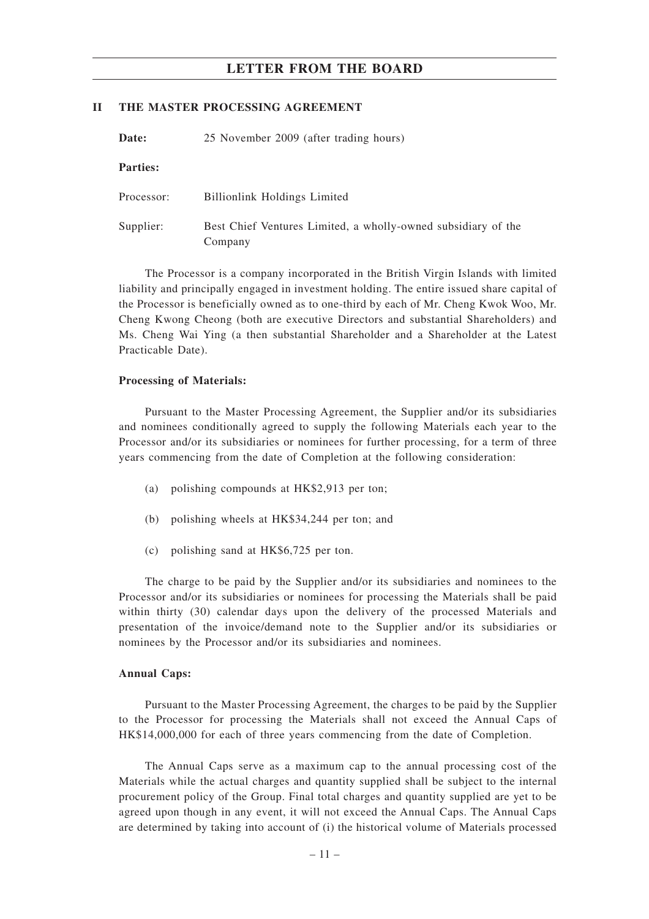## II THE MASTER PROCESSING AGREEMENT

**Date:** 25 November 2009 (after trading hours)

**Parties:**

Processor: Billionlink Holdings Limited

Supplier: Best Chief Ventures Limited, a wholly-owned subsidiary of the Company

The Processor is a company incorporated in the British Virgin Islands with limited liability and principally engaged in investment holding. The entire issued share capital of the Processor is beneficially owned as to one-third by each of Mr. Cheng Kwok Woo, Mr. Cheng Kwong Cheong (both are executive Directors and substantial Shareholders) and Ms. Cheng Wai Ying (a then substantial Shareholder and a Shareholder at the Latest Practicable Date).

**Processing of Materials:**

Pursuant to the Master Processing Agreement, the Supplier and/or its subsidiaries and nominees conditionally agreed to supply the following Materials each year to the Processor and/or its subsidiaries or nominees for further processing, for a term of three years commencing from the date of Completion at the following consideration:

(a) polishing compounds at HK$2,913 per ton;

(b) polishing wheels at HK$34,244 per ton; and

(c) polishing sand at HK$6,725 per ton.

The charge to be paid by the Supplier and/or its subsidiaries and nominees to the Processor and/or its subsidiaries or nominees for processing the Materials shall be paid within thirty (30) calendar days upon the delivery of the processed Materials and presentation of the invoice/demand note to the Supplier and/or its subsidiaries or nominees by the Processor and/or its subsidiaries and nominees.

**Annual Caps:**

Pursuant to the Master Processing Agreement, the charges to be paid by the Supplier to the Processor for processing the Materials shall not exceed the Annual Caps of HK$14,000,000 for each of three years commencing from the date of Completion.

The Annual Caps serve as a maximum cap to the annual processing cost of the Materials while the actual charges and quantity supplied shall be subject to the internal procurement policy of the Group. Final total charges and quantity supplied are yet to be agreed upon though in any event, it will not exceed the Annual Caps. The Annual Caps are determined by taking into account of (i) the historical volume of Materials processed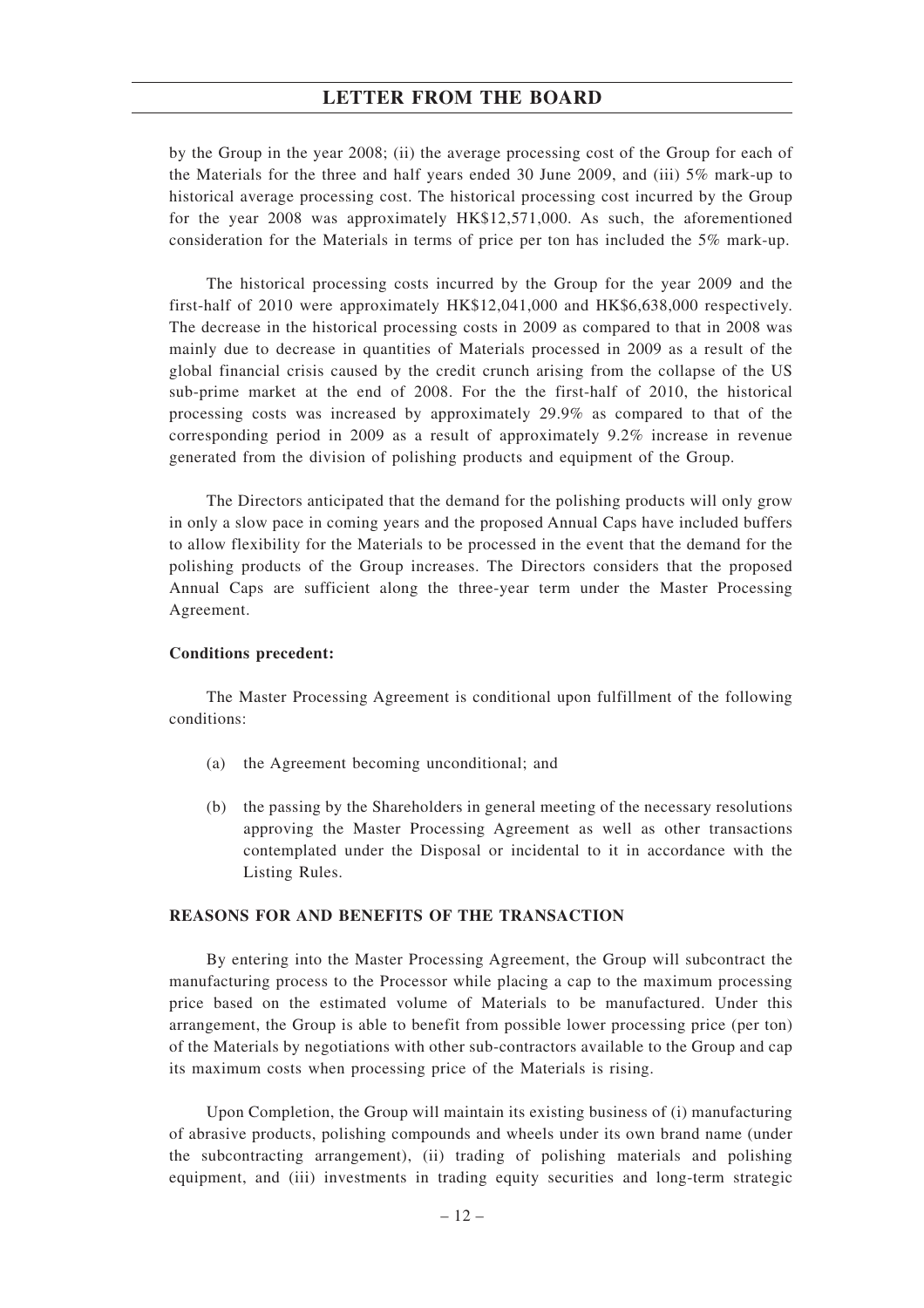by the Group in the year 2008; (ii) the average processing cost of the Group for each of the Materials for the three and half years ended 30 June 2009, and (iii) 5% mark-up to historical average processing cost. The historical processing cost incurred by the Group for the year 2008 was approximately HK$12,571,000. As such, the aforementioned consideration for the Materials in terms of price per ton has included the 5% mark-up.

The historical processing costs incurred by the Group for the year 2009 and the first-half of 2010 were approximately HK$12,041,000 and HK$6,638,000 respectively. The decrease in the historical processing costs in 2009 as compared to that in 2008 was mainly due to decrease in quantities of Materials processed in 2009 as a result of the global financial crisis caused by the credit crunch arising from the collapse of the US sub-prime market at the end of 2008. For the the first-half of 2010, the historical processing costs was increased by approximately 29.9% as compared to that of the corresponding period in 2009 as a result of approximately 9.2% increase in revenue generated from the division of polishing products and equipment of the Group.

The Directors anticipated that the demand for the polishing products will only grow in only a slow pace in coming years and the proposed Annual Caps have included buffers to allow flexibility for the Materials to be processed in the event that the demand for the polishing products of the Group increases. The Directors considers that the proposed Annual Caps are sufficient along the three-year term under the Master Processing Agreement.

**Conditions precedent:**

The Master Processing Agreement is conditional upon fulfillment of the following conditions:

(a) the Agreement becoming unconditional; and

(b) the passing by the Shareholders in general meeting of the necessary resolutions approving the Master Processing Agreement as well as other transactions contemplated under the Disposal or incidental to it in accordance with the Listing Rules.

## REASONS FOR AND BENEFITS OF THE TRANSACTION

By entering into the Master Processing Agreement, the Group will subcontract the manufacturing process to the Processor while placing a cap to the maximum processing price based on the estimated volume of Materials to be manufactured. Under this arrangement, the Group is able to benefit from possible lower processing price (per ton) of the Materials by negotiations with other sub-contractors available to the Group and cap its maximum costs when processing price of the Materials is rising.

Upon Completion, the Group will maintain its existing business of (i) manufacturing of abrasive products, polishing compounds and wheels under its own brand name (under the subcontracting arrangement), (ii) trading of polishing materials and polishing equipment, and (iii) investments in trading equity securities and long-term strategic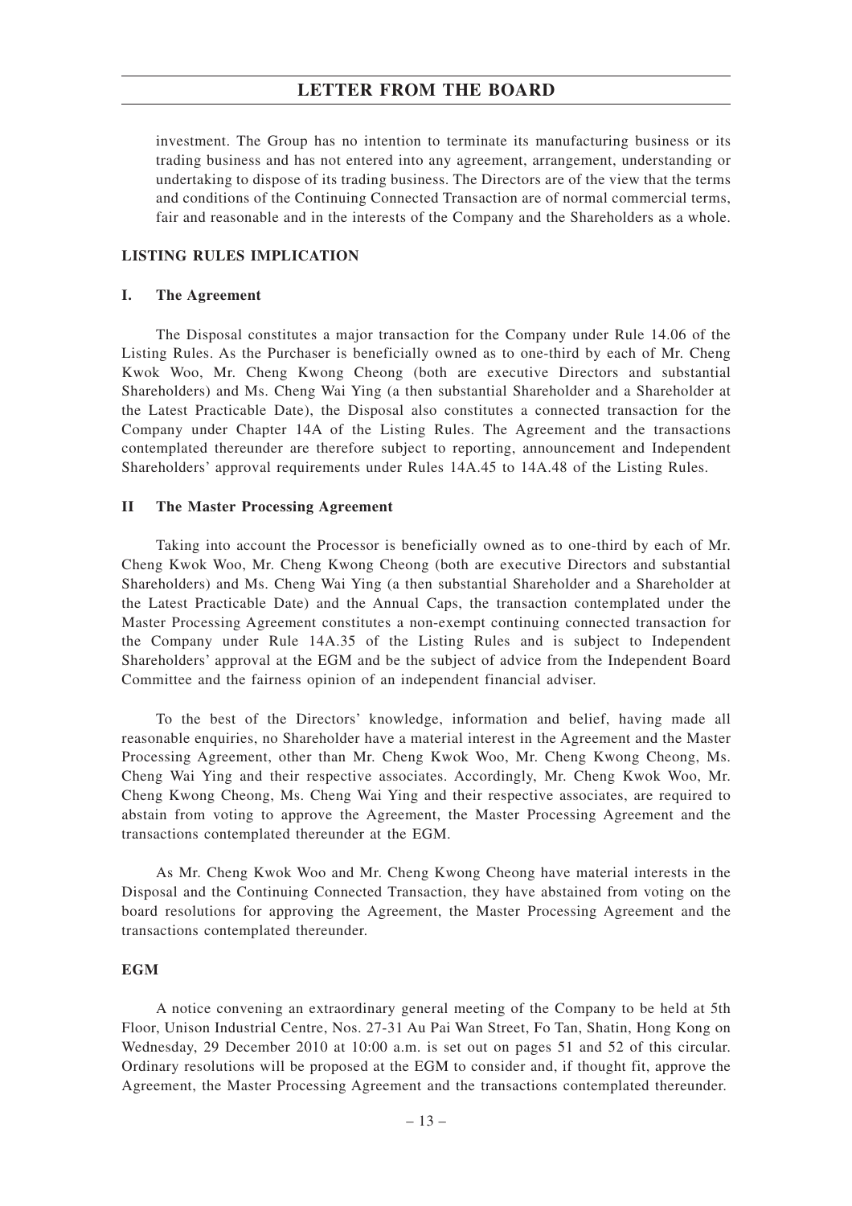investment. The Group has no intention to terminate its manufacturing business or its trading business and has not entered into any agreement, arrangement, understanding or undertaking to dispose of its trading business. The Directors are of the view that the terms and conditions of the Continuing Connected Transaction are of normal commercial terms, fair and reasonable and in the interests of the Company and the Shareholders as a whole.

## LISTING RULES IMPLICATION

### I. The Agreement

The Disposal constitutes a major transaction for the Company under Rule 14.06 of the Listing Rules. As the Purchaser is beneficially owned as to one-third by each of Mr. Cheng Kwok Woo, Mr. Cheng Kwong Cheong (both are executive Directors and substantial Shareholders) and Ms. Cheng Wai Ying (a then substantial Shareholder and a Shareholder at the Latest Practicable Date), the Disposal also constitutes a connected transaction for the Company under Chapter 14A of the Listing Rules. The Agreement and the transactions contemplated thereunder are therefore subject to reporting, announcement and Independent Shareholders' approval requirements under Rules 14A.45 to 14A.48 of the Listing Rules.

### II The Master Processing Agreement

Taking into account the Processor is beneficially owned as to one-third by each of Mr. Cheng Kwok Woo, Mr. Cheng Kwong Cheong (both are executive Directors and substantial Shareholders) and Ms. Cheng Wai Ying (a then substantial Shareholder and a Shareholder at the Latest Practicable Date) and the Annual Caps, the transaction contemplated under the Master Processing Agreement constitutes a non-exempt continuing connected transaction for the Company under Rule 14A.35 of the Listing Rules and is subject to Independent Shareholders' approval at the EGM and be the subject of advice from the Independent Board Committee and the fairness opinion of an independent financial adviser.

To the best of the Directors' knowledge, information and belief, having made all reasonable enquiries, no Shareholder have a material interest in the Agreement and the Master Processing Agreement, other than Mr. Cheng Kwok Woo, Mr. Cheng Kwong Cheong, Ms. Cheng Wai Ying and their respective associates. Accordingly, Mr. Cheng Kwok Woo, Mr. Cheng Kwong Cheong, Ms. Cheng Wai Ying and their respective associates, are required to abstain from voting to approve the Agreement, the Master Processing Agreement and the transactions contemplated thereunder at the EGM.

As Mr. Cheng Kwok Woo and Mr. Cheng Kwong Cheong have material interests in the Disposal and the Continuing Connected Transaction, they have abstained from voting on the board resolutions for approving the Agreement, the Master Processing Agreement and the transactions contemplated thereunder.

## EGM

A notice convening an extraordinary general meeting of the Company to be held at 5th Floor, Unison Industrial Centre, Nos. 27-31 Au Pai Wan Street, Fo Tan, Shatin, Hong Kong on Wednesday, 29 December 2010 at 10:00 a.m. is set out on pages 51 and 52 of this circular. Ordinary resolutions will be proposed at the EGM to consider and, if thought fit, approve the Agreement, the Master Processing Agreement and the transactions contemplated thereunder.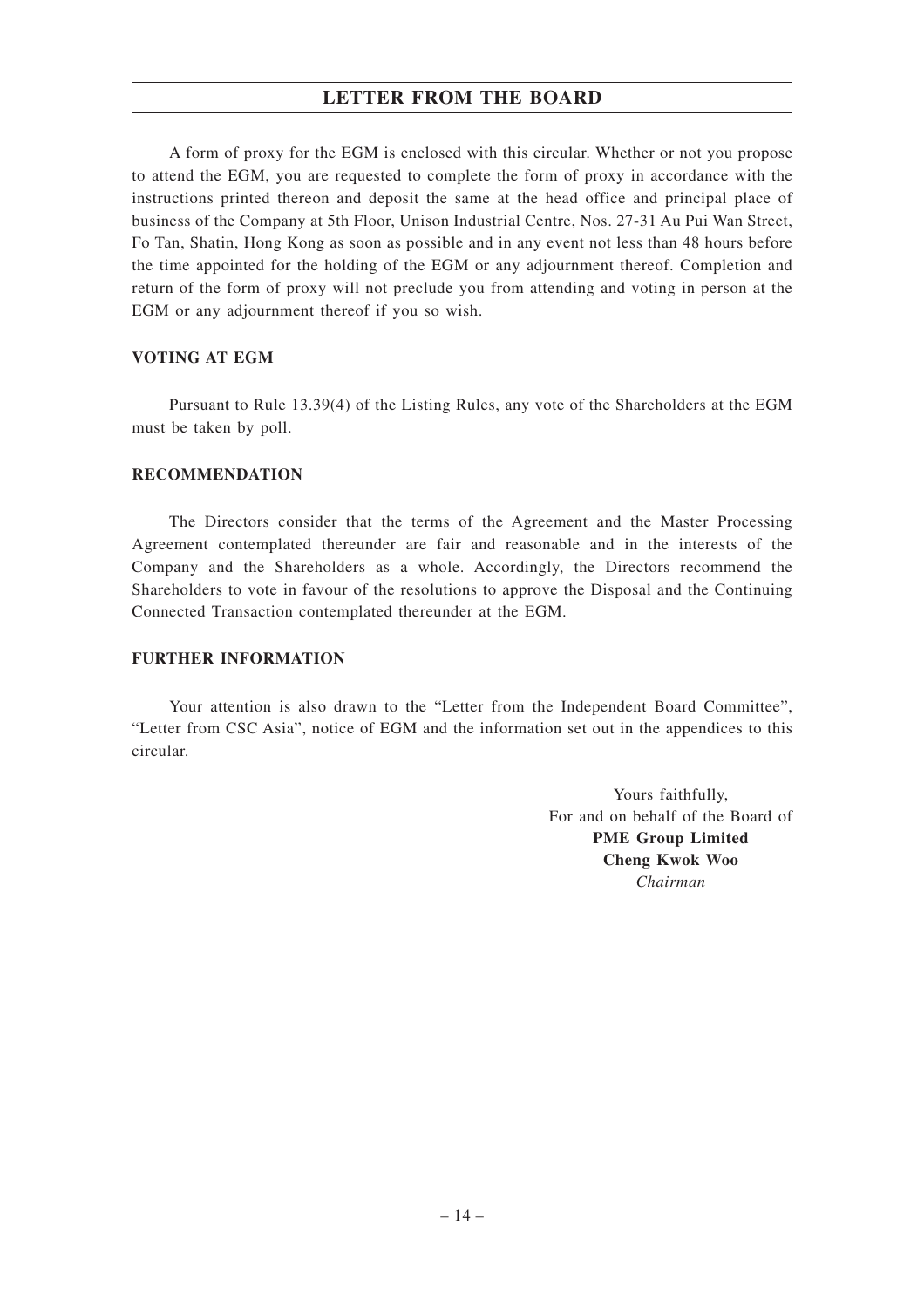A form of proxy for the EGM is enclosed with this circular. Whether or not you propose to attend the EGM, you are requested to complete the form of proxy in accordance with the instructions printed thereon and deposit the same at the head office and principal place of business of the Company at 5th Floor, Unison Industrial Centre, Nos. 27-31 Au Pui Wan Street, Fo Tan, Shatin, Hong Kong as soon as possible and in any event not less than 48 hours before the time appointed for the holding of the EGM or any adjournment thereof. Completion and return of the form of proxy will not preclude you from attending and voting in person at the EGM or any adjournment thereof if you so wish.

## VOTING AT EGM

Pursuant to Rule 13.39(4) of the Listing Rules, any vote of the Shareholders at the EGM must be taken by poll.

## RECOMMENDATION

The Directors consider that the terms of the Agreement and the Master Processing Agreement contemplated thereunder are fair and reasonable and in the interests of the Company and the Shareholders as a whole. Accordingly, the Directors recommend the Shareholders to vote in favour of the resolutions to approve the Disposal and the Continuing Connected Transaction contemplated thereunder at the EGM.

## FURTHER INFORMATION

Your attention is also drawn to the "Letter from the Independent Board Committee", "Letter from CSC Asia", notice of EGM and the information set out in the appendices to this circular.

Yours faithfully,
For and on behalf of the Board of
**PME Group Limited**
**Cheng Kwok Woo**
*Chairman*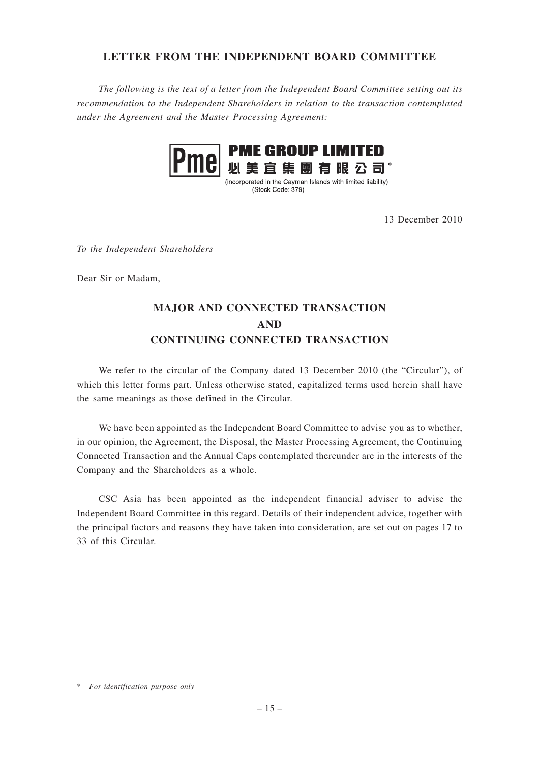## LETTER FROM THE INDEPENDENT BOARD COMMITTEE

*The following is the text of a letter from the Independent Board Committee setting out its recommendation to the Independent Shareholders in relation to the transaction contemplated under the Agreement and the Master Processing Agreement:*

**PME GROUP LIMITED**
**必美宜集團有限公司***

(incorporated in the Cayman Islands with limited liability)
(Stock Code: 379)

13 December 2010

*To the Independent Shareholders*

Dear Sir or Madam,

**MAJOR AND CONNECTED TRANSACTION**
**AND**
**CONTINUING CONNECTED TRANSACTION**

We refer to the circular of the Company dated 13 December 2010 (the "Circular"), of which this letter forms part. Unless otherwise stated, capitalized terms used herein shall have the same meanings as those defined in the Circular.

We have been appointed as the Independent Board Committee to advise you as to whether, in our opinion, the Agreement, the Disposal, the Master Processing Agreement, the Continuing Connected Transaction and the Annual Caps contemplated thereunder are in the interests of the Company and the Shareholders as a whole.

CSC Asia has been appointed as the independent financial adviser to advise the Independent Board Committee in this regard. Details of their independent advice, together with the principal factors and reasons they have taken into consideration, are set out on pages 17 to 33 of this Circular.

\* *For identification purpose only*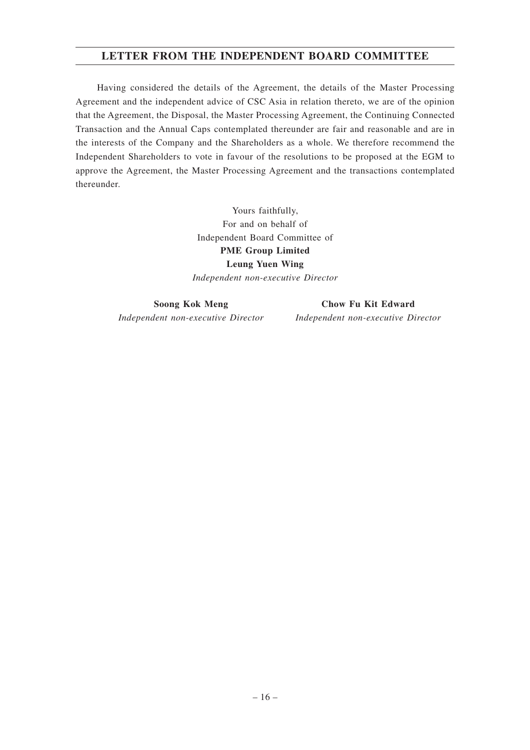Having considered the details of the Agreement, the details of the Master Processing Agreement and the independent advice of CSC Asia in relation thereto, we are of the opinion that the Agreement, the Disposal, the Master Processing Agreement, the Continuing Connected Transaction and the Annual Caps contemplated thereunder are fair and reasonable and are in the interests of the Company and the Shareholders as a whole. We therefore recommend the Independent Shareholders to vote in favour of the resolutions to be proposed at the EGM to approve the Agreement, the Master Processing Agreement and the transactions contemplated thereunder.

Yours faithfully,
For and on behalf of
Independent Board Committee of
**PME Group Limited**
**Leung Yuen Wing**
*Independent non-executive Director*

**Soong Kok Meng**
*Independent non-executive Director*

**Chow Fu Kit Edward**
*Independent non-executive Director*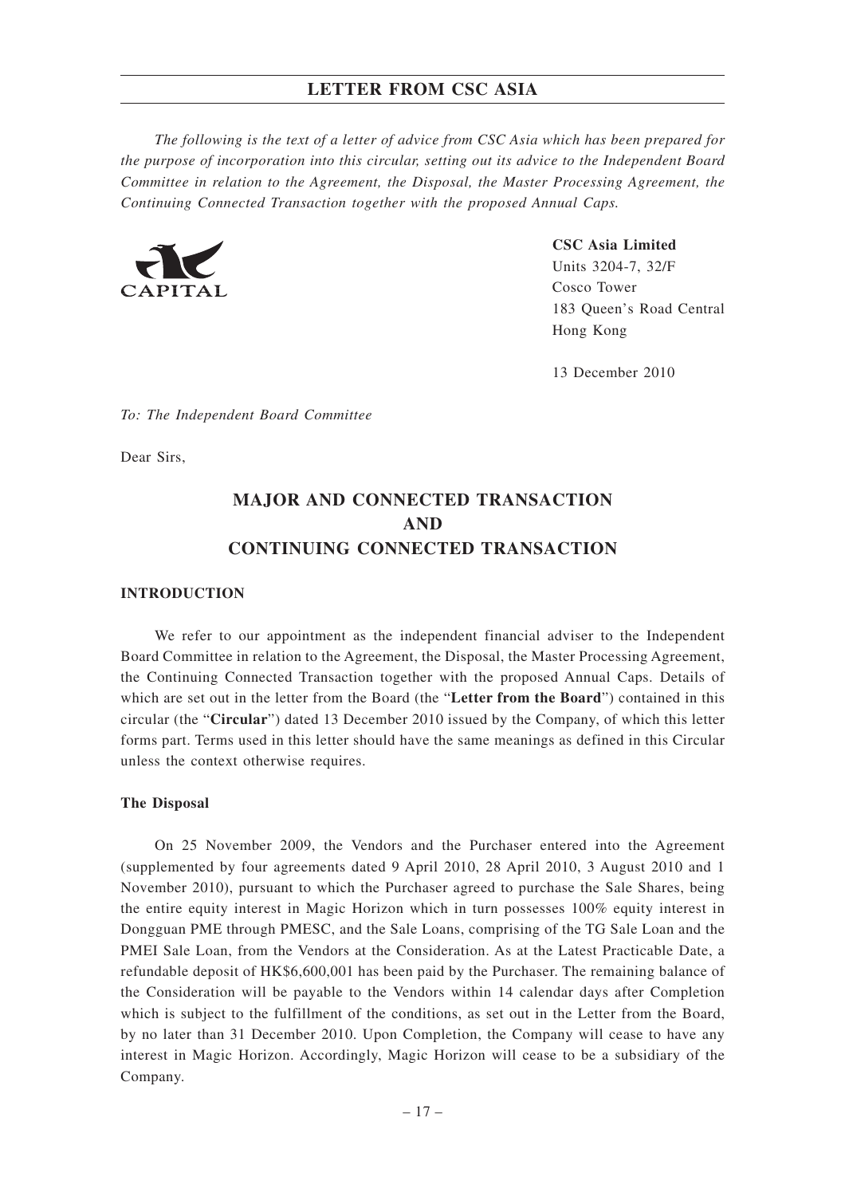# LETTER FROM CSC ASIA

*The following is the text of a letter of advice from CSC Asia which has been prepared for the purpose of incorporation into this circular, setting out its advice to the Independent Board Committee in relation to the Agreement, the Disposal, the Master Processing Agreement, the Continuing Connected Transaction together with the proposed Annual Caps.*

**CSC Asia Limited**
Units 3204-7, 32/F
Cosco Tower
183 Queen's Road Central
Hong Kong

13 December 2010

*To: The Independent Board Committee*

Dear Sirs,

## MAJOR AND CONNECTED TRANSACTION AND CONTINUING CONNECTED TRANSACTION

### INTRODUCTION

We refer to our appointment as the independent financial adviser to the Independent Board Committee in relation to the Agreement, the Disposal, the Master Processing Agreement, the Continuing Connected Transaction together with the proposed Annual Caps. Details of which are set out in the letter from the Board (the "**Letter from the Board**") contained in this circular (the "**Circular**") dated 13 December 2010 issued by the Company, of which this letter forms part. Terms used in this letter should have the same meanings as defined in this Circular unless the context otherwise requires.

#### The Disposal

On 25 November 2009, the Vendors and the Purchaser entered into the Agreement (supplemented by four agreements dated 9 April 2010, 28 April 2010, 3 August 2010 and 1 November 2010), pursuant to which the Purchaser agreed to purchase the Sale Shares, being the entire equity interest in Magic Horizon which in turn possesses 100% equity interest in Dongguan PME through PMESC, and the Sale Loans, comprising of the TG Sale Loan and the PMEI Sale Loan, from the Vendors at the Consideration. As at the Latest Practicable Date, a refundable deposit of HK$6,600,001 has been paid by the Purchaser. The remaining balance of the Consideration will be payable to the Vendors within 14 calendar days after Completion which is subject to the fulfillment of the conditions, as set out in the Letter from the Board, by no later than 31 December 2010. Upon Completion, the Company will cease to have any interest in Magic Horizon. Accordingly, Magic Horizon will cease to be a subsidiary of the Company.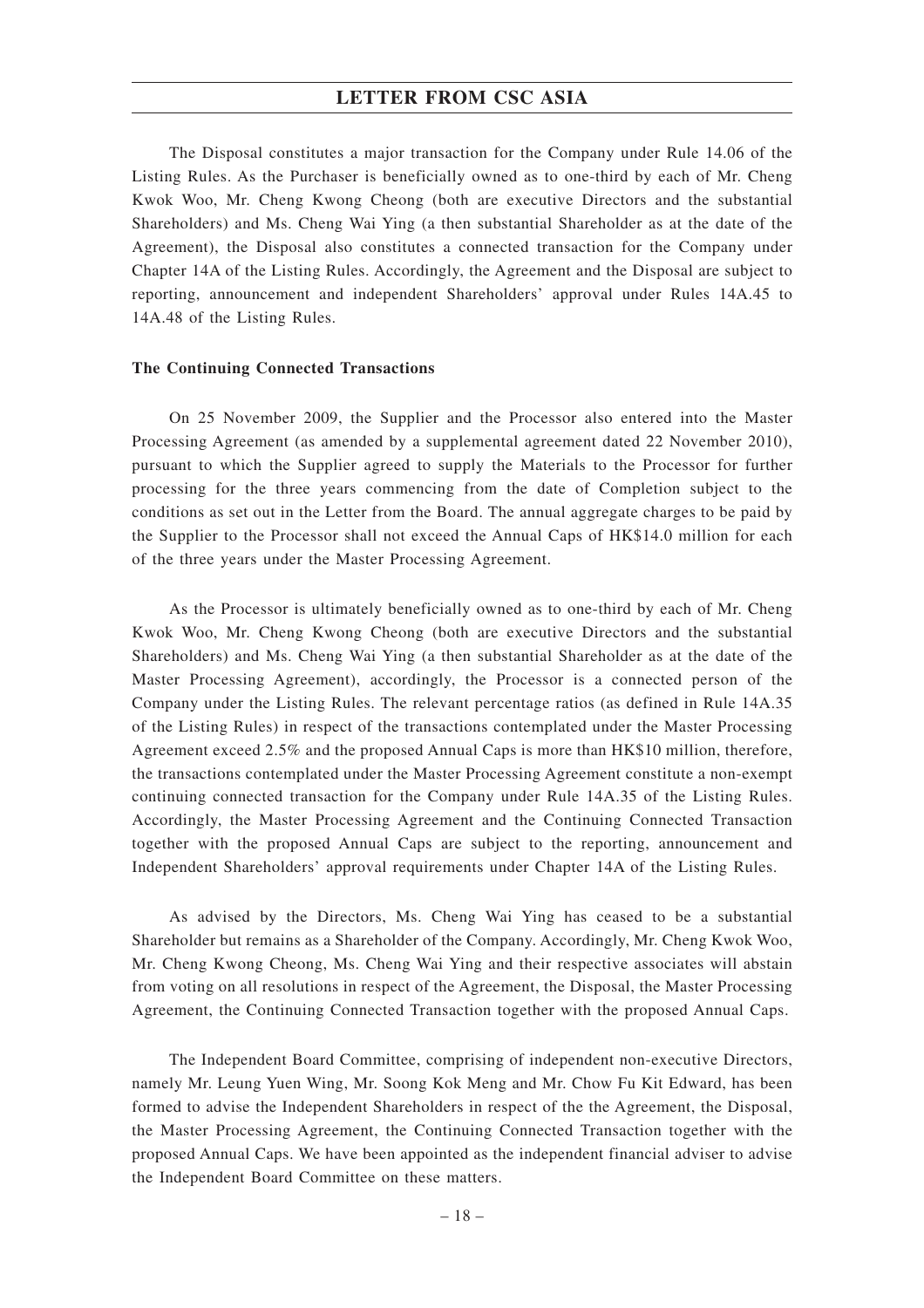The Disposal constitutes a major transaction for the Company under Rule 14.06 of the Listing Rules. As the Purchaser is beneficially owned as to one-third by each of Mr. Cheng Kwok Woo, Mr. Cheng Kwong Cheong (both are executive Directors and the substantial Shareholders) and Ms. Cheng Wai Ying (a then substantial Shareholder as at the date of the Agreement), the Disposal also constitutes a connected transaction for the Company under Chapter 14A of the Listing Rules. Accordingly, the Agreement and the Disposal are subject to reporting, announcement and independent Shareholders' approval under Rules 14A.45 to 14A.48 of the Listing Rules.

**The Continuing Connected Transactions**

On 25 November 2009, the Supplier and the Processor also entered into the Master Processing Agreement (as amended by a supplemental agreement dated 22 November 2010), pursuant to which the Supplier agreed to supply the Materials to the Processor for further processing for the three years commencing from the date of Completion subject to the conditions as set out in the Letter from the Board. The annual aggregate charges to be paid by the Supplier to the Processor shall not exceed the Annual Caps of HK$14.0 million for each of the three years under the Master Processing Agreement.

As the Processor is ultimately beneficially owned as to one-third by each of Mr. Cheng Kwok Woo, Mr. Cheng Kwong Cheong (both are executive Directors and the substantial Shareholders) and Ms. Cheng Wai Ying (a then substantial Shareholder as at the date of the Master Processing Agreement), accordingly, the Processor is a connected person of the Company under the Listing Rules. The relevant percentage ratios (as defined in Rule 14A.35 of the Listing Rules) in respect of the transactions contemplated under the Master Processing Agreement exceed 2.5% and the proposed Annual Caps is more than HK$10 million, therefore, the transactions contemplated under the Master Processing Agreement constitute a non-exempt continuing connected transaction for the Company under Rule 14A.35 of the Listing Rules. Accordingly, the Master Processing Agreement and the Continuing Connected Transaction together with the proposed Annual Caps are subject to the reporting, announcement and Independent Shareholders' approval requirements under Chapter 14A of the Listing Rules.

As advised by the Directors, Ms. Cheng Wai Ying has ceased to be a substantial Shareholder but remains as a Shareholder of the Company. Accordingly, Mr. Cheng Kwok Woo, Mr. Cheng Kwong Cheong, Ms. Cheng Wai Ying and their respective associates will abstain from voting on all resolutions in respect of the Agreement, the Disposal, the Master Processing Agreement, the Continuing Connected Transaction together with the proposed Annual Caps.

The Independent Board Committee, comprising of independent non-executive Directors, namely Mr. Leung Yuen Wing, Mr. Soong Kok Meng and Mr. Chow Fu Kit Edward, has been formed to advise the Independent Shareholders in respect of the the Agreement, the Disposal, the Master Processing Agreement, the Continuing Connected Transaction together with the proposed Annual Caps. We have been appointed as the independent financial adviser to advise the Independent Board Committee on these matters.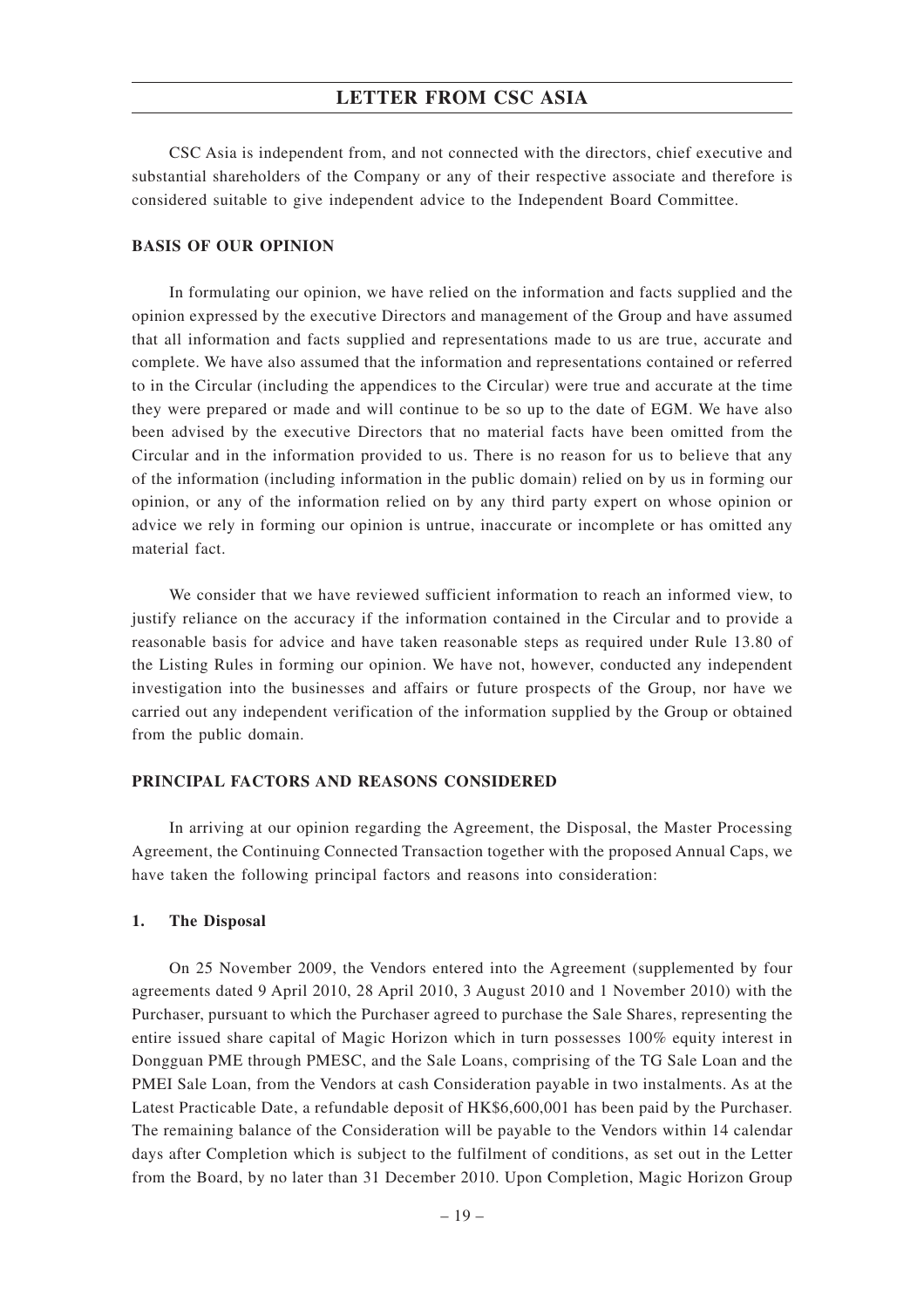CSC Asia is independent from, and not connected with the directors, chief executive and substantial shareholders of the Company or any of their respective associate and therefore is considered suitable to give independent advice to the Independent Board Committee.

**BASIS OF OUR OPINION**

In formulating our opinion, we have relied on the information and facts supplied and the opinion expressed by the executive Directors and management of the Group and have assumed that all information and facts supplied and representations made to us are true, accurate and complete. We have also assumed that the information and representations contained or referred to in the Circular (including the appendices to the Circular) were true and accurate at the time they were prepared or made and will continue to be so up to the date of EGM. We have also been advised by the executive Directors that no material facts have been omitted from the Circular and in the information provided to us. There is no reason for us to believe that any of the information (including information in the public domain) relied on by us in forming our opinion, or any of the information relied on by any third party expert on whose opinion or advice we rely in forming our opinion is untrue, inaccurate or incomplete or has omitted any material fact.

We consider that we have reviewed sufficient information to reach an informed view, to justify reliance on the accuracy if the information contained in the Circular and to provide a reasonable basis for advice and have taken reasonable steps as required under Rule 13.80 of the Listing Rules in forming our opinion. We have not, however, conducted any independent investigation into the businesses and affairs or future prospects of the Group, nor have we carried out any independent verification of the information supplied by the Group or obtained from the public domain.

**PRINCIPAL FACTORS AND REASONS CONSIDERED**

In arriving at our opinion regarding the Agreement, the Disposal, the Master Processing Agreement, the Continuing Connected Transaction together with the proposed Annual Caps, we have taken the following principal factors and reasons into consideration:

**1. The Disposal**

On 25 November 2009, the Vendors entered into the Agreement (supplemented by four agreements dated 9 April 2010, 28 April 2010, 3 August 2010 and 1 November 2010) with the Purchaser, pursuant to which the Purchaser agreed to purchase the Sale Shares, representing the entire issued share capital of Magic Horizon which in turn possesses 100% equity interest in Dongguan PME through PMESC, and the Sale Loans, comprising of the TG Sale Loan and the PMEI Sale Loan, from the Vendors at cash Consideration payable in two instalments. As at the Latest Practicable Date, a refundable deposit of HK$6,600,001 has been paid by the Purchaser. The remaining balance of the Consideration will be payable to the Vendors within 14 calendar days after Completion which is subject to the fulfilment of conditions, as set out in the Letter from the Board, by no later than 31 December 2010. Upon Completion, Magic Horizon Group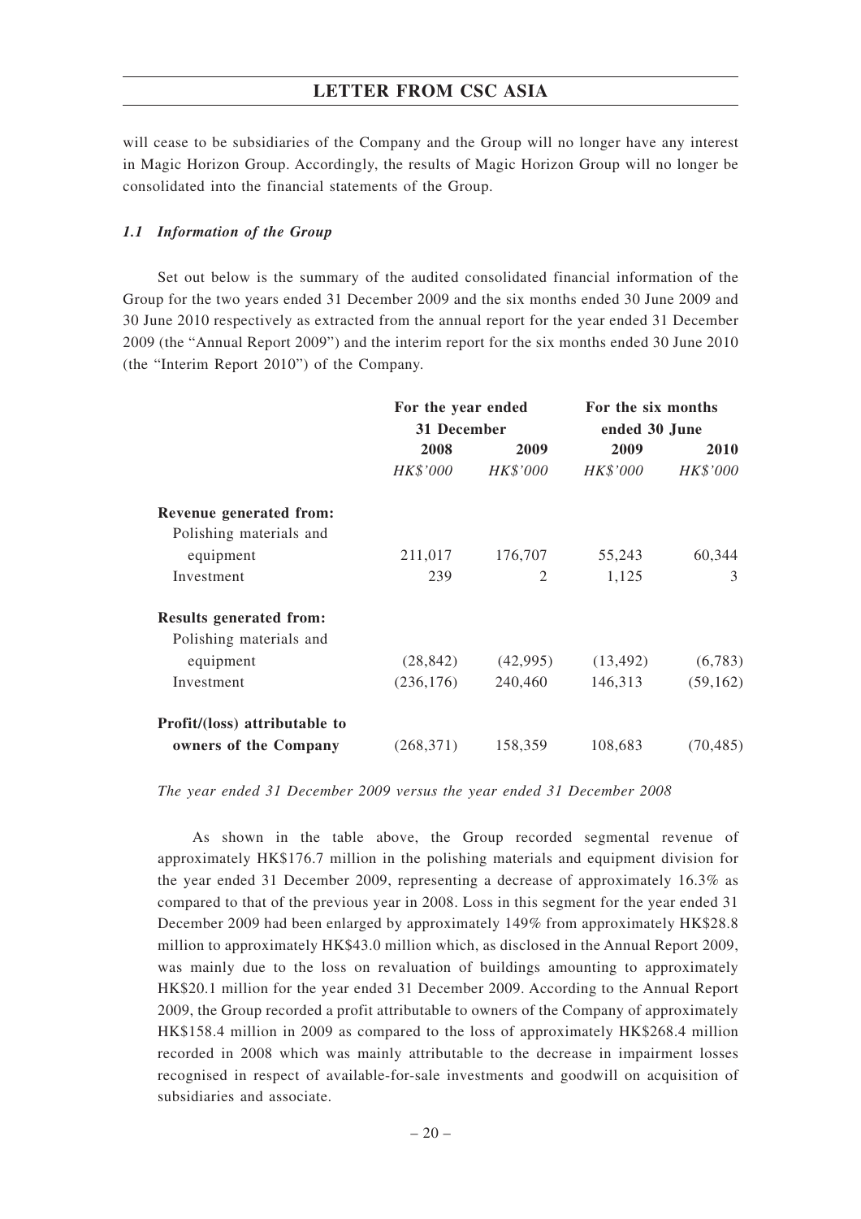will cease to be subsidiaries of the Company and the Group will no longer have any interest in Magic Horizon Group. Accordingly, the results of Magic Horizon Group will no longer be consolidated into the financial statements of the Group.

### *1.1 Information of the Group*

Set out below is the summary of the audited consolidated financial information of the Group for the two years ended 31 December 2009 and the six months ended 30 June 2009 and 30 June 2010 respectively as extracted from the annual report for the year ended 31 December 2009 (the "Annual Report 2009") and the interim report for the six months ended 30 June 2010 (the "Interim Report 2010") of the Company.

| | **For the year ended 31 December** | | **For the six months ended 30 June** | |
|---|---|---|---|---|
| | **2008** | **2009** | **2009** | **2010** |
| | *HK$'000* | *HK$'000* | *HK$'000* | *HK$'000* |
| **Revenue generated from:** | | | | |
| Polishing materials and equipment | 211,017 | 176,707 | 55,243 | 60,344 |
| Investment | 239 | 2 | 1,125 | 3 |
| **Results generated from:** | | | | |
| Polishing materials and equipment | (28,842) | (42,995) | (13,492) | (6,783) |
| Investment | (236,176) | 240,460 | 146,313 | (59,162) |
| **Profit/(loss) attributable to owners of the Company** | (268,371) | 158,359 | 108,683 | (70,485) |

*The year ended 31 December 2009 versus the year ended 31 December 2008*

As shown in the table above, the Group recorded segmental revenue of approximately HK$176.7 million in the polishing materials and equipment division for the year ended 31 December 2009, representing a decrease of approximately 16.3% as compared to that of the previous year in 2008. Loss in this segment for the year ended 31 December 2009 had been enlarged by approximately 149% from approximately HK$28.8 million to approximately HK$43.0 million which, as disclosed in the Annual Report 2009, was mainly due to the loss on revaluation of buildings amounting to approximately HK$20.1 million for the year ended 31 December 2009. According to the Annual Report 2009, the Group recorded a profit attributable to owners of the Company of approximately HK$158.4 million in 2009 as compared to the loss of approximately HK$268.4 million recorded in 2008 which was mainly attributable to the decrease in impairment losses recognised in respect of available-for-sale investments and goodwill on acquisition of subsidiaries and associate.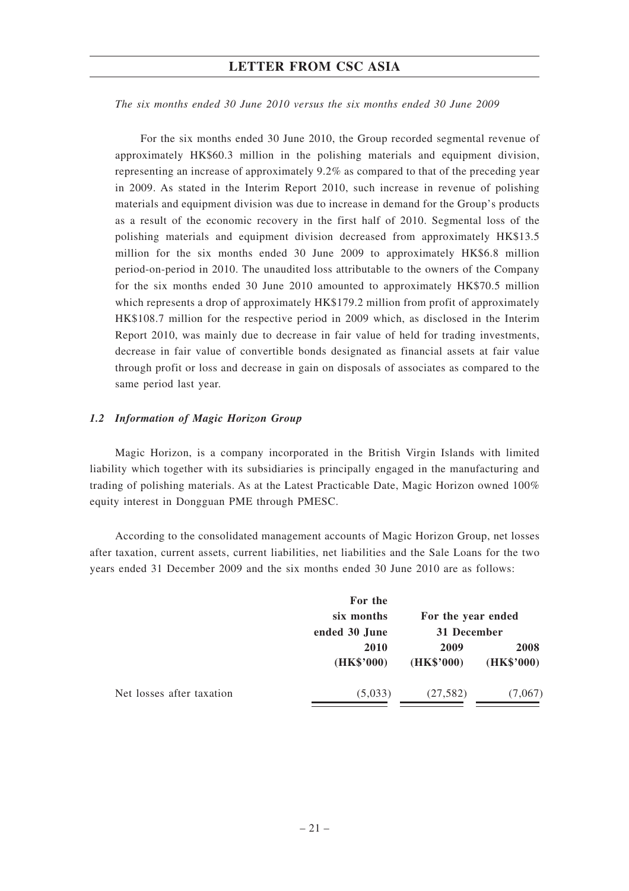*The six months ended 30 June 2010 versus the six months ended 30 June 2009*

For the six months ended 30 June 2010, the Group recorded segmental revenue of approximately HK$60.3 million in the polishing materials and equipment division, representing an increase of approximately 9.2% as compared to that of the preceding year in 2009. As stated in the Interim Report 2010, such increase in revenue of polishing materials and equipment division was due to increase in demand for the Group's products as a result of the economic recovery in the first half of 2010. Segmental loss of the polishing materials and equipment division decreased from approximately HK$13.5 million for the six months ended 30 June 2009 to approximately HK$6.8 million period-on-period in 2010. The unaudited loss attributable to the owners of the Company for the six months ended 30 June 2010 amounted to approximately HK$70.5 million which represents a drop of approximately HK$179.2 million from profit of approximately HK$108.7 million for the respective period in 2009 which, as disclosed in the Interim Report 2010, was mainly due to decrease in fair value of held for trading investments, decrease in fair value of convertible bonds designated as financial assets at fair value through profit or loss and decrease in gain on disposals of associates as compared to the same period last year.

### *1.2 Information of Magic Horizon Group*

Magic Horizon, is a company incorporated in the British Virgin Islands with limited liability which together with its subsidiaries is principally engaged in the manufacturing and trading of polishing materials. As at the Latest Practicable Date, Magic Horizon owned 100% equity interest in Dongguan PME through PMESC.

According to the consolidated management accounts of Magic Horizon Group, net losses after taxation, current assets, current liabilities, net liabilities and the Sale Loans for the two years ended 31 December 2009 and the six months ended 30 June 2010 are as follows:

| | For the six months ended 30 June | For the year ended 31 December | |
|---|---|---|---|
| | 2010 | 2009 | 2008 |
| | (HK$'000) | (HK$'000) | (HK$'000) |
| Net losses after taxation | (5,033) | (27,582) | (7,067) |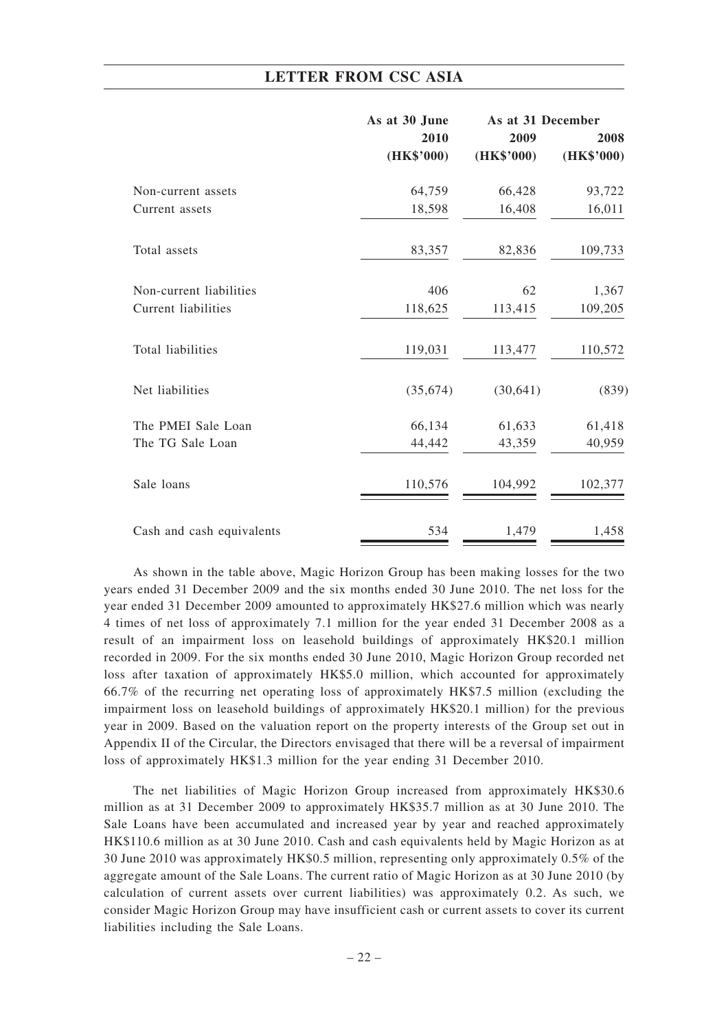| | As at 30 June | As at 31 December | |
|---|---|---|---|
| | 2010 | 2009 | 2008 |
| | (HK$'000) | (HK$'000) | (HK$'000) |
| Non-current assets | 64,759 | 66,428 | 93,722 |
| Current assets | 18,598 | 16,408 | 16,011 |
| Total assets | 83,357 | 82,836 | 109,733 |
| Non-current liabilities | 406 | 62 | 1,367 |
| Current liabilities | 118,625 | 113,415 | 109,205 |
| Total liabilities | 119,031 | 113,477 | 110,572 |
| Net liabilities | (35,674) | (30,641) | (839) |
| The PMEI Sale Loan | 66,134 | 61,633 | 61,418 |
| The TG Sale Loan | 44,442 | 43,359 | 40,959 |
| Sale loans | 110,576 | 104,992 | 102,377 |
| Cash and cash equivalents | 534 | 1,479 | 1,458 |

As shown in the table above, Magic Horizon Group has been making losses for the two years ended 31 December 2009 and the six months ended 30 June 2010. The net loss for the year ended 31 December 2009 amounted to approximately HK$27.6 million which was nearly 4 times of net loss of approximately 7.1 million for the year ended 31 December 2008 as a result of an impairment loss on leasehold buildings of approximately HK$20.1 million recorded in 2009. For the six months ended 30 June 2010, Magic Horizon Group recorded net loss after taxation of approximately HK$5.0 million, which accounted for approximately 66.7% of the recurring net operating loss of approximately HK$7.5 million (excluding the impairment loss on leasehold buildings of approximately HK$20.1 million) for the previous year in 2009. Based on the valuation report on the property interests of the Group set out in Appendix II of the Circular, the Directors envisaged that there will be a reversal of impairment loss of approximately HK$1.3 million for the year ending 31 December 2010.

The net liabilities of Magic Horizon Group increased from approximately HK$30.6 million as at 31 December 2009 to approximately HK$35.7 million as at 30 June 2010. The Sale Loans have been accumulated and increased year by year and reached approximately HK$110.6 million as at 30 June 2010. Cash and cash equivalents held by Magic Horizon as at 30 June 2010 was approximately HK$0.5 million, representing only approximately 0.5% of the aggregate amount of the Sale Loans. The current ratio of Magic Horizon as at 30 June 2010 (by calculation of current assets over current liabilities) was approximately 0.2. As such, we consider Magic Horizon Group may have insufficient cash or current assets to cover its current liabilities including the Sale Loans.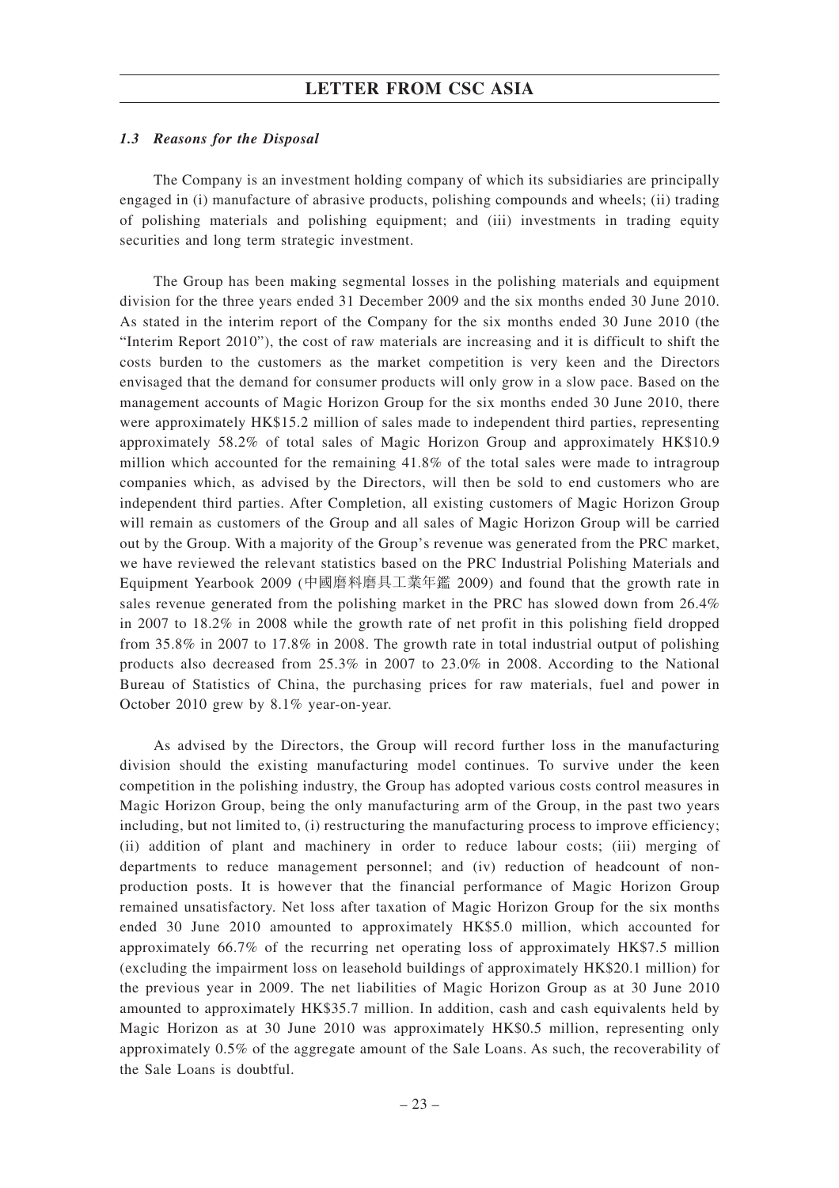### *1.3 Reasons for the Disposal*

The Company is an investment holding company of which its subsidiaries are principally engaged in (i) manufacture of abrasive products, polishing compounds and wheels; (ii) trading of polishing materials and polishing equipment; and (iii) investments in trading equity securities and long term strategic investment.

The Group has been making segmental losses in the polishing materials and equipment division for the three years ended 31 December 2009 and the six months ended 30 June 2010. As stated in the interim report of the Company for the six months ended 30 June 2010 (the "Interim Report 2010"), the cost of raw materials are increasing and it is difficult to shift the costs burden to the customers as the market competition is very keen and the Directors envisaged that the demand for consumer products will only grow in a slow pace. Based on the management accounts of Magic Horizon Group for the six months ended 30 June 2010, there were approximately HK$15.2 million of sales made to independent third parties, representing approximately 58.2% of total sales of Magic Horizon Group and approximately HK$10.9 million which accounted for the remaining 41.8% of the total sales were made to intragroup companies which, as advised by the Directors, will then be sold to end customers who are independent third parties. After Completion, all existing customers of Magic Horizon Group will remain as customers of the Group and all sales of Magic Horizon Group will be carried out by the Group. With a majority of the Group's revenue was generated from the PRC market, we have reviewed the relevant statistics based on the PRC Industrial Polishing Materials and Equipment Yearbook 2009 (中國磨料磨具工業年鑑 2009) and found that the growth rate in sales revenue generated from the polishing market in the PRC has slowed down from 26.4% in 2007 to 18.2% in 2008 while the growth rate of net profit in this polishing field dropped from 35.8% in 2007 to 17.8% in 2008. The growth rate in total industrial output of polishing products also decreased from 25.3% in 2007 to 23.0% in 2008. According to the National Bureau of Statistics of China, the purchasing prices for raw materials, fuel and power in October 2010 grew by 8.1% year-on-year.

As advised by the Directors, the Group will record further loss in the manufacturing division should the existing manufacturing model continues. To survive under the keen competition in the polishing industry, the Group has adopted various costs control measures in Magic Horizon Group, being the only manufacturing arm of the Group, in the past two years including, but not limited to, (i) restructuring the manufacturing process to improve efficiency; (ii) addition of plant and machinery in order to reduce labour costs; (iii) merging of departments to reduce management personnel; and (iv) reduction of headcount of non-production posts. It is however that the financial performance of Magic Horizon Group remained unsatisfactory. Net loss after taxation of Magic Horizon Group for the six months ended 30 June 2010 amounted to approximately HK$5.0 million, which accounted for approximately 66.7% of the recurring net operating loss of approximately HK$7.5 million (excluding the impairment loss on leasehold buildings of approximately HK$20.1 million) for the previous year in 2009. The net liabilities of Magic Horizon Group as at 30 June 2010 amounted to approximately HK$35.7 million. In addition, cash and cash equivalents held by Magic Horizon as at 30 June 2010 was approximately HK$0.5 million, representing only approximately 0.5% of the aggregate amount of the Sale Loans. As such, the recoverability of the Sale Loans is doubtful.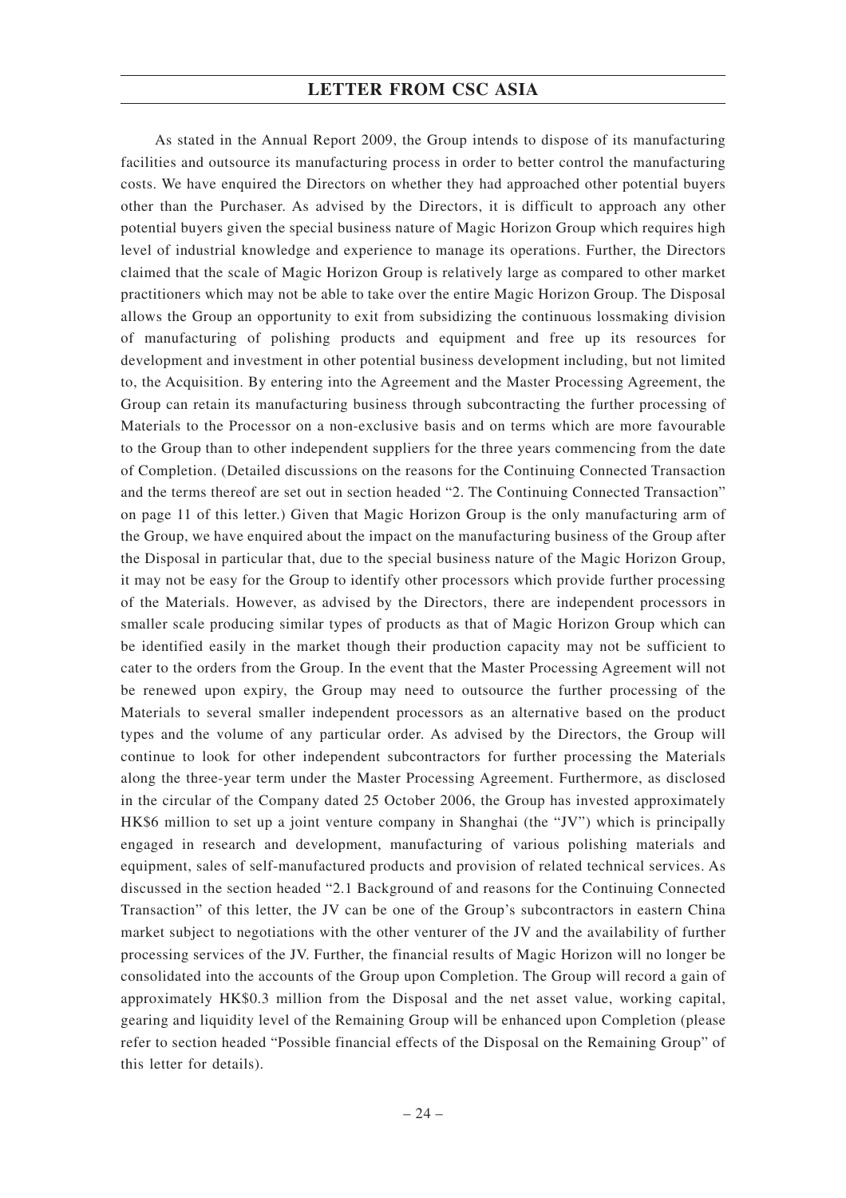As stated in the Annual Report 2009, the Group intends to dispose of its manufacturing facilities and outsource its manufacturing process in order to better control the manufacturing costs. We have enquired the Directors on whether they had approached other potential buyers other than the Purchaser. As advised by the Directors, it is difficult to approach any other potential buyers given the special business nature of Magic Horizon Group which requires high level of industrial knowledge and experience to manage its operations. Further, the Directors claimed that the scale of Magic Horizon Group is relatively large as compared to other market practitioners which may not be able to take over the entire Magic Horizon Group. The Disposal allows the Group an opportunity to exit from subsidizing the continuous lossmaking division of manufacturing of polishing products and equipment and free up its resources for development and investment in other potential business development including, but not limited to, the Acquisition. By entering into the Agreement and the Master Processing Agreement, the Group can retain its manufacturing business through subcontracting the further processing of Materials to the Processor on a non-exclusive basis and on terms which are more favourable to the Group than to other independent suppliers for the three years commencing from the date of Completion. (Detailed discussions on the reasons for the Continuing Connected Transaction and the terms thereof are set out in section headed "2. The Continuing Connected Transaction" on page 11 of this letter.) Given that Magic Horizon Group is the only manufacturing arm of the Group, we have enquired about the impact on the manufacturing business of the Group after the Disposal in particular that, due to the special business nature of the Magic Horizon Group, it may not be easy for the Group to identify other processors which provide further processing of the Materials. However, as advised by the Directors, there are independent processors in smaller scale producing similar types of products as that of Magic Horizon Group which can be identified easily in the market though their production capacity may not be sufficient to cater to the orders from the Group. In the event that the Master Processing Agreement will not be renewed upon expiry, the Group may need to outsource the further processing of the Materials to several smaller independent processors as an alternative based on the product types and the volume of any particular order. As advised by the Directors, the Group will continue to look for other independent subcontractors for further processing the Materials along the three-year term under the Master Processing Agreement. Furthermore, as disclosed in the circular of the Company dated 25 October 2006, the Group has invested approximately HK$6 million to set up a joint venture company in Shanghai (the "JV") which is principally engaged in research and development, manufacturing of various polishing materials and equipment, sales of self-manufactured products and provision of related technical services. As discussed in the section headed "2.1 Background of and reasons for the Continuing Connected Transaction" of this letter, the JV can be one of the Group's subcontractors in eastern China market subject to negotiations with the other venturer of the JV and the availability of further processing services of the JV. Further, the financial results of Magic Horizon will no longer be consolidated into the accounts of the Group upon Completion. The Group will record a gain of approximately HK$0.3 million from the Disposal and the net asset value, working capital, gearing and liquidity level of the Remaining Group will be enhanced upon Completion (please refer to section headed "Possible financial effects of the Disposal on the Remaining Group" of this letter for details).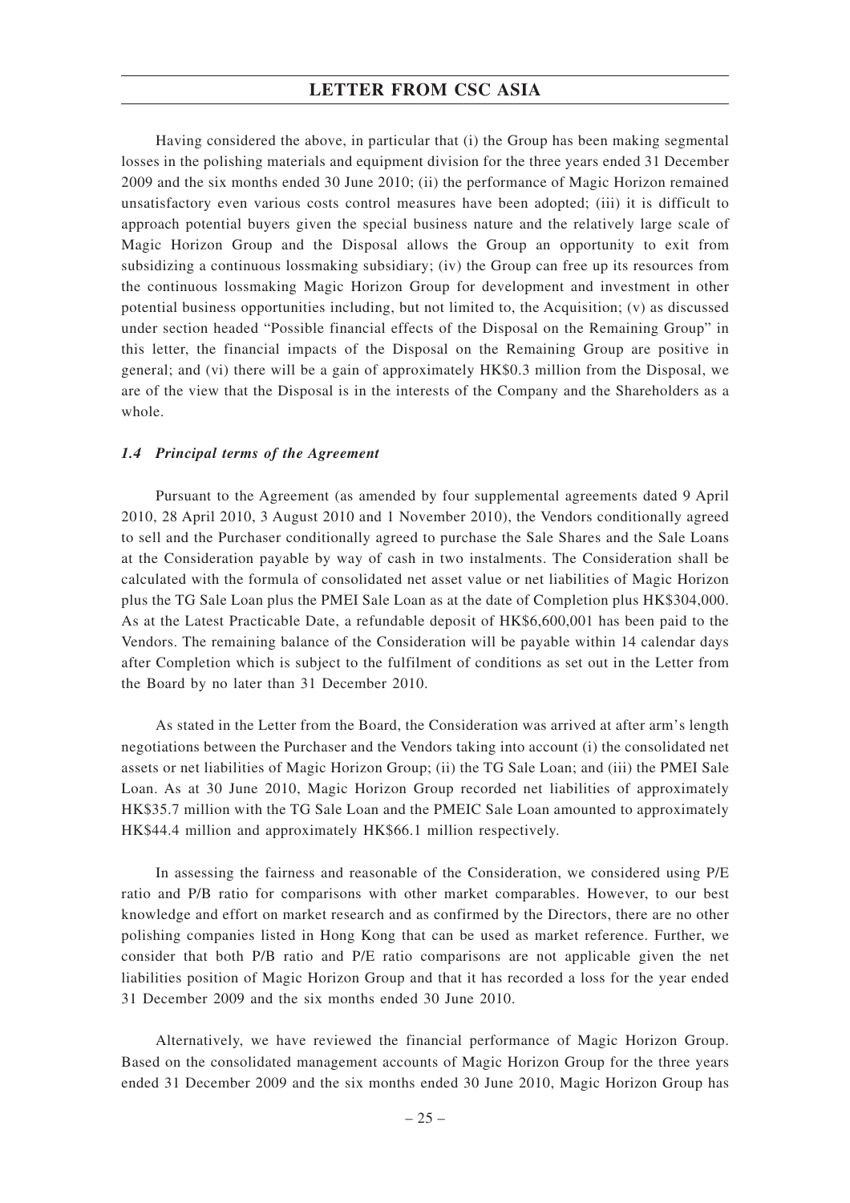Having considered the above, in particular that (i) the Group has been making segmental losses in the polishing materials and equipment division for the three years ended 31 December 2009 and the six months ended 30 June 2010; (ii) the performance of Magic Horizon remained unsatisfactory even various costs control measures have been adopted; (iii) it is difficult to approach potential buyers given the special business nature and the relatively large scale of Magic Horizon Group and the Disposal allows the Group an opportunity to exit from subsidizing a continuous lossmaking subsidiary; (iv) the Group can free up its resources from the continuous lossmaking Magic Horizon Group for development and investment in other potential business opportunities including, but not limited to, the Acquisition; (v) as discussed under section headed "Possible financial effects of the Disposal on the Remaining Group" in this letter, the financial impacts of the Disposal on the Remaining Group are positive in general; and (vi) there will be a gain of approximately HK$0.3 million from the Disposal, we are of the view that the Disposal is in the interests of the Company and the Shareholders as a whole.

### *1.4 Principal terms of the Agreement*

Pursuant to the Agreement (as amended by four supplemental agreements dated 9 April 2010, 28 April 2010, 3 August 2010 and 1 November 2010), the Vendors conditionally agreed to sell and the Purchaser conditionally agreed to purchase the Sale Shares and the Sale Loans at the Consideration payable by way of cash in two instalments. The Consideration shall be calculated with the formula of consolidated net asset value or net liabilities of Magic Horizon plus the TG Sale Loan plus the PMEI Sale Loan as at the date of Completion plus HK$304,000. As at the Latest Practicable Date, a refundable deposit of HK$6,600,001 has been paid to the Vendors. The remaining balance of the Consideration will be payable within 14 calendar days after Completion which is subject to the fulfilment of conditions as set out in the Letter from the Board by no later than 31 December 2010.

As stated in the Letter from the Board, the Consideration was arrived at after arm's length negotiations between the Purchaser and the Vendors taking into account (i) the consolidated net assets or net liabilities of Magic Horizon Group; (ii) the TG Sale Loan; and (iii) the PMEI Sale Loan. As at 30 June 2010, Magic Horizon Group recorded net liabilities of approximately HK$35.7 million with the TG Sale Loan and the PMEIC Sale Loan amounted to approximately HK$44.4 million and approximately HK$66.1 million respectively.

In assessing the fairness and reasonable of the Consideration, we considered using P/E ratio and P/B ratio for comparisons with other market comparables. However, to our best knowledge and effort on market research and as confirmed by the Directors, there are no other polishing companies listed in Hong Kong that can be used as market reference. Further, we consider that both P/B ratio and P/E ratio comparisons are not applicable given the net liabilities position of Magic Horizon Group and that it has recorded a loss for the year ended 31 December 2009 and the six months ended 30 June 2010.

Alternatively, we have reviewed the financial performance of Magic Horizon Group. Based on the consolidated management accounts of Magic Horizon Group for the three years ended 31 December 2009 and the six months ended 30 June 2010, Magic Horizon Group has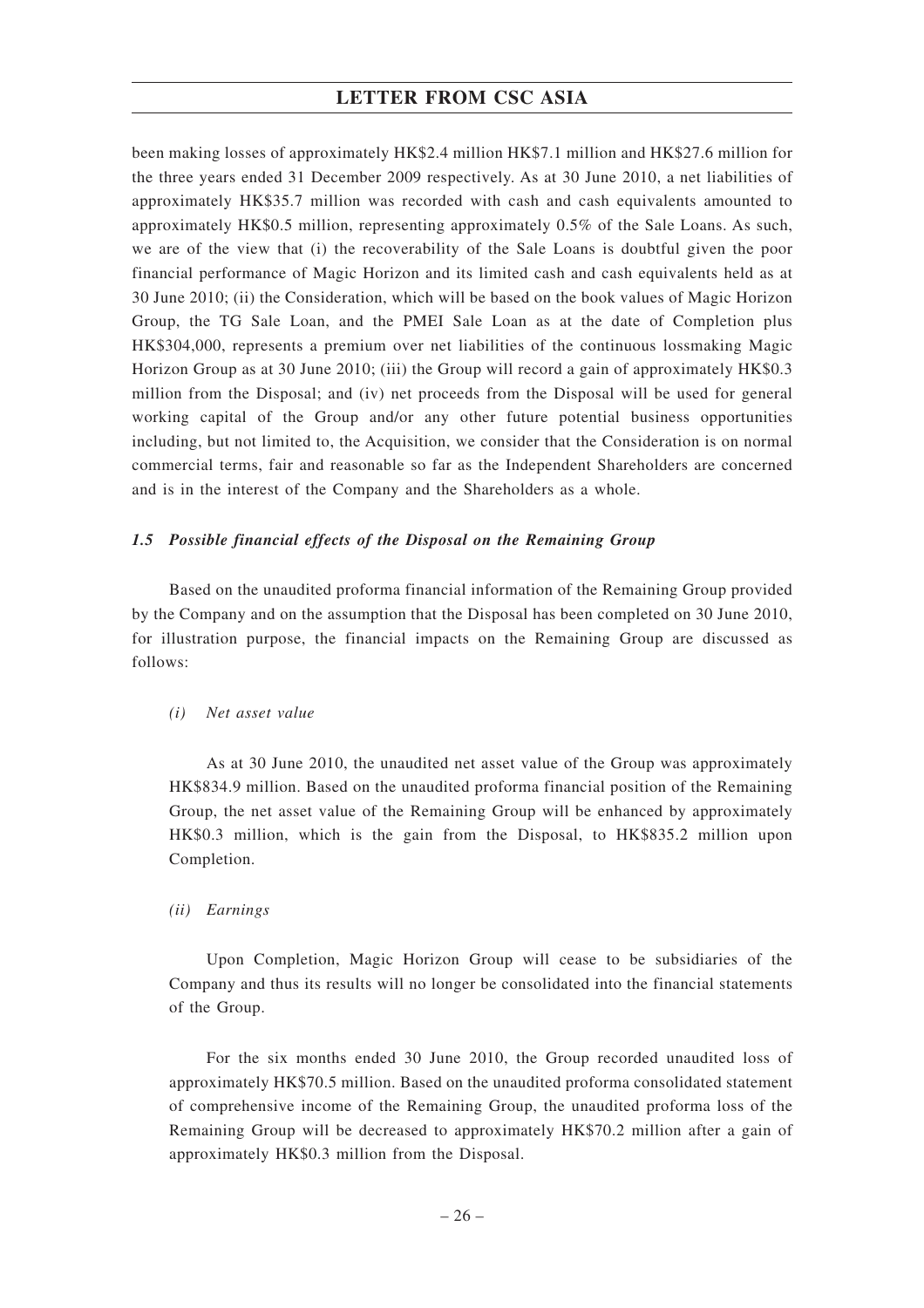been making losses of approximately HK$2.4 million HK$7.1 million and HK$27.6 million for the three years ended 31 December 2009 respectively. As at 30 June 2010, a net liabilities of approximately HK$35.7 million was recorded with cash and cash equivalents amounted to approximately HK$0.5 million, representing approximately 0.5% of the Sale Loans. As such, we are of the view that (i) the recoverability of the Sale Loans is doubtful given the poor financial performance of Magic Horizon and its limited cash and cash equivalents held as at 30 June 2010; (ii) the Consideration, which will be based on the book values of Magic Horizon Group, the TG Sale Loan, and the PMEI Sale Loan as at the date of Completion plus HK$304,000, represents a premium over net liabilities of the continuous lossmaking Magic Horizon Group as at 30 June 2010; (iii) the Group will record a gain of approximately HK$0.3 million from the Disposal; and (iv) net proceeds from the Disposal will be used for general working capital of the Group and/or any other future potential business opportunities including, but not limited to, the Acquisition, we consider that the Consideration is on normal commercial terms, fair and reasonable so far as the Independent Shareholders are concerned and is in the interest of the Company and the Shareholders as a whole.

### *1.5 Possible financial effects of the Disposal on the Remaining Group*

Based on the unaudited proforma financial information of the Remaining Group provided by the Company and on the assumption that the Disposal has been completed on 30 June 2010, for illustration purpose, the financial impacts on the Remaining Group are discussed as follows:

*(i) Net asset value*

As at 30 June 2010, the unaudited net asset value of the Group was approximately HK$834.9 million. Based on the unaudited proforma financial position of the Remaining Group, the net asset value of the Remaining Group will be enhanced by approximately HK$0.3 million, which is the gain from the Disposal, to HK$835.2 million upon Completion.

*(ii) Earnings*

Upon Completion, Magic Horizon Group will cease to be subsidiaries of the Company and thus its results will no longer be consolidated into the financial statements of the Group.

For the six months ended 30 June 2010, the Group recorded unaudited loss of approximately HK$70.5 million. Based on the unaudited proforma consolidated statement of comprehensive income of the Remaining Group, the unaudited proforma loss of the Remaining Group will be decreased to approximately HK$70.2 million after a gain of approximately HK$0.3 million from the Disposal.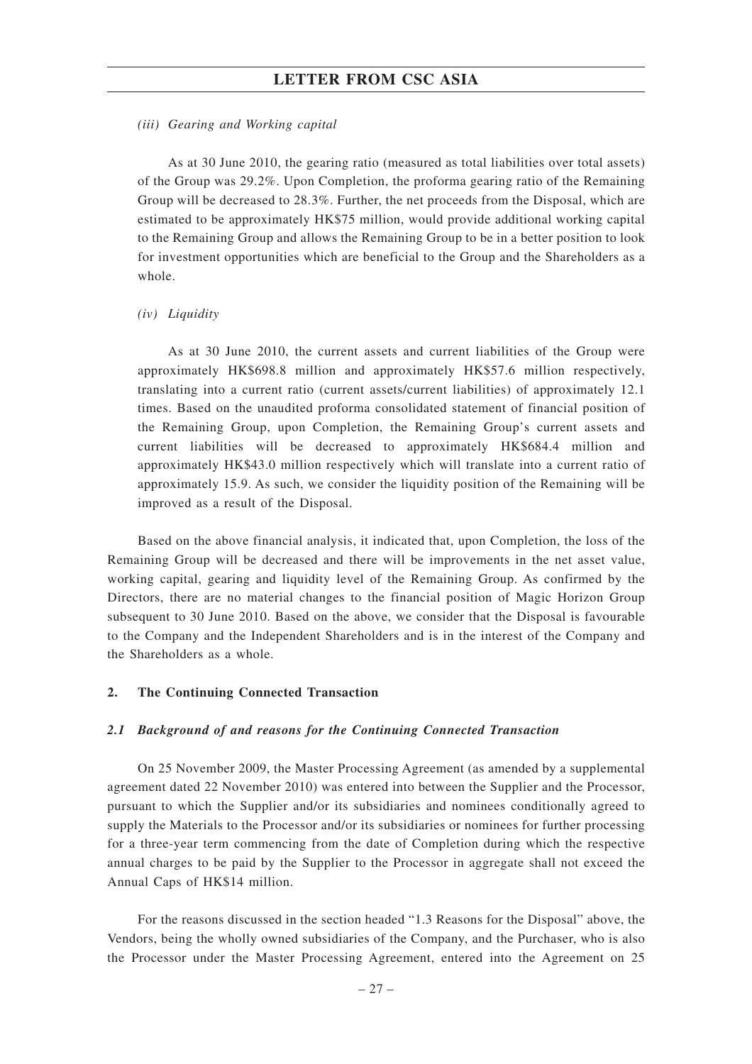*(iii) Gearing and Working capital*

As at 30 June 2010, the gearing ratio (measured as total liabilities over total assets) of the Group was 29.2%. Upon Completion, the proforma gearing ratio of the Remaining Group will be decreased to 28.3%. Further, the net proceeds from the Disposal, which are estimated to be approximately HK$75 million, would provide additional working capital to the Remaining Group and allows the Remaining Group to be in a better position to look for investment opportunities which are beneficial to the Group and the Shareholders as a whole.

*(iv) Liquidity*

As at 30 June 2010, the current assets and current liabilities of the Group were approximately HK$698.8 million and approximately HK$57.6 million respectively, translating into a current ratio (current assets/current liabilities) of approximately 12.1 times. Based on the unaudited proforma consolidated statement of financial position of the Remaining Group, upon Completion, the Remaining Group's current assets and current liabilities will be decreased to approximately HK$684.4 million and approximately HK$43.0 million respectively which will translate into a current ratio of approximately 15.9. As such, we consider the liquidity position of the Remaining will be improved as a result of the Disposal.

Based on the above financial analysis, it indicated that, upon Completion, the loss of the Remaining Group will be decreased and there will be improvements in the net asset value, working capital, gearing and liquidity level of the Remaining Group. As confirmed by the Directors, there are no material changes to the financial position of Magic Horizon Group subsequent to 30 June 2010. Based on the above, we consider that the Disposal is favourable to the Company and the Independent Shareholders and is in the interest of the Company and the Shareholders as a whole.

## 2. The Continuing Connected Transaction

### *2.1 Background of and reasons for the Continuing Connected Transaction*

On 25 November 2009, the Master Processing Agreement (as amended by a supplemental agreement dated 22 November 2010) was entered into between the Supplier and the Processor, pursuant to which the Supplier and/or its subsidiaries and nominees conditionally agreed to supply the Materials to the Processor and/or its subsidiaries or nominees for further processing for a three-year term commencing from the date of Completion during which the respective annual charges to be paid by the Supplier to the Processor in aggregate shall not exceed the Annual Caps of HK$14 million.

For the reasons discussed in the section headed "1.3 Reasons for the Disposal" above, the Vendors, being the wholly owned subsidiaries of the Company, and the Purchaser, who is also the Processor under the Master Processing Agreement, entered into the Agreement on 25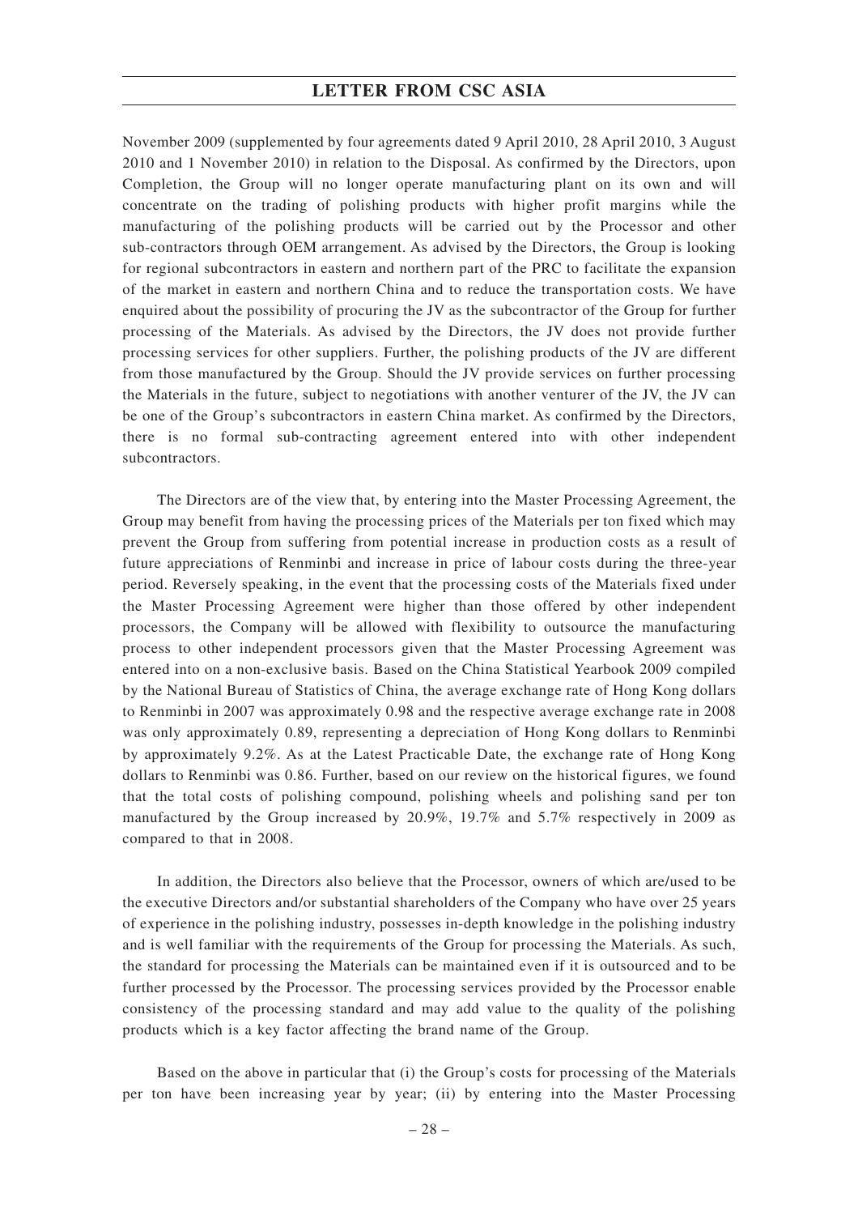November 2009 (supplemented by four agreements dated 9 April 2010, 28 April 2010, 3 August 2010 and 1 November 2010) in relation to the Disposal. As confirmed by the Directors, upon Completion, the Group will no longer operate manufacturing plant on its own and will concentrate on the trading of polishing products with higher profit margins while the manufacturing of the polishing products will be carried out by the Processor and other sub-contractors through OEM arrangement. As advised by the Directors, the Group is looking for regional subcontractors in eastern and northern part of the PRC to facilitate the expansion of the market in eastern and northern China and to reduce the transportation costs. We have enquired about the possibility of procuring the JV as the subcontractor of the Group for further processing of the Materials. As advised by the Directors, the JV does not provide further processing services for other suppliers. Further, the polishing products of the JV are different from those manufactured by the Group. Should the JV provide services on further processing the Materials in the future, subject to negotiations with another venturer of the JV, the JV can be one of the Group's subcontractors in eastern China market. As confirmed by the Directors, there is no formal sub-contracting agreement entered into with other independent subcontractors.

The Directors are of the view that, by entering into the Master Processing Agreement, the Group may benefit from having the processing prices of the Materials per ton fixed which may prevent the Group from suffering from potential increase in production costs as a result of future appreciations of Renminbi and increase in price of labour costs during the three-year period. Reversely speaking, in the event that the processing costs of the Materials fixed under the Master Processing Agreement were higher than those offered by other independent processors, the Company will be allowed with flexibility to outsource the manufacturing process to other independent processors given that the Master Processing Agreement was entered into on a non-exclusive basis. Based on the China Statistical Yearbook 2009 compiled by the National Bureau of Statistics of China, the average exchange rate of Hong Kong dollars to Renminbi in 2007 was approximately 0.98 and the respective average exchange rate in 2008 was only approximately 0.89, representing a depreciation of Hong Kong dollars to Renminbi by approximately 9.2%. As at the Latest Practicable Date, the exchange rate of Hong Kong dollars to Renminbi was 0.86. Further, based on our review on the historical figures, we found that the total costs of polishing compound, polishing wheels and polishing sand per ton manufactured by the Group increased by 20.9%, 19.7% and 5.7% respectively in 2009 as compared to that in 2008.

In addition, the Directors also believe that the Processor, owners of which are/used to be the executive Directors and/or substantial shareholders of the Company who have over 25 years of experience in the polishing industry, possesses in-depth knowledge in the polishing industry and is well familiar with the requirements of the Group for processing the Materials. As such, the standard for processing the Materials can be maintained even if it is outsourced and to be further processed by the Processor. The processing services provided by the Processor enable consistency of the processing standard and may add value to the quality of the polishing products which is a key factor affecting the brand name of the Group.

Based on the above in particular that (i) the Group's costs for processing of the Materials per ton have been increasing year by year; (ii) by entering into the Master Processing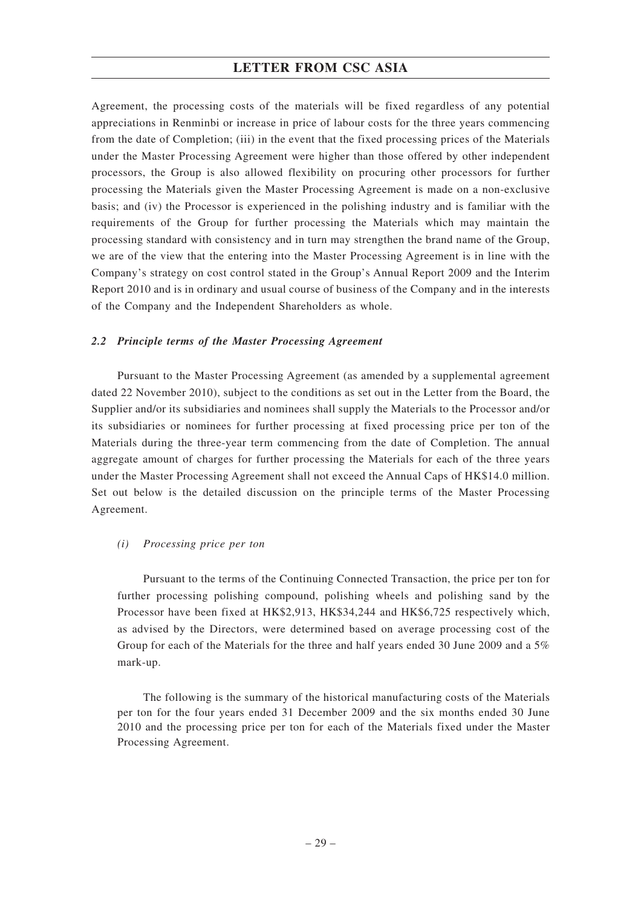Agreement, the processing costs of the materials will be fixed regardless of any potential appreciations in Renminbi or increase in price of labour costs for the three years commencing from the date of Completion; (iii) in the event that the fixed processing prices of the Materials under the Master Processing Agreement were higher than those offered by other independent processors, the Group is also allowed flexibility on procuring other processors for further processing the Materials given the Master Processing Agreement is made on a non-exclusive basis; and (iv) the Processor is experienced in the polishing industry and is familiar with the requirements of the Group for further processing the Materials which may maintain the processing standard with consistency and in turn may strengthen the brand name of the Group, we are of the view that the entering into the Master Processing Agreement is in line with the Company's strategy on cost control stated in the Group's Annual Report 2009 and the Interim Report 2010 and is in ordinary and usual course of business of the Company and in the interests of the Company and the Independent Shareholders as whole.

### *2.2 Principle terms of the Master Processing Agreement*

Pursuant to the Master Processing Agreement (as amended by a supplemental agreement dated 22 November 2010), subject to the conditions as set out in the Letter from the Board, the Supplier and/or its subsidiaries and nominees shall supply the Materials to the Processor and/or its subsidiaries or nominees for further processing at fixed processing price per ton of the Materials during the three-year term commencing from the date of Completion. The annual aggregate amount of charges for further processing the Materials for each of the three years under the Master Processing Agreement shall not exceed the Annual Caps of HK$14.0 million. Set out below is the detailed discussion on the principle terms of the Master Processing Agreement.

*(i) Processing price per ton*

Pursuant to the terms of the Continuing Connected Transaction, the price per ton for further processing polishing compound, polishing wheels and polishing sand by the Processor have been fixed at HK$2,913, HK$34,244 and HK$6,725 respectively which, as advised by the Directors, were determined based on average processing cost of the Group for each of the Materials for the three and half years ended 30 June 2009 and a 5% mark-up.

The following is the summary of the historical manufacturing costs of the Materials per ton for the four years ended 31 December 2009 and the six months ended 30 June 2010 and the processing price per ton for each of the Materials fixed under the Master Processing Agreement.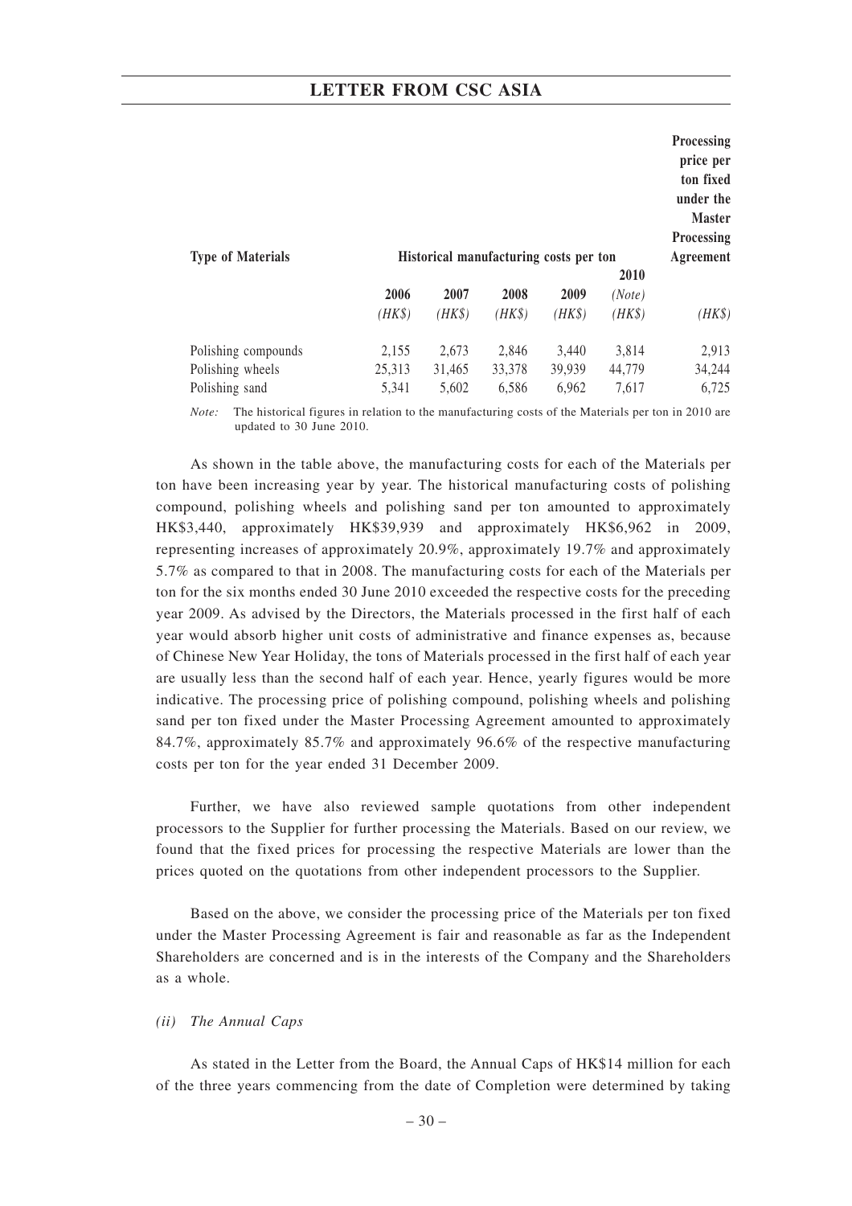| Type of Materials | Historical manufacturing costs per ton | | | | | Processing price per ton fixed under the Master Processing Agreement |
|---|---|---|---|---|---|---|
| | 2006 | 2007 | 2008 | 2009 | 2010 (Note) | |
| | (HK$) | (HK$) | (HK$) | (HK$) | (HK$) | (HK$) |
| Polishing compounds | 2,155 | 2,673 | 2,846 | 3,440 | 3,814 | 2,913 |
| Polishing wheels | 25,313 | 31,465 | 33,378 | 39,939 | 44,779 | 34,244 |
| Polishing sand | 5,341 | 5,602 | 6,586 | 6,962 | 7,617 | 6,725 |

*Note:* The historical figures in relation to the manufacturing costs of the Materials per ton in 2010 are updated to 30 June 2010.

As shown in the table above, the manufacturing costs for each of the Materials per ton have been increasing year by year. The historical manufacturing costs of polishing compound, polishing wheels and polishing sand per ton amounted to approximately HK$3,440, approximately HK$39,939 and approximately HK$6,962 in 2009, representing increases of approximately 20.9%, approximately 19.7% and approximately 5.7% as compared to that in 2008. The manufacturing costs for each of the Materials per ton for the six months ended 30 June 2010 exceeded the respective costs for the preceding year 2009. As advised by the Directors, the Materials processed in the first half of each year would absorb higher unit costs of administrative and finance expenses as, because of Chinese New Year Holiday, the tons of Materials processed in the first half of each year are usually less than the second half of each year. Hence, yearly figures would be more indicative. The processing price of polishing compound, polishing wheels and polishing sand per ton fixed under the Master Processing Agreement amounted to approximately 84.7%, approximately 85.7% and approximately 96.6% of the respective manufacturing costs per ton for the year ended 31 December 2009.

Further, we have also reviewed sample quotations from other independent processors to the Supplier for further processing the Materials. Based on our review, we found that the fixed prices for processing the respective Materials are lower than the prices quoted on the quotations from other independent processors to the Supplier.

Based on the above, we consider the processing price of the Materials per ton fixed under the Master Processing Agreement is fair and reasonable as far as the Independent Shareholders are concerned and is in the interests of the Company and the Shareholders as a whole.

*(ii) The Annual Caps*

As stated in the Letter from the Board, the Annual Caps of HK$14 million for each of the three years commencing from the date of Completion were determined by taking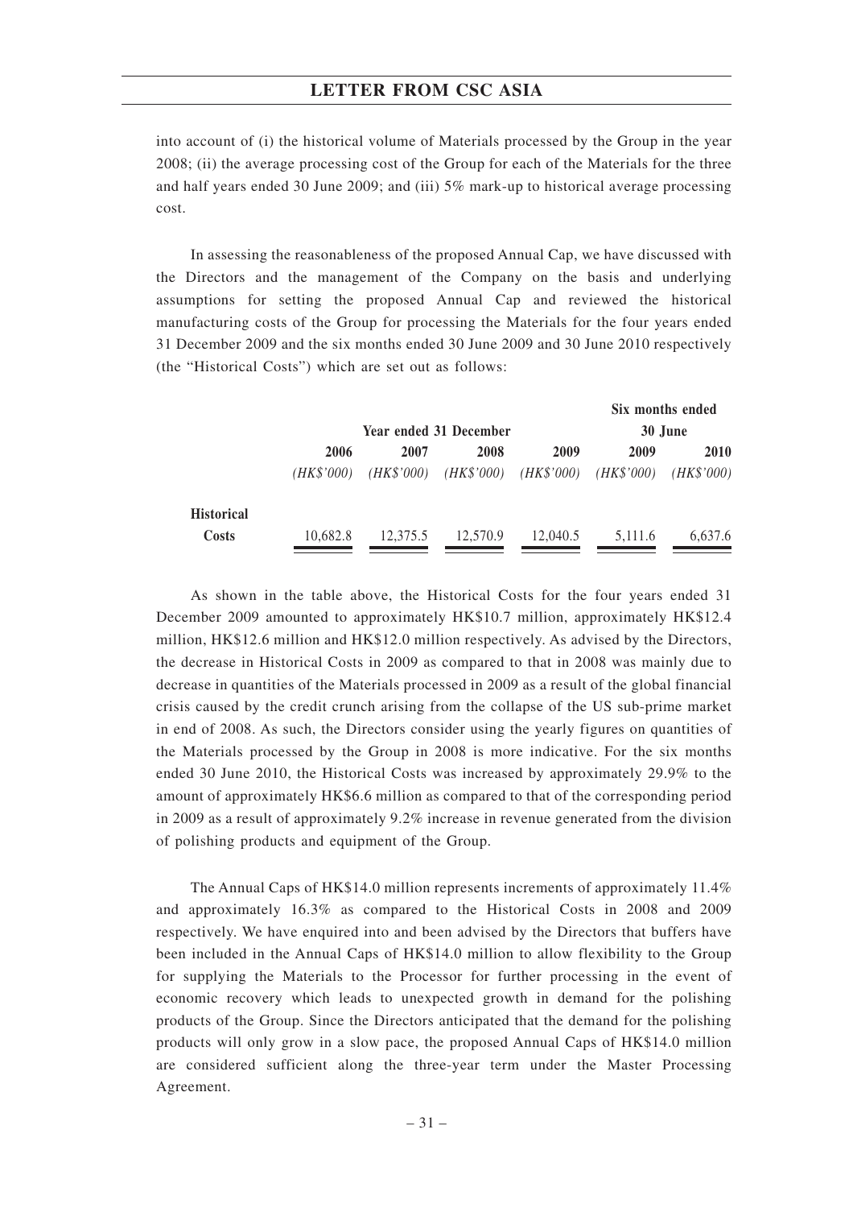into account of (i) the historical volume of Materials processed by the Group in the year 2008; (ii) the average processing cost of the Group for each of the Materials for the three and half years ended 30 June 2009; and (iii) 5% mark-up to historical average processing cost.

In assessing the reasonableness of the proposed Annual Cap, we have discussed with the Directors and the management of the Company on the basis and underlying assumptions for setting the proposed Annual Cap and reviewed the historical manufacturing costs of the Group for processing the Materials for the four years ended 31 December 2009 and the six months ended 30 June 2009 and 30 June 2010 respectively (the "Historical Costs") which are set out as follows:

| | Year ended 31 December | | | | Six months ended 30 June | |
|---|---|---|---|---|---|---|
| | **2006** | **2007** | **2008** | **2009** | **2009** | **2010** |
| | *(HK$'000)* | *(HK$'000)* | *(HK$'000)* | *(HK$'000)* | *(HK$'000)* | *(HK$'000)* |
| **Historical Costs** | 10,682.8 | 12,375.5 | 12,570.9 | 12,040.5 | 5,111.6 | 6,637.6 |

As shown in the table above, the Historical Costs for the four years ended 31 December 2009 amounted to approximately HK$10.7 million, approximately HK$12.4 million, HK$12.6 million and HK$12.0 million respectively. As advised by the Directors, the decrease in Historical Costs in 2009 as compared to that in 2008 was mainly due to decrease in quantities of the Materials processed in 2009 as a result of the global financial crisis caused by the credit crunch arising from the collapse of the US sub-prime market in end of 2008. As such, the Directors consider using the yearly figures on quantities of the Materials processed by the Group in 2008 is more indicative. For the six months ended 30 June 2010, the Historical Costs was increased by approximately 29.9% to the amount of approximately HK$6.6 million as compared to that of the corresponding period in 2009 as a result of approximately 9.2% increase in revenue generated from the division of polishing products and equipment of the Group.

The Annual Caps of HK$14.0 million represents increments of approximately 11.4% and approximately 16.3% as compared to the Historical Costs in 2008 and 2009 respectively. We have enquired into and been advised by the Directors that buffers have been included in the Annual Caps of HK$14.0 million to allow flexibility to the Group for supplying the Materials to the Processor for further processing in the event of economic recovery which leads to unexpected growth in demand for the polishing products of the Group. Since the Directors anticipated that the demand for the polishing products will only grow in a slow pace, the proposed Annual Caps of HK$14.0 million are considered sufficient along the three-year term under the Master Processing Agreement.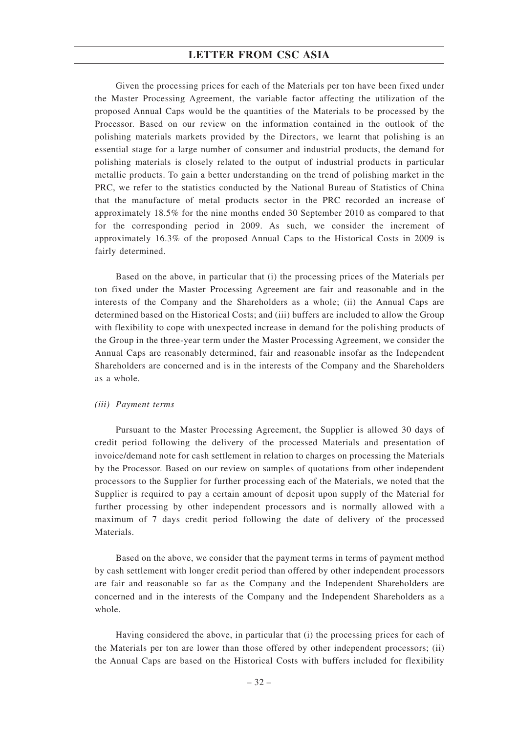Given the processing prices for each of the Materials per ton have been fixed under the Master Processing Agreement, the variable factor affecting the utilization of the proposed Annual Caps would be the quantities of the Materials to be processed by the Processor. Based on our review on the information contained in the outlook of the polishing materials markets provided by the Directors, we learnt that polishing is an essential stage for a large number of consumer and industrial products, the demand for polishing materials is closely related to the output of industrial products in particular metallic products. To gain a better understanding on the trend of polishing market in the PRC, we refer to the statistics conducted by the National Bureau of Statistics of China that the manufacture of metal products sector in the PRC recorded an increase of approximately 18.5% for the nine months ended 30 September 2010 as compared to that for the corresponding period in 2009. As such, we consider the increment of approximately 16.3% of the proposed Annual Caps to the Historical Costs in 2009 is fairly determined.

Based on the above, in particular that (i) the processing prices of the Materials per ton fixed under the Master Processing Agreement are fair and reasonable and in the interests of the Company and the Shareholders as a whole; (ii) the Annual Caps are determined based on the Historical Costs; and (iii) buffers are included to allow the Group with flexibility to cope with unexpected increase in demand for the polishing products of the Group in the three-year term under the Master Processing Agreement, we consider the Annual Caps are reasonably determined, fair and reasonable insofar as the Independent Shareholders are concerned and is in the interests of the Company and the Shareholders as a whole.

*(iii) Payment terms*

Pursuant to the Master Processing Agreement, the Supplier is allowed 30 days of credit period following the delivery of the processed Materials and presentation of invoice/demand note for cash settlement in relation to charges on processing the Materials by the Processor. Based on our review on samples of quotations from other independent processors to the Supplier for further processing each of the Materials, we noted that the Supplier is required to pay a certain amount of deposit upon supply of the Material for further processing by other independent processors and is normally allowed with a maximum of 7 days credit period following the date of delivery of the processed Materials.

Based on the above, we consider that the payment terms in terms of payment method by cash settlement with longer credit period than offered by other independent processors are fair and reasonable so far as the Company and the Independent Shareholders are concerned and in the interests of the Company and the Independent Shareholders as a whole.

Having considered the above, in particular that (i) the processing prices for each of the Materials per ton are lower than those offered by other independent processors; (ii) the Annual Caps are based on the Historical Costs with buffers included for flexibility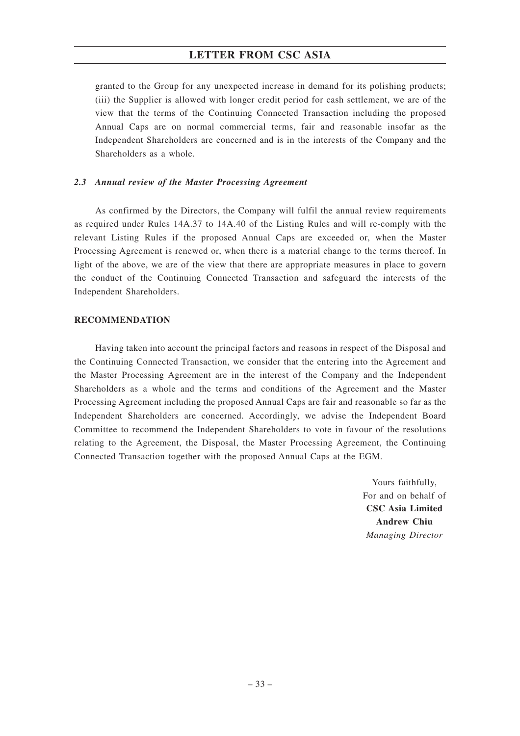granted to the Group for any unexpected increase in demand for its polishing products; (iii) the Supplier is allowed with longer credit period for cash settlement, we are of the view that the terms of the Continuing Connected Transaction including the proposed Annual Caps are on normal commercial terms, fair and reasonable insofar as the Independent Shareholders are concerned and is in the interests of the Company and the Shareholders as a whole.

### *2.3 Annual review of the Master Processing Agreement*

As confirmed by the Directors, the Company will fulfil the annual review requirements as required under Rules 14A.37 to 14A.40 of the Listing Rules and will re-comply with the relevant Listing Rules if the proposed Annual Caps are exceeded or, when the Master Processing Agreement is renewed or, when there is a material change to the terms thereof. In light of the above, we are of the view that there are appropriate measures in place to govern the conduct of the Continuing Connected Transaction and safeguard the interests of the Independent Shareholders.

## RECOMMENDATION

Having taken into account the principal factors and reasons in respect of the Disposal and the Continuing Connected Transaction, we consider that the entering into the Agreement and the Master Processing Agreement are in the interest of the Company and the Independent Shareholders as a whole and the terms and conditions of the Agreement and the Master Processing Agreement including the proposed Annual Caps are fair and reasonable so far as the Independent Shareholders are concerned. Accordingly, we advise the Independent Board Committee to recommend the Independent Shareholders to vote in favour of the resolutions relating to the Agreement, the Disposal, the Master Processing Agreement, the Continuing Connected Transaction together with the proposed Annual Caps at the EGM.

Yours faithfully,
For and on behalf of
**CSC Asia Limited**
**Andrew Chiu**
*Managing Director*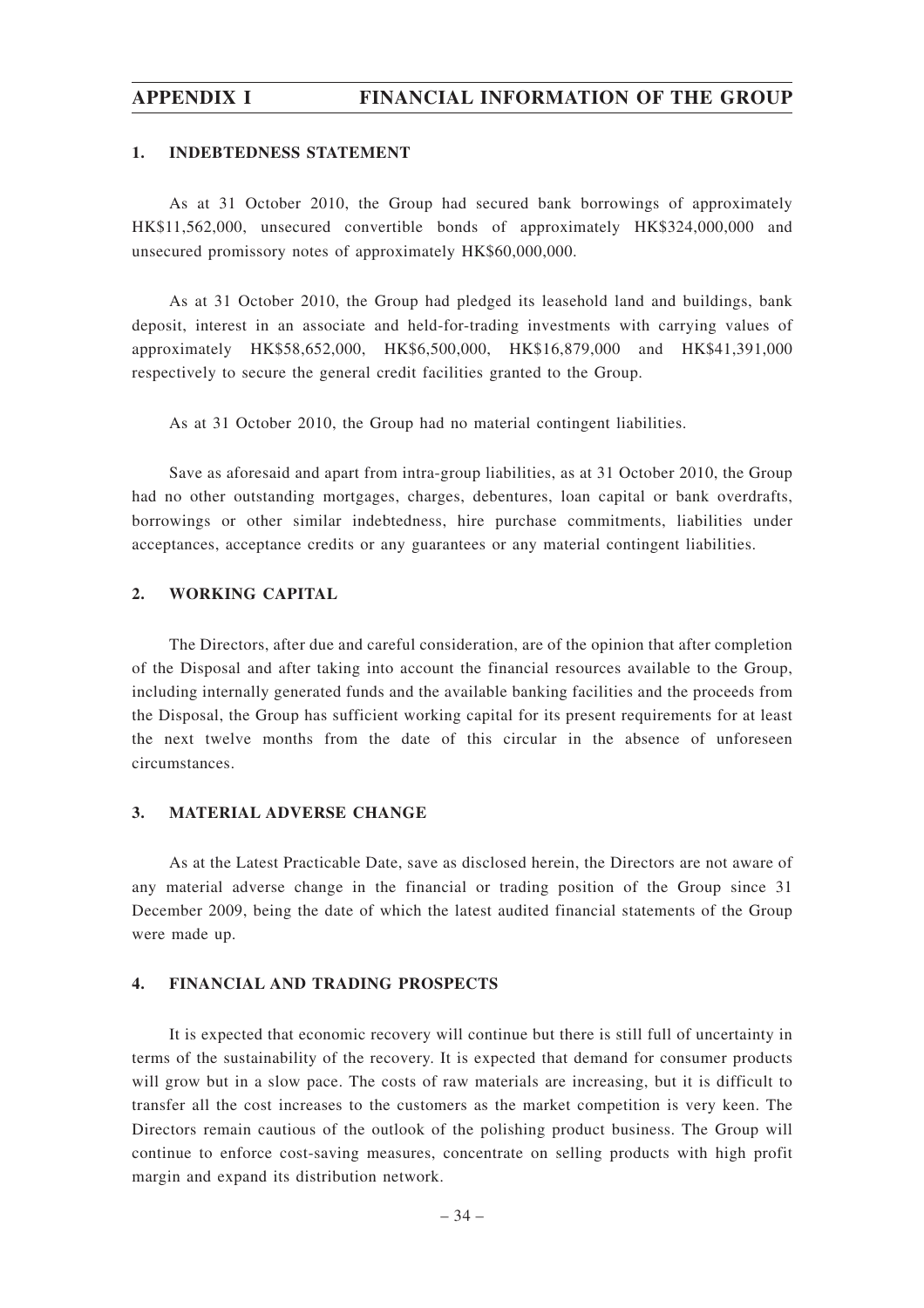## APPENDIX I FINANCIAL INFORMATION OF THE GROUP

### 1. INDEBTEDNESS STATEMENT

As at 31 October 2010, the Group had secured bank borrowings of approximately HK$11,562,000, unsecured convertible bonds of approximately HK$324,000,000 and unsecured promissory notes of approximately HK$60,000,000.

As at 31 October 2010, the Group had pledged its leasehold land and buildings, bank deposit, interest in an associate and held-for-trading investments with carrying values of approximately HK$58,652,000, HK$6,500,000, HK$16,879,000 and HK$41,391,000 respectively to secure the general credit facilities granted to the Group.

As at 31 October 2010, the Group had no material contingent liabilities.

Save as aforesaid and apart from intra-group liabilities, as at 31 October 2010, the Group had no other outstanding mortgages, charges, debentures, loan capital or bank overdrafts, borrowings or other similar indebtedness, hire purchase commitments, liabilities under acceptances, acceptance credits or any guarantees or any material contingent liabilities.

### 2. WORKING CAPITAL

The Directors, after due and careful consideration, are of the opinion that after completion of the Disposal and after taking into account the financial resources available to the Group, including internally generated funds and the available banking facilities and the proceeds from the Disposal, the Group has sufficient working capital for its present requirements for at least the next twelve months from the date of this circular in the absence of unforeseen circumstances.

### 3. MATERIAL ADVERSE CHANGE

As at the Latest Practicable Date, save as disclosed herein, the Directors are not aware of any material adverse change in the financial or trading position of the Group since 31 December 2009, being the date of which the latest audited financial statements of the Group were made up.

### 4. FINANCIAL AND TRADING PROSPECTS

It is expected that economic recovery will continue but there is still full of uncertainty in terms of the sustainability of the recovery. It is expected that demand for consumer products will grow but in a slow pace. The costs of raw materials are increasing, but it is difficult to transfer all the cost increases to the customers as the market competition is very keen. The Directors remain cautious of the outlook of the polishing product business. The Group will continue to enforce cost-saving measures, concentrate on selling products with high profit margin and expand its distribution network.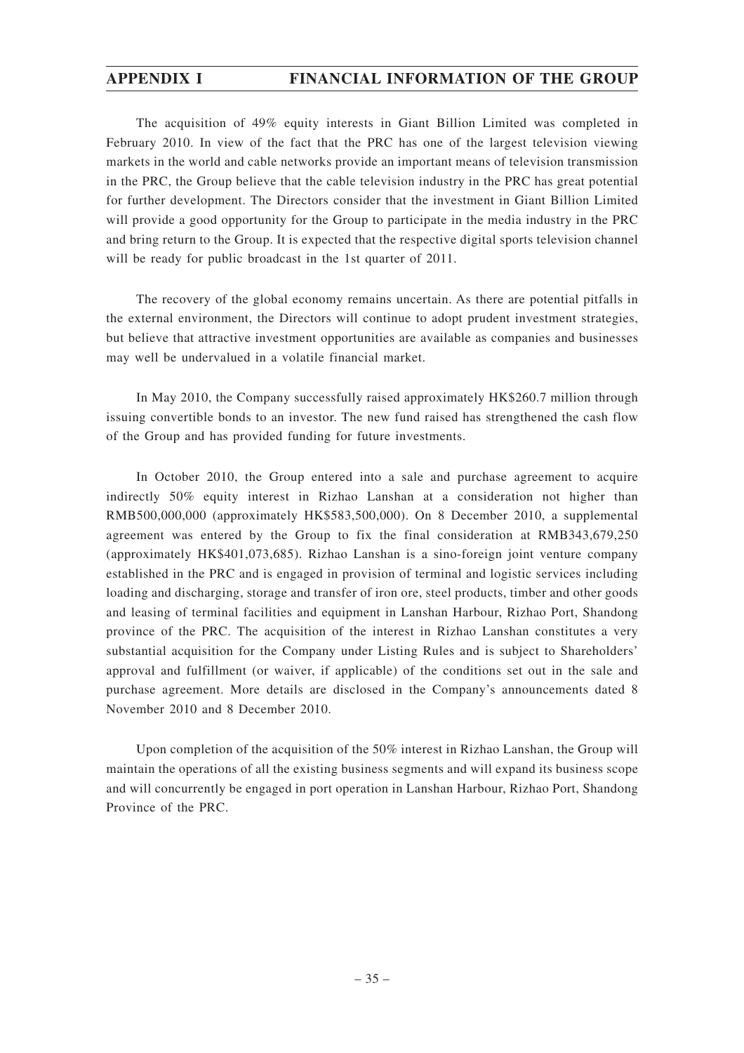The acquisition of 49% equity interests in Giant Billion Limited was completed in February 2010. In view of the fact that the PRC has one of the largest television viewing markets in the world and cable networks provide an important means of television transmission in the PRC, the Group believe that the cable television industry in the PRC has great potential for further development. The Directors consider that the investment in Giant Billion Limited will provide a good opportunity for the Group to participate in the media industry in the PRC and bring return to the Group. It is expected that the respective digital sports television channel will be ready for public broadcast in the 1st quarter of 2011.

The recovery of the global economy remains uncertain. As there are potential pitfalls in the external environment, the Directors will continue to adopt prudent investment strategies, but believe that attractive investment opportunities are available as companies and businesses may well be undervalued in a volatile financial market.

In May 2010, the Company successfully raised approximately HK$260.7 million through issuing convertible bonds to an investor. The new fund raised has strengthened the cash flow of the Group and has provided funding for future investments.

In October 2010, the Group entered into a sale and purchase agreement to acquire indirectly 50% equity interest in Rizhao Lanshan at a consideration not higher than RMB500,000,000 (approximately HK$583,500,000). On 8 December 2010, a supplemental agreement was entered by the Group to fix the final consideration at RMB343,679,250 (approximately HK$401,073,685). Rizhao Lanshan is a sino-foreign joint venture company established in the PRC and is engaged in provision of terminal and logistic services including loading and discharging, storage and transfer of iron ore, steel products, timber and other goods and leasing of terminal facilities and equipment in Lanshan Harbour, Rizhao Port, Shandong province of the PRC. The acquisition of the interest in Rizhao Lanshan constitutes a very substantial acquisition for the Company under Listing Rules and is subject to Shareholders' approval and fulfillment (or waiver, if applicable) of the conditions set out in the sale and purchase agreement. More details are disclosed in the Company's announcements dated 8 November 2010 and 8 December 2010.

Upon completion of the acquisition of the 50% interest in Rizhao Lanshan, the Group will maintain the operations of all the existing business segments and will expand its business scope and will concurrently be engaged in port operation in Lanshan Harbour, Rizhao Port, Shandong Province of the PRC.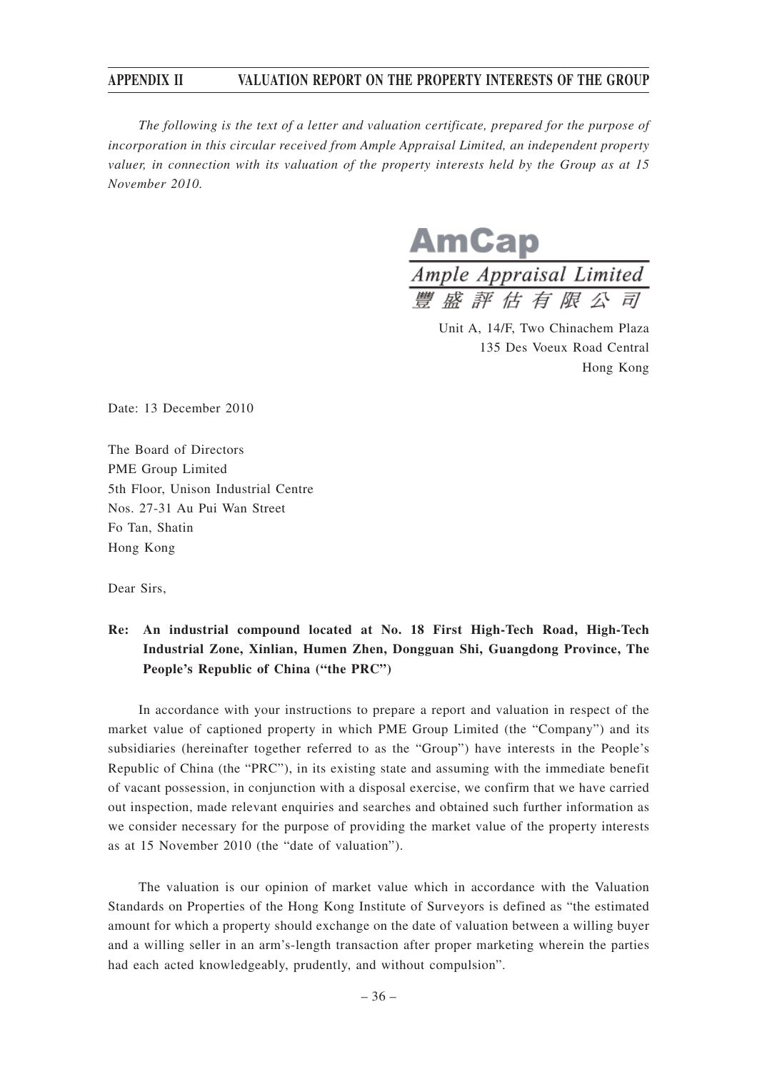*The following is the text of a letter and valuation certificate, prepared for the purpose of incorporation in this circular received from Ample Appraisal Limited, an independent property valuer, in connection with its valuation of the property interests held by the Group as at 15 November 2010.*

**AmCap**

*Ample Appraisal Limited*

豐盛評估有限公司

Unit A, 14/F, Two Chinachem Plaza
135 Des Voeux Road Central
Hong Kong

Date: 13 December 2010

The Board of Directors
PME Group Limited
5th Floor, Unison Industrial Centre
Nos. 27-31 Au Pui Wan Street
Fo Tan, Shatin
Hong Kong

Dear Sirs,

**Re: An industrial compound located at No. 18 First High-Tech Road, High-Tech Industrial Zone, Xinlian, Humen Zhen, Dongguan Shi, Guangdong Province, The People's Republic of China ("the PRC")**

In accordance with your instructions to prepare a report and valuation in respect of the market value of captioned property in which PME Group Limited (the "Company") and its subsidiaries (hereinafter together referred to as the "Group") have interests in the People's Republic of China (the "PRC"), in its existing state and assuming with the immediate benefit of vacant possession, in conjunction with a disposal exercise, we confirm that we have carried out inspection, made relevant enquiries and searches and obtained such further information as we consider necessary for the purpose of providing the market value of the property interests as at 15 November 2010 (the "date of valuation").

The valuation is our opinion of market value which in accordance with the Valuation Standards on Properties of the Hong Kong Institute of Surveyors is defined as "the estimated amount for which a property should exchange on the date of valuation between a willing buyer and a willing seller in an arm's-length transaction after proper marketing wherein the parties had each acted knowledgeably, prudently, and without compulsion".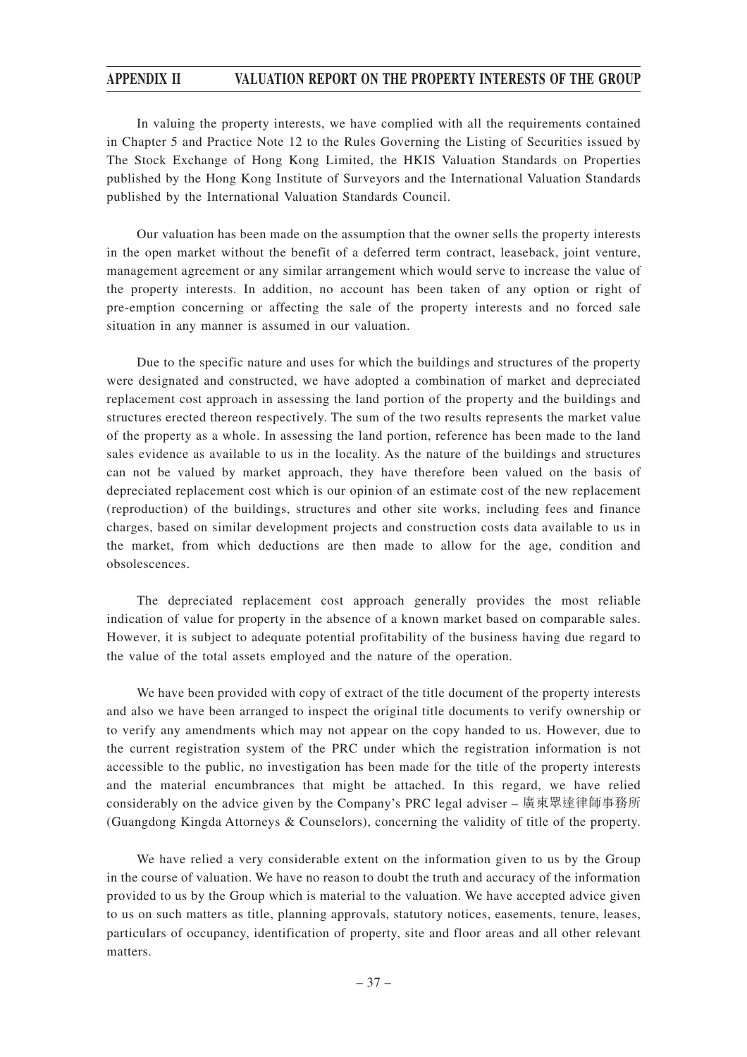In valuing the property interests, we have complied with all the requirements contained in Chapter 5 and Practice Note 12 to the Rules Governing the Listing of Securities issued by The Stock Exchange of Hong Kong Limited, the HKIS Valuation Standards on Properties published by the Hong Kong Institute of Surveyors and the International Valuation Standards published by the International Valuation Standards Council.

Our valuation has been made on the assumption that the owner sells the property interests in the open market without the benefit of a deferred term contract, leaseback, joint venture, management agreement or any similar arrangement which would serve to increase the value of the property interests. In addition, no account has been taken of any option or right of pre-emption concerning or affecting the sale of the property interests and no forced sale situation in any manner is assumed in our valuation.

Due to the specific nature and uses for which the buildings and structures of the property were designated and constructed, we have adopted a combination of market and depreciated replacement cost approach in assessing the land portion of the property and the buildings and structures erected thereon respectively. The sum of the two results represents the market value of the property as a whole. In assessing the land portion, reference has been made to the land sales evidence as available to us in the locality. As the nature of the buildings and structures can not be valued by market approach, they have therefore been valued on the basis of depreciated replacement cost which is our opinion of an estimate cost of the new replacement (reproduction) of the buildings, structures and other site works, including fees and finance charges, based on similar development projects and construction costs data available to us in the market, from which deductions are then made to allow for the age, condition and obsolescences.

The depreciated replacement cost approach generally provides the most reliable indication of value for property in the absence of a known market based on comparable sales. However, it is subject to adequate potential profitability of the business having due regard to the value of the total assets employed and the nature of the operation.

We have been provided with copy of extract of the title document of the property interests and also we have been arranged to inspect the original title documents to verify ownership or to verify any amendments which may not appear on the copy handed to us. However, due to the current registration system of the PRC under which the registration information is not accessible to the public, no investigation has been made for the title of the property interests and the material encumbrances that might be attached. In this regard, we have relied considerably on the advice given by the Company's PRC legal adviser – 廣東眾達律師事務所 (Guangdong Kingda Attorneys & Counselors), concerning the validity of title of the property.

We have relied a very considerable extent on the information given to us by the Group in the course of valuation. We have no reason to doubt the truth and accuracy of the information provided to us by the Group which is material to the valuation. We have accepted advice given to us on such matters as title, planning approvals, statutory notices, easements, tenure, leases, particulars of occupancy, identification of property, site and floor areas and all other relevant matters.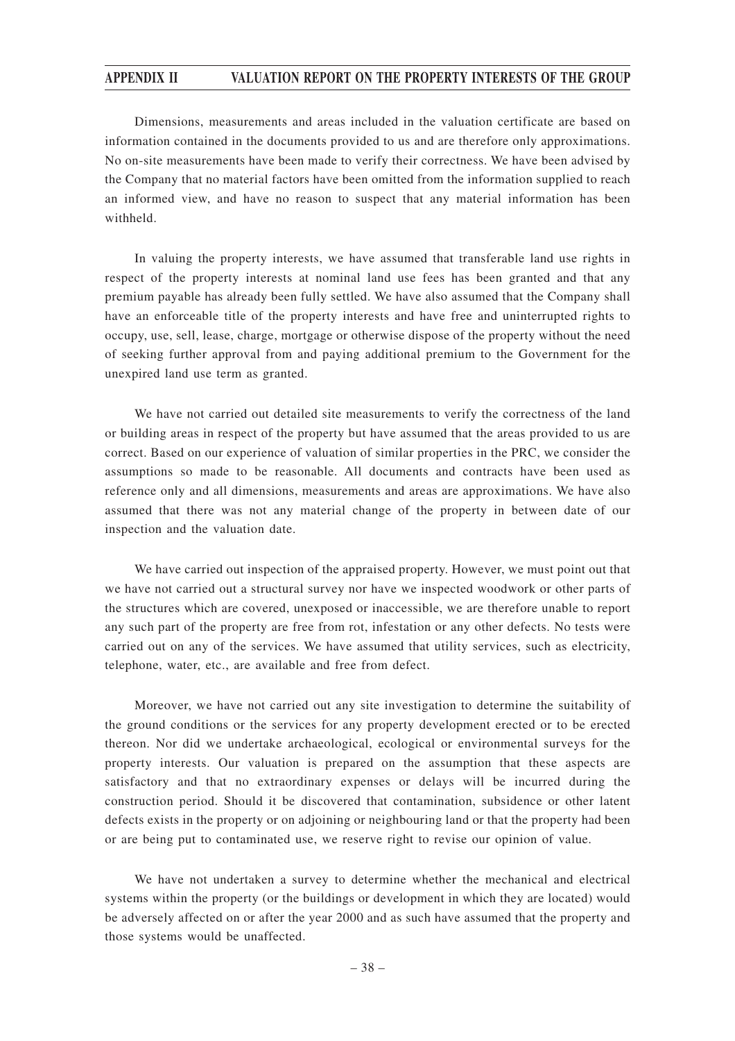Dimensions, measurements and areas included in the valuation certificate are based on information contained in the documents provided to us and are therefore only approximations. No on-site measurements have been made to verify their correctness. We have been advised by the Company that no material factors have been omitted from the information supplied to reach an informed view, and have no reason to suspect that any material information has been withheld.

In valuing the property interests, we have assumed that transferable land use rights in respect of the property interests at nominal land use fees has been granted and that any premium payable has already been fully settled. We have also assumed that the Company shall have an enforceable title of the property interests and have free and uninterrupted rights to occupy, use, sell, lease, charge, mortgage or otherwise dispose of the property without the need of seeking further approval from and paying additional premium to the Government for the unexpired land use term as granted.

We have not carried out detailed site measurements to verify the correctness of the land or building areas in respect of the property but have assumed that the areas provided to us are correct. Based on our experience of valuation of similar properties in the PRC, we consider the assumptions so made to be reasonable. All documents and contracts have been used as reference only and all dimensions, measurements and areas are approximations. We have also assumed that there was not any material change of the property in between date of our inspection and the valuation date.

We have carried out inspection of the appraised property. However, we must point out that we have not carried out a structural survey nor have we inspected woodwork or other parts of the structures which are covered, unexposed or inaccessible, we are therefore unable to report any such part of the property are free from rot, infestation or any other defects. No tests were carried out on any of the services. We have assumed that utility services, such as electricity, telephone, water, etc., are available and free from defect.

Moreover, we have not carried out any site investigation to determine the suitability of the ground conditions or the services for any property development erected or to be erected thereon. Nor did we undertake archaeological, ecological or environmental surveys for the property interests. Our valuation is prepared on the assumption that these aspects are satisfactory and that no extraordinary expenses or delays will be incurred during the construction period. Should it be discovered that contamination, subsidence or other latent defects exists in the property or on adjoining or neighbouring land or that the property had been or are being put to contaminated use, we reserve right to revise our opinion of value.

We have not undertaken a survey to determine whether the mechanical and electrical systems within the property (or the buildings or development in which they are located) would be adversely affected on or after the year 2000 and as such have assumed that the property and those systems would be unaffected.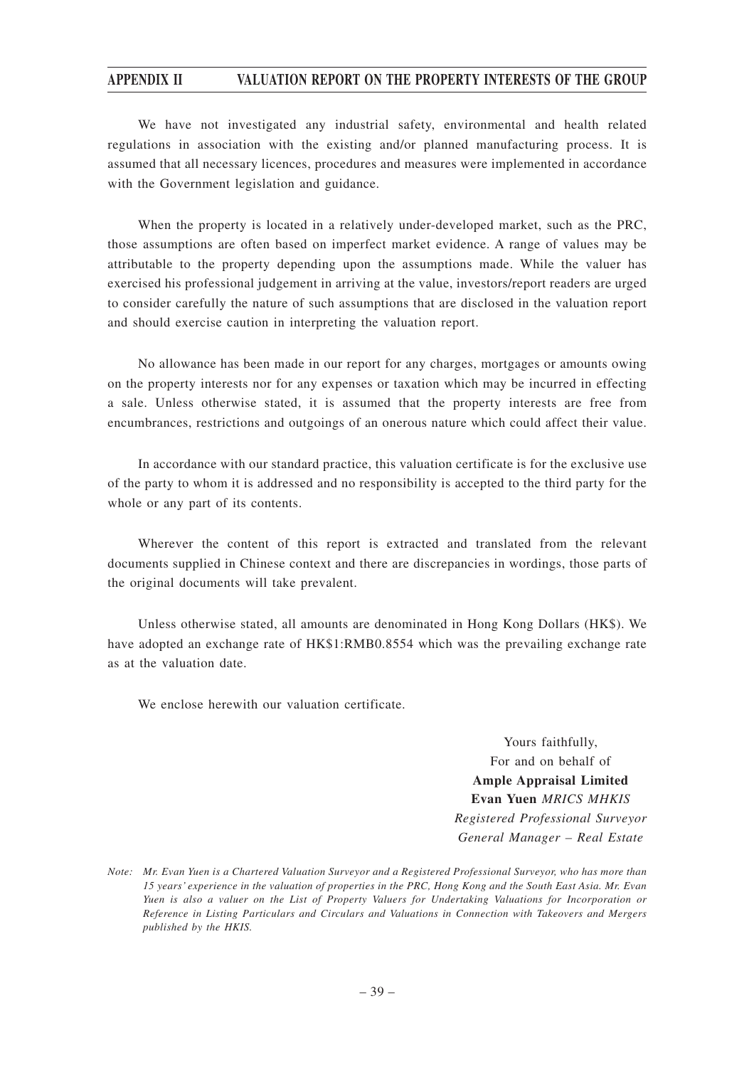We have not investigated any industrial safety, environmental and health related regulations in association with the existing and/or planned manufacturing process. It is assumed that all necessary licences, procedures and measures were implemented in accordance with the Government legislation and guidance.

When the property is located in a relatively under-developed market, such as the PRC, those assumptions are often based on imperfect market evidence. A range of values may be attributable to the property depending upon the assumptions made. While the valuer has exercised his professional judgement in arriving at the value, investors/report readers are urged to consider carefully the nature of such assumptions that are disclosed in the valuation report and should exercise caution in interpreting the valuation report.

No allowance has been made in our report for any charges, mortgages or amounts owing on the property interests nor for any expenses or taxation which may be incurred in effecting a sale. Unless otherwise stated, it is assumed that the property interests are free from encumbrances, restrictions and outgoings of an onerous nature which could affect their value.

In accordance with our standard practice, this valuation certificate is for the exclusive use of the party to whom it is addressed and no responsibility is accepted to the third party for the whole or any part of its contents.

Wherever the content of this report is extracted and translated from the relevant documents supplied in Chinese context and there are discrepancies in wordings, those parts of the original documents will take prevalent.

Unless otherwise stated, all amounts are denominated in Hong Kong Dollars (HK$). We have adopted an exchange rate of HK$1:RMB0.8554 which was the prevailing exchange rate as at the valuation date.

We enclose herewith our valuation certificate.

Yours faithfully,
For and on behalf of
**Ample Appraisal Limited**
**Evan Yuen** *MRICS MHKIS*
*Registered Professional Surveyor*
*General Manager – Real Estate*

*Note: Mr. Evan Yuen is a Chartered Valuation Surveyor and a Registered Professional Surveyor, who has more than 15 years' experience in the valuation of properties in the PRC, Hong Kong and the South East Asia. Mr. Evan Yuen is also a valuer on the List of Property Valuers for Undertaking Valuations for Incorporation or Reference in Listing Particulars and Circulars and Valuations in Connection with Takeovers and Mergers published by the HKIS.*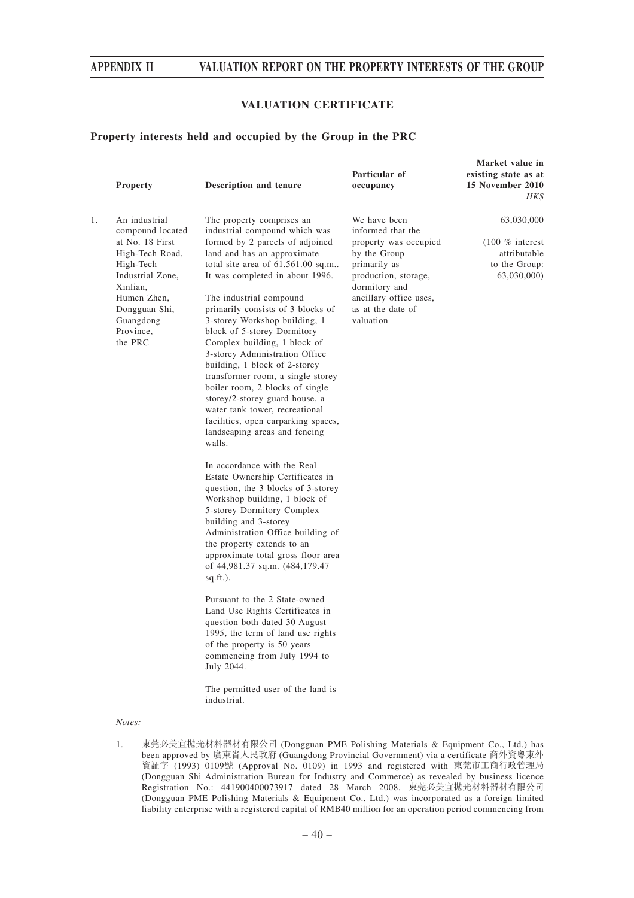## VALUATION CERTIFICATE

### Property interests held and occupied by the Group in the PRC

| | Property | Description and tenure | Particular of occupancy | Market value in existing state as at 15 November 2010 *HK$* |
|---|---|---|---|---|
| 1. | An industrial compound located at No. 18 First High-Tech Road, High-Tech Industrial Zone, Xinlian, Humen Zhen, Dongguan Shi, Guangdong Province, the PRC | The property comprises an industrial compound which was formed by 2 parcels of adjoined land and has an approximate total site area of 61,561.00 sq.m.. It was completed in about 1996.<br><br>The industrial compound primarily consists of 3 blocks of 3-storey Workshop building, 1 block of 5-storey Dormitory Complex building, 1 block of 3-storey Administration Office building, 1 block of 2-storey transformer room, a single storey boiler room, 2 blocks of single storey/2-storey guard house, a water tank tower, recreational facilities, open carparking spaces, landscaping areas and fencing walls.<br><br>In accordance with the Real Estate Ownership Certificates in question, the 3 blocks of 3-storey Workshop building, 1 block of 5-storey Dormitory Complex building and 3-storey Administration Office building of the property extends to an approximate total gross floor area of 44,981.37 sq.m. (484,179.47 sq.ft.).<br><br>Pursuant to the 2 State-owned Land Use Rights Certificates in question both dated 30 August 1995, the term of land use rights of the property is 50 years commencing from July 1994 to July 2044.<br><br>The permitted user of the land is industrial. | We have been informed that the property was occupied by the Group primarily as production, storage, dormitory and ancillary office uses, as at the date of valuation | 63,030,000<br><br>(100 % interest attributable to the Group: 63,030,000) |

*Notes:*

1. 東莞必美宜拋光材料器材有限公司 (Dongguan PME Polishing Materials & Equipment Co., Ltd.) has been approved by 廣東省人民政府 (Guangdong Provincial Government) via a certificate 商外資粵東外資証字 (1993) 0109號 (Approval No. 0109) in 1993 and registered with 東莞市工商行政管理局 (Dongguan Shi Administration Bureau for Industry and Commerce) as revealed by business licence Registration No.: 441900400073917 dated 28 March 2008. 東莞必美宜拋光材料器材有限公司 (Dongguan PME Polishing Materials & Equipment Co., Ltd.) was incorporated as a foreign limited liability enterprise with a registered capital of RMB40 million for an operation period commencing from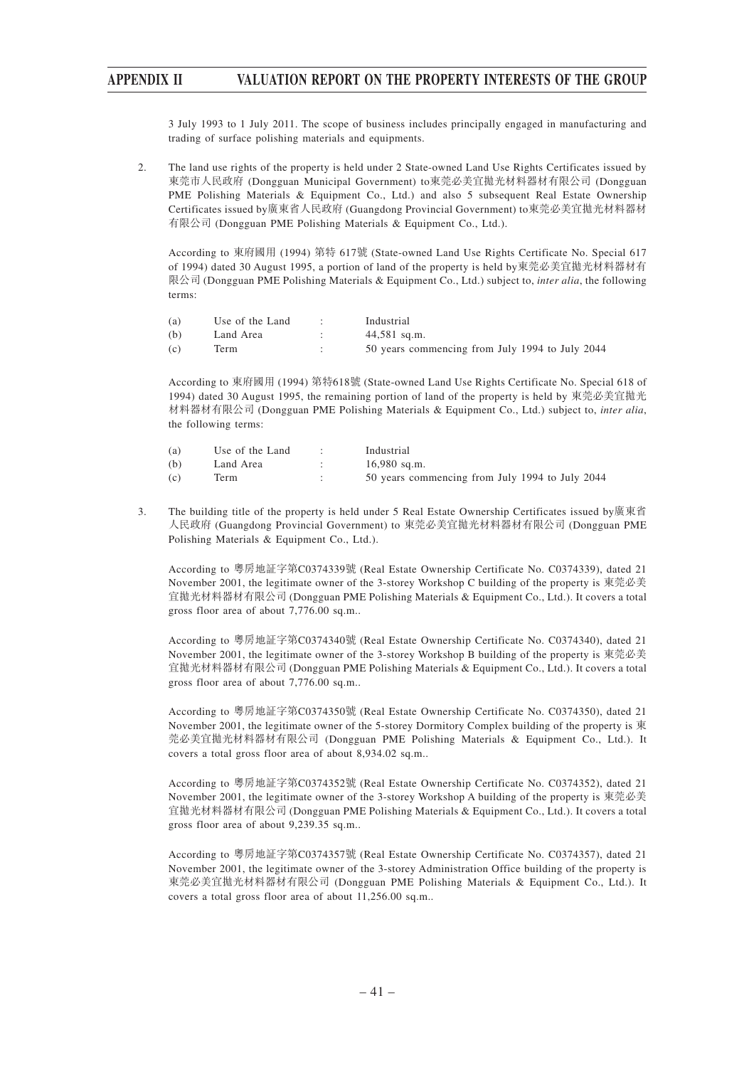3 July 1993 to 1 July 2011. The scope of business includes principally engaged in manufacturing and trading of surface polishing materials and equipments.

2. The land use rights of the property is held under 2 State-owned Land Use Rights Certificates issued by 東莞市人民政府 (Dongguan Municipal Government) to東莞必美宜拋光材料器材有限公司 (Dongguan PME Polishing Materials & Equipment Co., Ltd.) and also 5 subsequent Real Estate Ownership Certificates issued by廣東省人民政府 (Guangdong Provincial Government) to東莞必美宜拋光材料器材有限公司 (Dongguan PME Polishing Materials & Equipment Co., Ltd.).

   According to 東府國用 (1994) 第特 617號 (State-owned Land Use Rights Certificate No. Special 617 of 1994) dated 30 August 1995, a portion of land of the property is held by東莞必美宜拋光材料器材有限公司 (Dongguan PME Polishing Materials & Equipment Co., Ltd.) subject to, *inter alia*, the following terms:

| | | | |
|---|---|---|---|
| (a) | Use of the Land | : | Industrial |
| (b) | Land Area | : | 44,581 sq.m. |
| (c) | Term | : | 50 years commencing from July 1994 to July 2044 |

   According to 東府國用 (1994) 第特618號 (State-owned Land Use Rights Certificate No. Special 618 of 1994) dated 30 August 1995, the remaining portion of land of the property is held by 東莞必美宜拋光材料器材有限公司 (Dongguan PME Polishing Materials & Equipment Co., Ltd.) subject to, *inter alia*, the following terms:

| | | | |
|---|---|---|---|
| (a) | Use of the Land | : | Industrial |
| (b) | Land Area | : | 16,980 sq.m. |
| (c) | Term | : | 50 years commencing from July 1994 to July 2044 |

3. The building title of the property is held under 5 Real Estate Ownership Certificates issued by廣東省人民政府 (Guangdong Provincial Government) to 東莞必美宜拋光材料器材有限公司 (Dongguan PME Polishing Materials & Equipment Co., Ltd.).

   According to 粵房地証字第C0374339號 (Real Estate Ownership Certificate No. C0374339), dated 21 November 2001, the legitimate owner of the 3-storey Workshop C building of the property is 東莞必美宜拋光材料器材有限公司 (Dongguan PME Polishing Materials & Equipment Co., Ltd.). It covers a total gross floor area of about 7,776.00 sq.m..

   According to 粵房地証字第C0374340號 (Real Estate Ownership Certificate No. C0374340), dated 21 November 2001, the legitimate owner of the 3-storey Workshop B building of the property is 東莞必美宜拋光材料器材有限公司 (Dongguan PME Polishing Materials & Equipment Co., Ltd.). It covers a total gross floor area of about 7,776.00 sq.m..

   According to 粵房地証字第C0374350號 (Real Estate Ownership Certificate No. C0374350), dated 21 November 2001, the legitimate owner of the 5-storey Dormitory Complex building of the property is 東莞必美宜拋光材料器材有限公司 (Dongguan PME Polishing Materials & Equipment Co., Ltd.). It covers a total gross floor area of about 8,934.02 sq.m..

   According to 粵房地証字第C0374352號 (Real Estate Ownership Certificate No. C0374352), dated 21 November 2001, the legitimate owner of the 3-storey Workshop A building of the property is 東莞必美宜拋光材料器材有限公司 (Dongguan PME Polishing Materials & Equipment Co., Ltd.). It covers a total gross floor area of about 9,239.35 sq.m..

   According to 粵房地証字第C0374357號 (Real Estate Ownership Certificate No. C0374357), dated 21 November 2001, the legitimate owner of the 3-storey Administration Office building of the property is 東莞必美宜拋光材料器材有限公司 (Dongguan PME Polishing Materials & Equipment Co., Ltd.). It covers a total gross floor area of about 11,256.00 sq.m..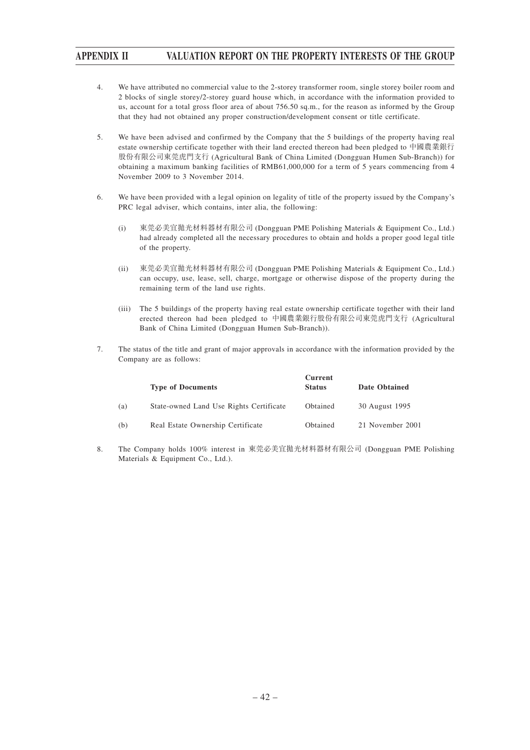4. We have attributed no commercial value to the 2-storey transformer room, single storey boiler room and 2 blocks of single storey/2-storey guard house which, in accordance with the information provided to us, account for a total gross floor area of about 756.50 sq.m., for the reason as informed by the Group that they had not obtained any proper construction/development consent or title certificate.

5. We have been advised and confirmed by the Company that the 5 buildings of the property having real estate ownership certificate together with their land erected thereon had been pledged to 中國農業銀行股份有限公司東莞虎門支行 (Agricultural Bank of China Limited (Dongguan Humen Sub-Branch)) for obtaining a maximum banking facilities of RMB61,000,000 for a term of 5 years commencing from 4 November 2009 to 3 November 2014.

6. We have been provided with a legal opinion on legality of title of the property issued by the Company's PRC legal adviser, which contains, inter alia, the following:

   (i) 東莞必美宜拋光材料器材有限公司 (Dongguan PME Polishing Materials & Equipment Co., Ltd.) had already completed all the necessary procedures to obtain and holds a proper good legal title of the property.

   (ii) 東莞必美宜拋光材料器材有限公司 (Dongguan PME Polishing Materials & Equipment Co., Ltd.) can occupy, use, lease, sell, charge, mortgage or otherwise dispose of the property during the remaining term of the land use rights.

   (iii) The 5 buildings of the property having real estate ownership certificate together with their land erected thereon had been pledged to 中國農業銀行股份有限公司東莞虎門支行 (Agricultural Bank of China Limited (Dongguan Humen Sub-Branch)).

7. The status of the title and grant of major approvals in accordance with the information provided by the Company are as follows:

| | **Type of Documents** | **Current Status** | **Date Obtained** |
|---|---|---|---|
| (a) | State-owned Land Use Rights Certificate | Obtained | 30 August 1995 |
| (b) | Real Estate Ownership Certificate | Obtained | 21 November 2001 |

8. The Company holds 100% interest in 東莞必美宜拋光材料器材有限公司 (Dongguan PME Polishing Materials & Equipment Co., Ltd.).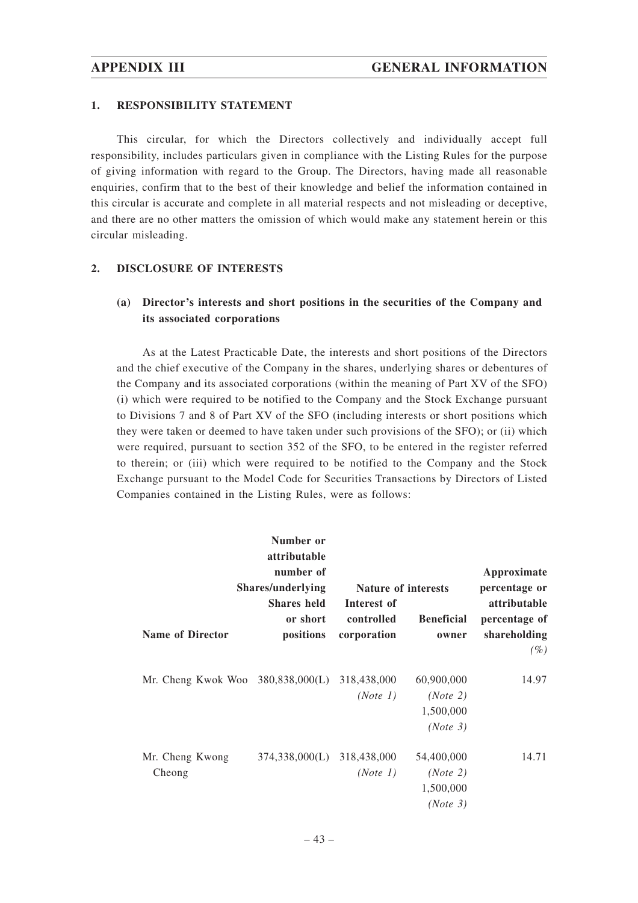## 1. RESPONSIBILITY STATEMENT

This circular, for which the Directors collectively and individually accept full responsibility, includes particulars given in compliance with the Listing Rules for the purpose of giving information with regard to the Group. The Directors, having made all reasonable enquiries, confirm that to the best of their knowledge and belief the information contained in this circular is accurate and complete in all material respects and not misleading or deceptive, and there are no other matters the omission of which would make any statement herein or this circular misleading.

## 2. DISCLOSURE OF INTERESTS

### (a) Director's interests and short positions in the securities of the Company and its associated corporations

As at the Latest Practicable Date, the interests and short positions of the Directors and the chief executive of the Company in the shares, underlying shares or debentures of the Company and its associated corporations (within the meaning of Part XV of the SFO) (i) which were required to be notified to the Company and the Stock Exchange pursuant to Divisions 7 and 8 of Part XV of the SFO (including interests or short positions which they were taken or deemed to have taken under such provisions of the SFO); or (ii) which were required, pursuant to section 352 of the SFO, to be entered in the register referred to therein; or (iii) which were required to be notified to the Company and the Stock Exchange pursuant to the Model Code for Securities Transactions by Directors of Listed Companies contained in the Listing Rules, were as follows:

| Name of Director | Number or attributable number of Shares/underlying Shares held or short positions | Nature of interests | | Approximate percentage or attributable percentage of shareholding |
|---|---|---|---|---|
| | | Interest of controlled corporation | Beneficial owner | *(%)* |
| Mr. Cheng Kwok Woo | 380,838,000(L) | 318,438,000 *(Note 1)* | 60,900,000 *(Note 2)* 1,500,000 *(Note 3)* | 14.97 |
| Mr. Cheng Kwong Cheong | 374,338,000(L) | 318,438,000 *(Note 1)* | 54,400,000 *(Note 2)* 1,500,000 *(Note 3)* | 14.71 |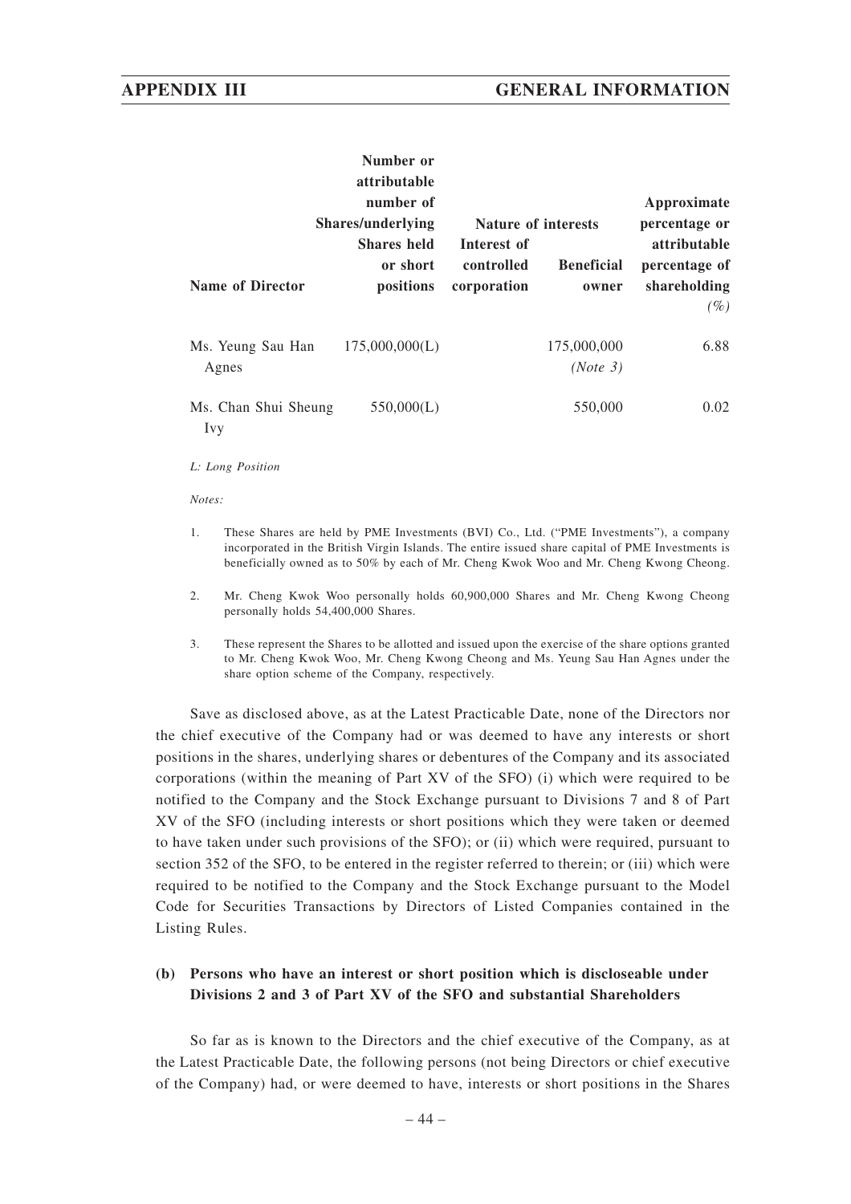| Name of Director | Number or attributable number of Shares/underlying Shares held or short positions | Nature of interests | | Approximate percentage or attributable percentage of shareholding |
|---|---|---|---|---|
| | | Interest of controlled corporation | Beneficial owner | *(%)* |
| Ms. Yeung Sau Han Agnes | 175,000,000(L) | | 175,000,000 *(Note 3)* | 6.88 |
| Ms. Chan Shui Sheung Ivy | 550,000(L) | | 550,000 | 0.02 |

*L: Long Position*

*Notes:*

1. These Shares are held by PME Investments (BVI) Co., Ltd. ("PME Investments"), a company incorporated in the British Virgin Islands. The entire issued share capital of PME Investments is beneficially owned as to 50% by each of Mr. Cheng Kwok Woo and Mr. Cheng Kwong Cheong.

2. Mr. Cheng Kwok Woo personally holds 60,900,000 Shares and Mr. Cheng Kwong Cheong personally holds 54,400,000 Shares.

3. These represent the Shares to be allotted and issued upon the exercise of the share options granted to Mr. Cheng Kwok Woo, Mr. Cheng Kwong Cheong and Ms. Yeung Sau Han Agnes under the share option scheme of the Company, respectively.

Save as disclosed above, as at the Latest Practicable Date, none of the Directors nor the chief executive of the Company had or was deemed to have any interests or short positions in the shares, underlying shares or debentures of the Company and its associated corporations (within the meaning of Part XV of the SFO) (i) which were required to be notified to the Company and the Stock Exchange pursuant to Divisions 7 and 8 of Part XV of the SFO (including interests or short positions which they were taken or deemed to have taken under such provisions of the SFO); or (ii) which were required, pursuant to section 352 of the SFO, to be entered in the register referred to therein; or (iii) which were required to be notified to the Company and the Stock Exchange pursuant to the Model Code for Securities Transactions by Directors of Listed Companies contained in the Listing Rules.

### (b) Persons who have an interest or short position which is discloseable under Divisions 2 and 3 of Part XV of the SFO and substantial Shareholders

So far as is known to the Directors and the chief executive of the Company, as at the Latest Practicable Date, the following persons (not being Directors or chief executive of the Company) had, or were deemed to have, interests or short positions in the Shares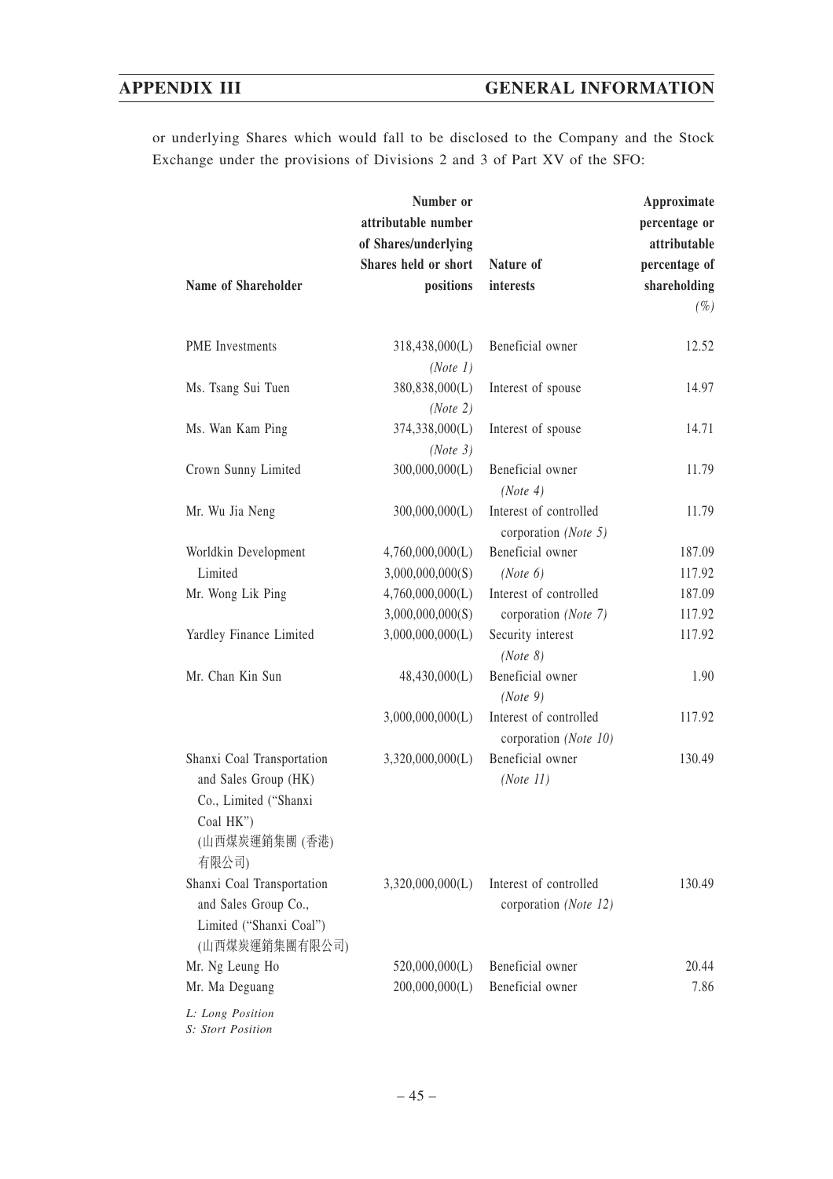or underlying Shares which would fall to be disclosed to the Company and the Stock Exchange under the provisions of Divisions 2 and 3 of Part XV of the SFO:

| Name of Shareholder | Number or attributable number of Shares/underlying Shares held or short positions | Nature of interests | Approximate percentage or attributable percentage of shareholding (%) |
|---|---|---|---|
| PME Investments | 318,438,000(L) *(Note 1)* | Beneficial owner | 12.52 |
| Ms. Tsang Sui Tuen | 380,838,000(L) *(Note 2)* | Interest of spouse | 14.97 |
| Ms. Wan Kam Ping | 374,338,000(L) *(Note 3)* | Interest of spouse | 14.71 |
| Crown Sunny Limited | 300,000,000(L) | Beneficial owner *(Note 4)* | 11.79 |
| Mr. Wu Jia Neng | 300,000,000(L) | Interest of controlled corporation *(Note 5)* | 11.79 |
| Worldkin Development Limited | 4,760,000,000(L)<br>3,000,000,000(S) | Beneficial owner *(Note 6)* | 187.09<br>117.92 |
| Mr. Wong Lik Ping | 4,760,000,000(L)<br>3,000,000,000(S) | Interest of controlled corporation *(Note 7)* | 187.09<br>117.92 |
| Yardley Finance Limited | 3,000,000,000(L) | Security interest *(Note 8)* | 117.92 |
| Mr. Chan Kin Sun | 48,430,000(L) | Beneficial owner *(Note 9)* | 1.90 |
| | 3,000,000,000(L) | Interest of controlled corporation *(Note 10)* | 117.92 |
| Shanxi Coal Transportation and Sales Group (HK) Co., Limited ("Shanxi Coal HK") (山西煤炭運銷集團 (香港) 有限公司) | 3,320,000,000(L) | Beneficial owner *(Note 11)* | 130.49 |
| Shanxi Coal Transportation and Sales Group Co., Limited ("Shanxi Coal") (山西煤炭運銷集團有限公司) | 3,320,000,000(L) | Interest of controlled corporation *(Note 12)* | 130.49 |
| Mr. Ng Leung Ho | 520,000,000(L) | Beneficial owner | 20.44 |
| Mr. Ma Deguang | 200,000,000(L) | Beneficial owner | 7.86 |

*L: Long Position*
*S: Stort Position*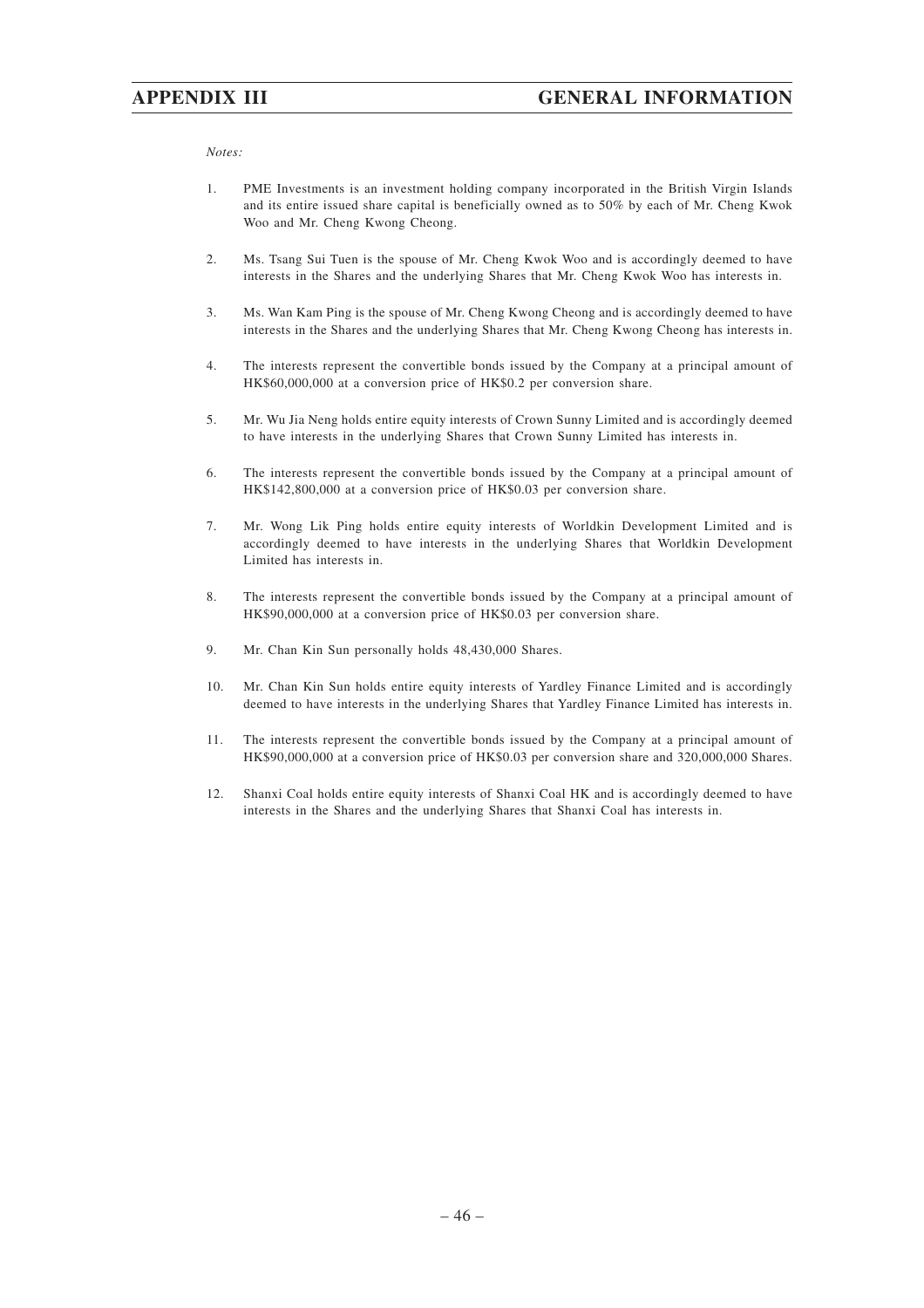*Notes:*

1. PME Investments is an investment holding company incorporated in the British Virgin Islands and its entire issued share capital is beneficially owned as to 50% by each of Mr. Cheng Kwok Woo and Mr. Cheng Kwong Cheong.

2. Ms. Tsang Sui Tuen is the spouse of Mr. Cheng Kwok Woo and is accordingly deemed to have interests in the Shares and the underlying Shares that Mr. Cheng Kwok Woo has interests in.

3. Ms. Wan Kam Ping is the spouse of Mr. Cheng Kwong Cheong and is accordingly deemed to have interests in the Shares and the underlying Shares that Mr. Cheng Kwong Cheong has interests in.

4. The interests represent the convertible bonds issued by the Company at a principal amount of HK$60,000,000 at a conversion price of HK$0.2 per conversion share.

5. Mr. Wu Jia Neng holds entire equity interests of Crown Sunny Limited and is accordingly deemed to have interests in the underlying Shares that Crown Sunny Limited has interests in.

6. The interests represent the convertible bonds issued by the Company at a principal amount of HK$142,800,000 at a conversion price of HK$0.03 per conversion share.

7. Mr. Wong Lik Ping holds entire equity interests of Worldkin Development Limited and is accordingly deemed to have interests in the underlying Shares that Worldkin Development Limited has interests in.

8. The interests represent the convertible bonds issued by the Company at a principal amount of HK$90,000,000 at a conversion price of HK$0.03 per conversion share.

9. Mr. Chan Kin Sun personally holds 48,430,000 Shares.

10. Mr. Chan Kin Sun holds entire equity interests of Yardley Finance Limited and is accordingly deemed to have interests in the underlying Shares that Yardley Finance Limited has interests in.

11. The interests represent the convertible bonds issued by the Company at a principal amount of HK$90,000,000 at a conversion price of HK$0.03 per conversion share and 320,000,000 Shares.

12. Shanxi Coal holds entire equity interests of Shanxi Coal HK and is accordingly deemed to have interests in the Shares and the underlying Shares that Shanxi Coal has interests in.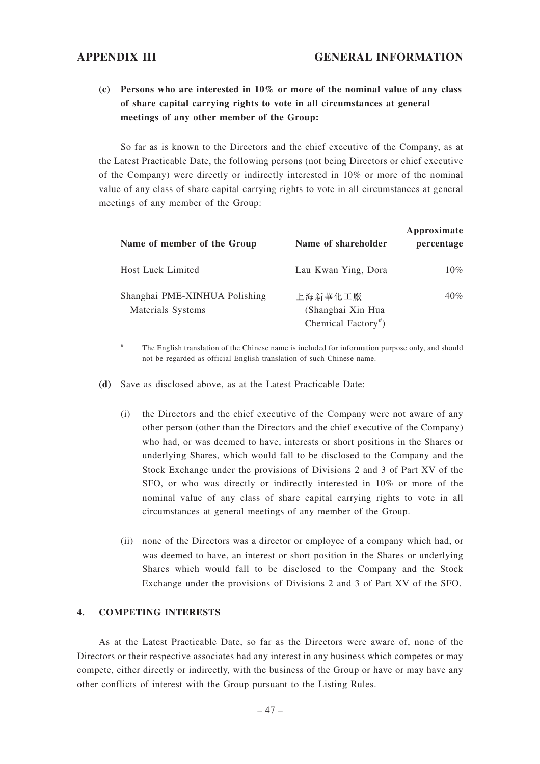**(c) Persons who are interested in 10% or more of the nominal value of any class of share capital carrying rights to vote in all circumstances at general meetings of any other member of the Group:**

So far as is known to the Directors and the chief executive of the Company, as at the Latest Practicable Date, the following persons (not being Directors or chief executive of the Company) were directly or indirectly interested in 10% or more of the nominal value of any class of share capital carrying rights to vote in all circumstances at general meetings of any member of the Group:

| Name of member of the Group | Name of shareholder | Approximate percentage |
|---|---|---|
| Host Luck Limited | Lau Kwan Ying, Dora | 10% |
| Shanghai PME-XINHUA Polishing Materials Systems | 上海新華化工廠 (Shanghai Xin Hua Chemical Factory#) | 40% |

\# The English translation of the Chinese name is included for information purpose only, and should not be regarded as official English translation of such Chinese name.

**(d)** Save as disclosed above, as at the Latest Practicable Date:

(i) the Directors and the chief executive of the Company were not aware of any other person (other than the Directors and the chief executive of the Company) who had, or was deemed to have, interests or short positions in the Shares or underlying Shares, which would fall to be disclosed to the Company and the Stock Exchange under the provisions of Divisions 2 and 3 of Part XV of the SFO, or who was directly or indirectly interested in 10% or more of the nominal value of any class of share capital carrying rights to vote in all circumstances at general meetings of any member of the Group.

(ii) none of the Directors was a director or employee of a company which had, or was deemed to have, an interest or short position in the Shares or underlying Shares which would fall to be disclosed to the Company and the Stock Exchange under the provisions of Divisions 2 and 3 of Part XV of the SFO.

## 4. COMPETING INTERESTS

As at the Latest Practicable Date, so far as the Directors were aware of, none of the Directors or their respective associates had any interest in any business which competes or may compete, either directly or indirectly, with the business of the Group or have or may have any other conflicts of interest with the Group pursuant to the Listing Rules.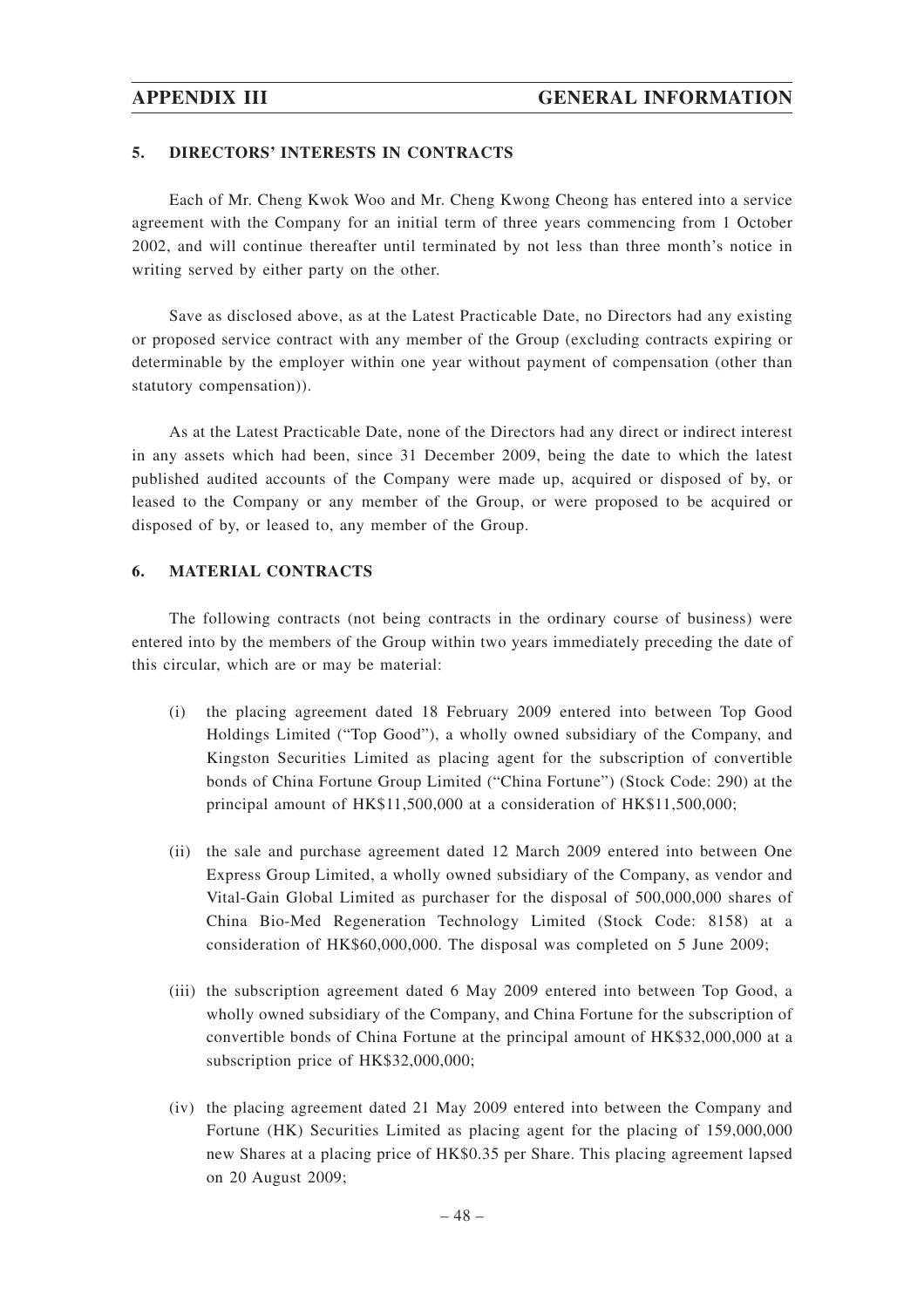## 5. DIRECTORS' INTERESTS IN CONTRACTS

Each of Mr. Cheng Kwok Woo and Mr. Cheng Kwong Cheong has entered into a service agreement with the Company for an initial term of three years commencing from 1 October 2002, and will continue thereafter until terminated by not less than three month's notice in writing served by either party on the other.

Save as disclosed above, as at the Latest Practicable Date, no Directors had any existing or proposed service contract with any member of the Group (excluding contracts expiring or determinable by the employer within one year without payment of compensation (other than statutory compensation)).

As at the Latest Practicable Date, none of the Directors had any direct or indirect interest in any assets which had been, since 31 December 2009, being the date to which the latest published audited accounts of the Company were made up, acquired or disposed of by, or leased to the Company or any member of the Group, or were proposed to be acquired or disposed of by, or leased to, any member of the Group.

## 6. MATERIAL CONTRACTS

The following contracts (not being contracts in the ordinary course of business) were entered into by the members of the Group within two years immediately preceding the date of this circular, which are or may be material:

(i) the placing agreement dated 18 February 2009 entered into between Top Good Holdings Limited ("Top Good"), a wholly owned subsidiary of the Company, and Kingston Securities Limited as placing agent for the subscription of convertible bonds of China Fortune Group Limited ("China Fortune") (Stock Code: 290) at the principal amount of HK$11,500,000 at a consideration of HK$11,500,000;

(ii) the sale and purchase agreement dated 12 March 2009 entered into between One Express Group Limited, a wholly owned subsidiary of the Company, as vendor and Vital-Gain Global Limited as purchaser for the disposal of 500,000,000 shares of China Bio-Med Regeneration Technology Limited (Stock Code: 8158) at a consideration of HK$60,000,000. The disposal was completed on 5 June 2009;

(iii) the subscription agreement dated 6 May 2009 entered into between Top Good, a wholly owned subsidiary of the Company, and China Fortune for the subscription of convertible bonds of China Fortune at the principal amount of HK$32,000,000 at a subscription price of HK$32,000,000;

(iv) the placing agreement dated 21 May 2009 entered into between the Company and Fortune (HK) Securities Limited as placing agent for the placing of 159,000,000 new Shares at a placing price of HK$0.35 per Share. This placing agreement lapsed on 20 August 2009;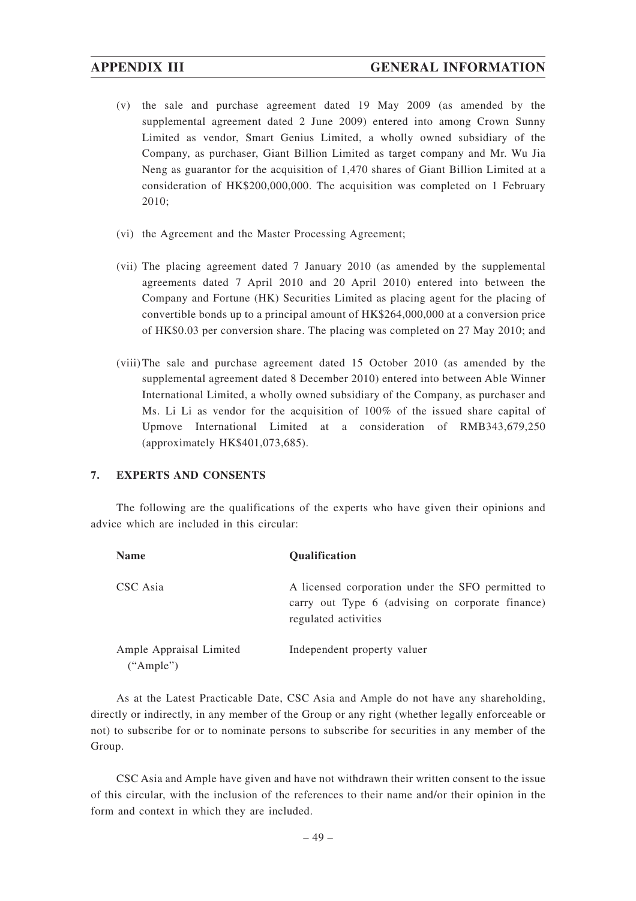(v) the sale and purchase agreement dated 19 May 2009 (as amended by the supplemental agreement dated 2 June 2009) entered into among Crown Sunny Limited as vendor, Smart Genius Limited, a wholly owned subsidiary of the Company, as purchaser, Giant Billion Limited as target company and Mr. Wu Jia Neng as guarantor for the acquisition of 1,470 shares of Giant Billion Limited at a consideration of HK$200,000,000. The acquisition was completed on 1 February 2010;

(vi) the Agreement and the Master Processing Agreement;

(vii) The placing agreement dated 7 January 2010 (as amended by the supplemental agreements dated 7 April 2010 and 20 April 2010) entered into between the Company and Fortune (HK) Securities Limited as placing agent for the placing of convertible bonds up to a principal amount of HK$264,000,000 at a conversion price of HK$0.03 per conversion share. The placing was completed on 27 May 2010; and

(viii) The sale and purchase agreement dated 15 October 2010 (as amended by the supplemental agreement dated 8 December 2010) entered into between Able Winner International Limited, a wholly owned subsidiary of the Company, as purchaser and Ms. Li Li as vendor for the acquisition of 100% of the issued share capital of Upmove International Limited at a consideration of RMB343,679,250 (approximately HK$401,073,685).

## 7. EXPERTS AND CONSENTS

The following are the qualifications of the experts who have given their opinions and advice which are included in this circular:

| Name | Qualification |
|---|---|
| CSC Asia | A licensed corporation under the SFO permitted to carry out Type 6 (advising on corporate finance) regulated activities |
| Ample Appraisal Limited ("Ample") | Independent property valuer |

As at the Latest Practicable Date, CSC Asia and Ample do not have any shareholding, directly or indirectly, in any member of the Group or any right (whether legally enforceable or not) to subscribe for or to nominate persons to subscribe for securities in any member of the Group.

CSC Asia and Ample have given and have not withdrawn their written consent to the issue of this circular, with the inclusion of the references to their name and/or their opinion in the form and context in which they are included.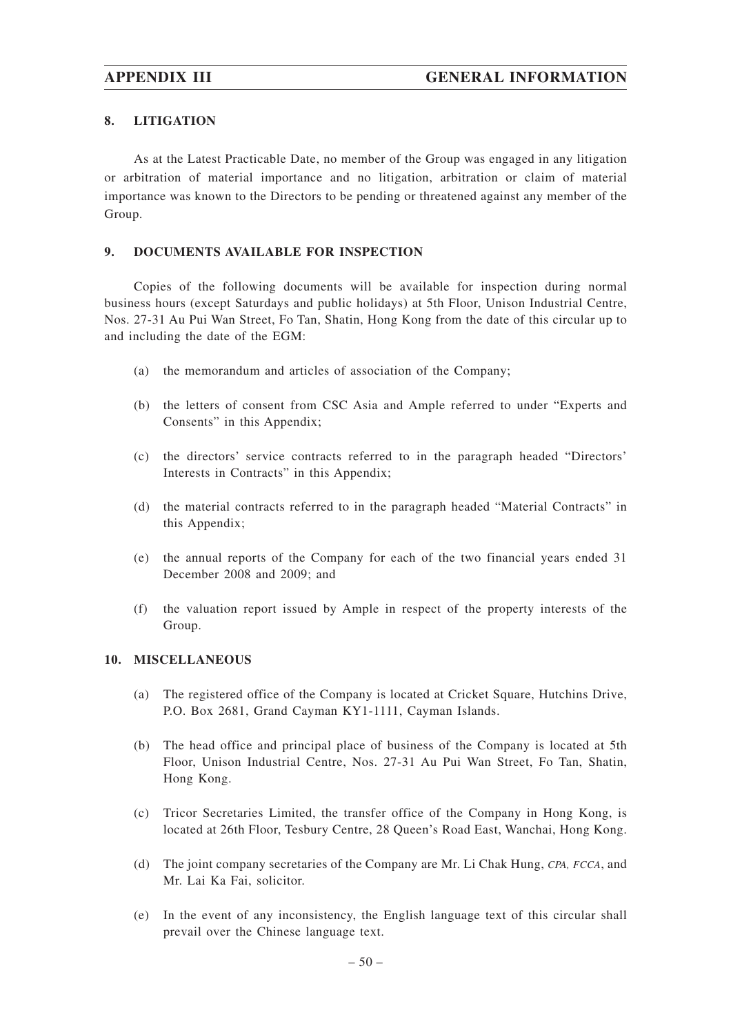## 8. LITIGATION

As at the Latest Practicable Date, no member of the Group was engaged in any litigation or arbitration of material importance and no litigation, arbitration or claim of material importance was known to the Directors to be pending or threatened against any member of the Group.

## 9. DOCUMENTS AVAILABLE FOR INSPECTION

Copies of the following documents will be available for inspection during normal business hours (except Saturdays and public holidays) at 5th Floor, Unison Industrial Centre, Nos. 27-31 Au Pui Wan Street, Fo Tan, Shatin, Hong Kong from the date of this circular up to and including the date of the EGM:

(a) the memorandum and articles of association of the Company;

(b) the letters of consent from CSC Asia and Ample referred to under "Experts and Consents" in this Appendix;

(c) the directors' service contracts referred to in the paragraph headed "Directors' Interests in Contracts" in this Appendix;

(d) the material contracts referred to in the paragraph headed "Material Contracts" in this Appendix;

(e) the annual reports of the Company for each of the two financial years ended 31 December 2008 and 2009; and

(f) the valuation report issued by Ample in respect of the property interests of the Group.

## 10. MISCELLANEOUS

(a) The registered office of the Company is located at Cricket Square, Hutchins Drive, P.O. Box 2681, Grand Cayman KY1-1111, Cayman Islands.

(b) The head office and principal place of business of the Company is located at 5th Floor, Unison Industrial Centre, Nos. 27-31 Au Pui Wan Street, Fo Tan, Shatin, Hong Kong.

(c) Tricor Secretaries Limited, the transfer office of the Company in Hong Kong, is located at 26th Floor, Tesbury Centre, 28 Queen's Road East, Wanchai, Hong Kong.

(d) The joint company secretaries of the Company are Mr. Li Chak Hung, *CPA, FCCA*, and Mr. Lai Ka Fai, solicitor.

(e) In the event of any inconsistency, the English language text of this circular shall prevail over the Chinese language text.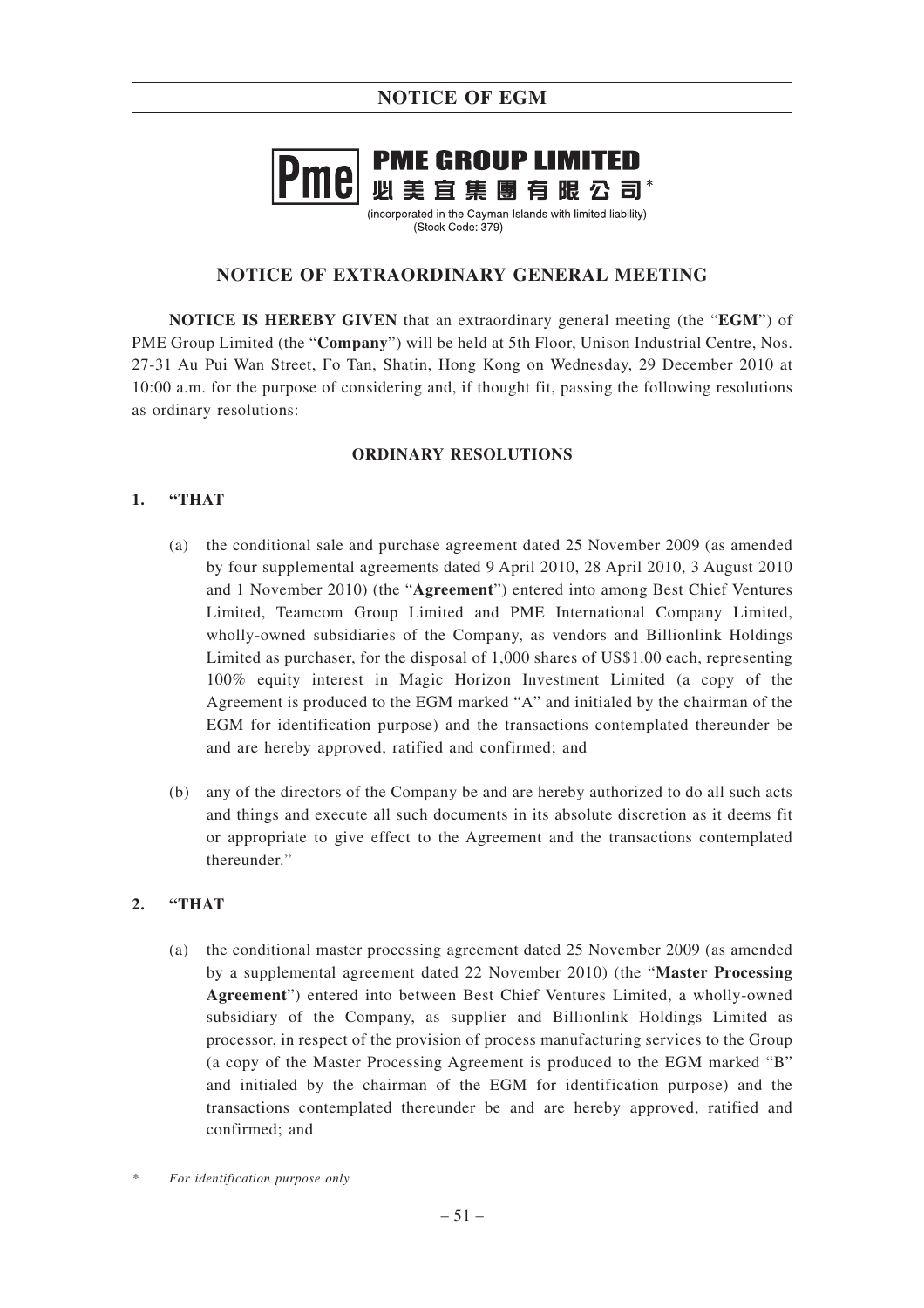# NOTICE OF EGM

**PME GROUP LIMITED**
**必美宜集團有限公司***

(incorporated in the Cayman Islands with limited liability)
(Stock Code: 379)

## NOTICE OF EXTRAORDINARY GENERAL MEETING

**NOTICE IS HEREBY GIVEN** that an extraordinary general meeting (the "**EGM**") of PME Group Limited (the "**Company**") will be held at 5th Floor, Unison Industrial Centre, Nos. 27-31 Au Pui Wan Street, Fo Tan, Shatin, Hong Kong on Wednesday, 29 December 2010 at 10:00 a.m. for the purpose of considering and, if thought fit, passing the following resolutions as ordinary resolutions:

### ORDINARY RESOLUTIONS

1. **"THAT**

   (a) the conditional sale and purchase agreement dated 25 November 2009 (as amended by four supplemental agreements dated 9 April 2010, 28 April 2010, 3 August 2010 and 1 November 2010) (the "**Agreement**") entered into among Best Chief Ventures Limited, Teamcom Group Limited and PME International Company Limited, wholly-owned subsidiaries of the Company, as vendors and Billionlink Holdings Limited as purchaser, for the disposal of 1,000 shares of US$1.00 each, representing 100% equity interest in Magic Horizon Investment Limited (a copy of the Agreement is produced to the EGM marked "A" and initialed by the chairman of the EGM for identification purpose) and the transactions contemplated thereunder be and are hereby approved, ratified and confirmed; and

   (b) any of the directors of the Company be and are hereby authorized to do all such acts and things and execute all such documents in its absolute discretion as it deems fit or appropriate to give effect to the Agreement and the transactions contemplated thereunder."

2. **"THAT**

   (a) the conditional master processing agreement dated 25 November 2009 (as amended by a supplemental agreement dated 22 November 2010) (the "**Master Processing Agreement**") entered into between Best Chief Ventures Limited, a wholly-owned subsidiary of the Company, as supplier and Billionlink Holdings Limited as processor, in respect of the provision of process manufacturing services to the Group (a copy of the Master Processing Agreement is produced to the EGM marked "B" and initialed by the chairman of the EGM for identification purpose) and the transactions contemplated thereunder be and are hereby approved, ratified and confirmed; and

\* *For identification purpose only*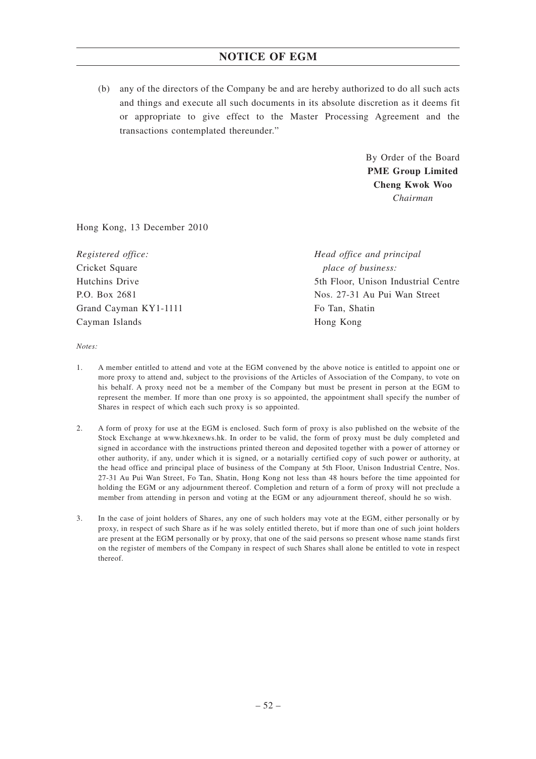(b) any of the directors of the Company be and are hereby authorized to do all such acts and things and execute all such documents in its absolute discretion as it deems fit or appropriate to give effect to the Master Processing Agreement and the transactions contemplated thereunder."

By Order of the Board
**PME Group Limited**
**Cheng Kwok Woo**
*Chairman*

Hong Kong, 13 December 2010

*Registered office:*
Cricket Square
Hutchins Drive
P.O. Box 2681
Grand Cayman KY1-1111
Cayman Islands

*Head office and principal place of business:*
5th Floor, Unison Industrial Centre
Nos. 27-31 Au Pui Wan Street
Fo Tan, Shatin
Hong Kong

*Notes:*

1. A member entitled to attend and vote at the EGM convened by the above notice is entitled to appoint one or more proxy to attend and, subject to the provisions of the Articles of Association of the Company, to vote on his behalf. A proxy need not be a member of the Company but must be present in person at the EGM to represent the member. If more than one proxy is so appointed, the appointment shall specify the number of Shares in respect of which each such proxy is so appointed.

2. A form of proxy for use at the EGM is enclosed. Such form of proxy is also published on the website of the Stock Exchange at www.hkexnews.hk. In order to be valid, the form of proxy must be duly completed and signed in accordance with the instructions printed thereon and deposited together with a power of attorney or other authority, if any, under which it is signed, or a notarially certified copy of such power or authority, at the head office and principal place of business of the Company at 5th Floor, Unison Industrial Centre, Nos. 27-31 Au Pui Wan Street, Fo Tan, Shatin, Hong Kong not less than 48 hours before the time appointed for holding the EGM or any adjournment thereof. Completion and return of a form of proxy will not preclude a member from attending in person and voting at the EGM or any adjournment thereof, should he so wish.

3. In the case of joint holders of Shares, any one of such holders may vote at the EGM, either personally or by proxy, in respect of such Share as if he was solely entitled thereto, but if more than one of such joint holders are present at the EGM personally or by proxy, that one of the said persons so present whose name stands first on the register of members of the Company in respect of such Shares shall alone be entitled to vote in respect thereof.